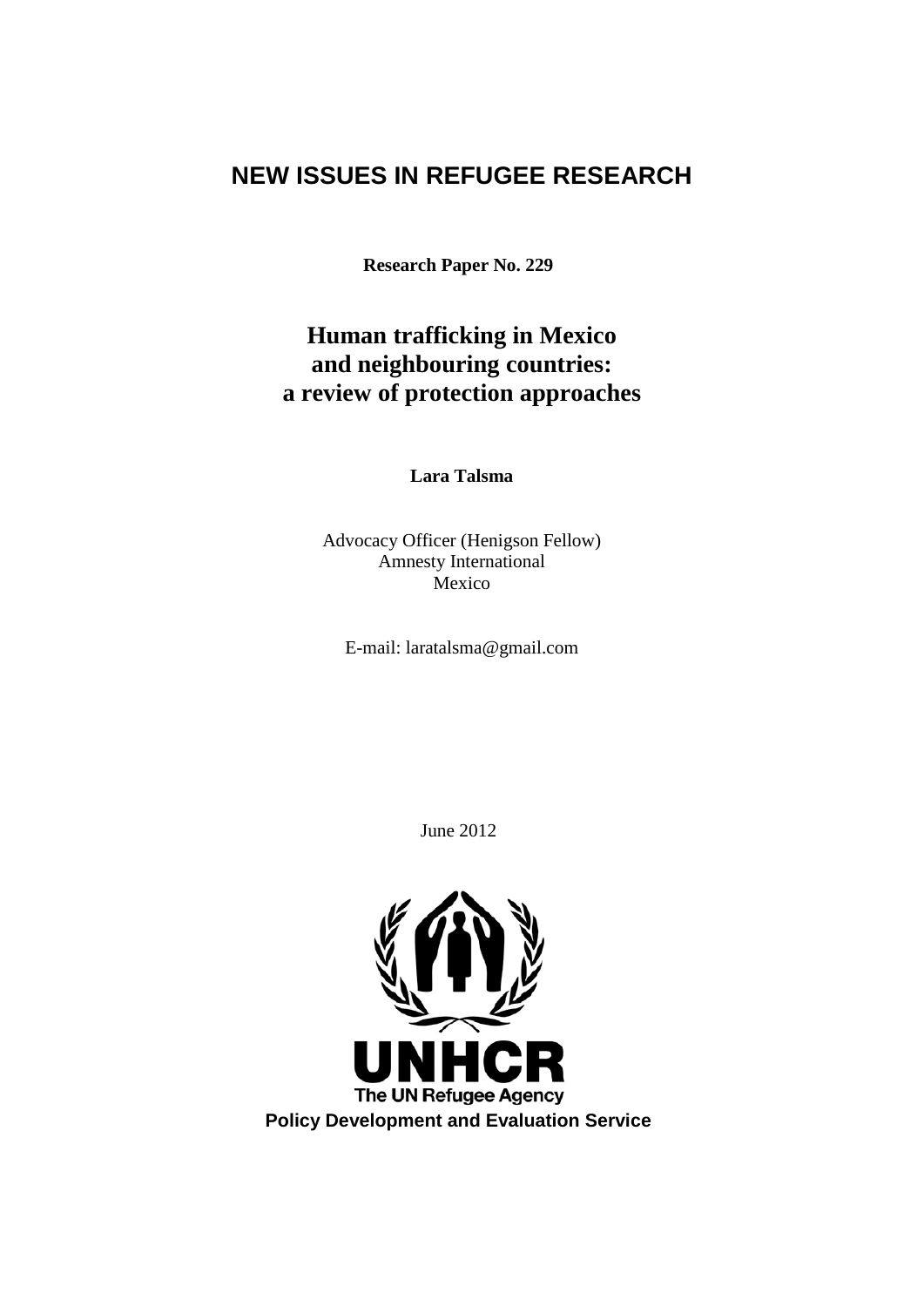# NEW ISSUES IN REFUGEE RESEARCH

**Research Paper No. 229**

## Human trafficking in Mexico and neighbouring countries: a review of protection approaches

**Lara Talsma**

Advocacy Officer (Henigson Fellow)
Amnesty International
Mexico

E-mail: laratalsma@gmail.com

June 2012

UNHCR
The UN Refugee Agency

**Policy Development and Evaluation Service**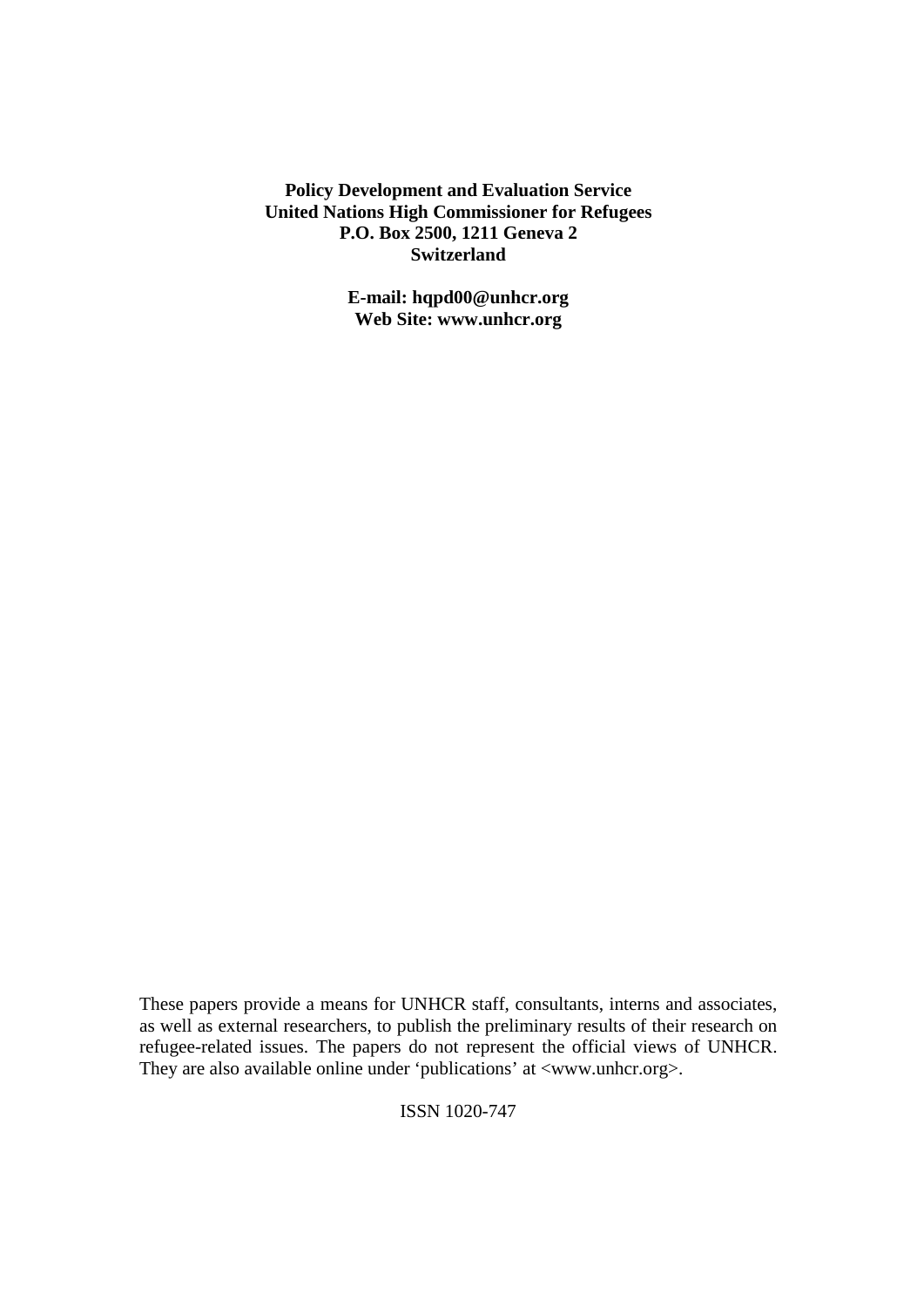**Policy Development and Evaluation Service**
**United Nations High Commissioner for Refugees**
**P.O. Box 2500, 1211 Geneva 2**
**Switzerland**

**E-mail: hqpd00@unhcr.org**
**Web Site: www.unhcr.org**

These papers provide a means for UNHCR staff, consultants, interns and associates, as well as external researchers, to publish the preliminary results of their research on refugee-related issues. The papers do not represent the official views of UNHCR. They are also available online under 'publications' at <www.unhcr.org>.

ISSN 1020-747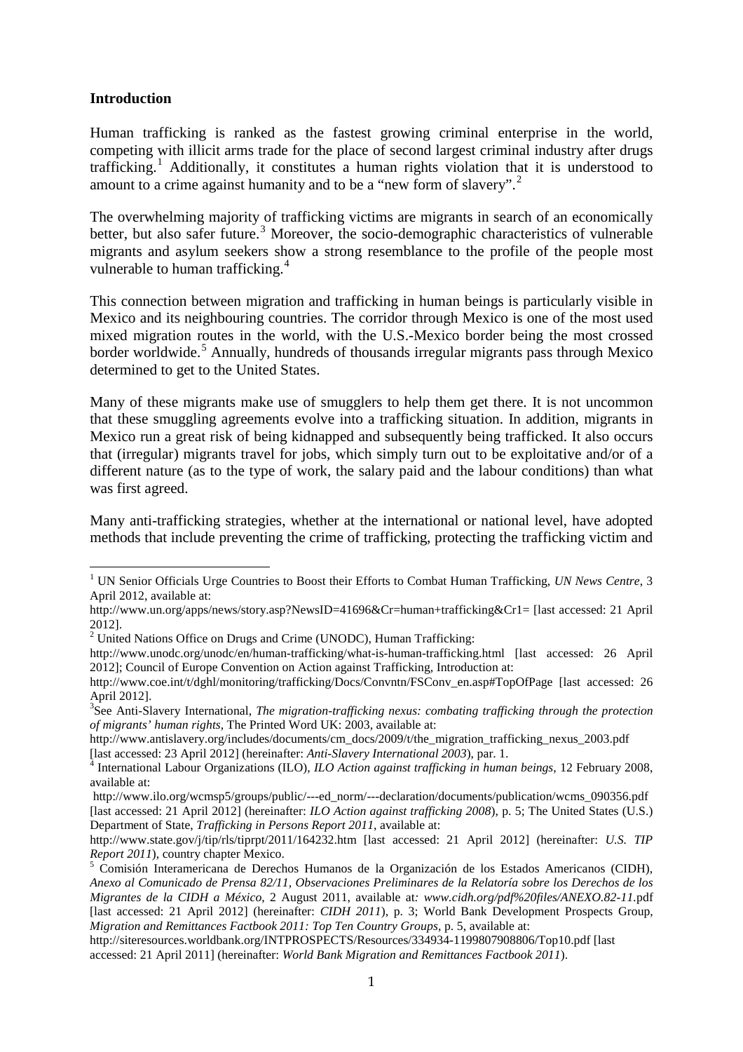## Introduction

Human trafficking is ranked as the fastest growing criminal enterprise in the world, competing with illicit arms trade for the place of second largest criminal industry after drugs trafficking.[1] Additionally, it constitutes a human rights violation that it is understood to amount to a crime against humanity and to be a "new form of slavery".[2]

The overwhelming majority of trafficking victims are migrants in search of an economically better, but also safer future.[3] Moreover, the socio-demographic characteristics of vulnerable migrants and asylum seekers show a strong resemblance to the profile of the people most vulnerable to human trafficking.[4]

This connection between migration and trafficking in human beings is particularly visible in Mexico and its neighbouring countries. The corridor through Mexico is one of the most used mixed migration routes in the world, with the U.S.-Mexico border being the most crossed border worldwide.[5] Annually, hundreds of thousands irregular migrants pass through Mexico determined to get to the United States.

Many of these migrants make use of smugglers to help them get there. It is not uncommon that these smuggling agreements evolve into a trafficking situation. In addition, migrants in Mexico run a great risk of being kidnapped and subsequently being trafficked. It also occurs that (irregular) migrants travel for jobs, which simply turn out to be exploitative and/or of a different nature (as to the type of work, the salary paid and the labour conditions) than what was first agreed.

Many anti-trafficking strategies, whether at the international or national level, have adopted methods that include preventing the crime of trafficking, protecting the trafficking victim and

---

[1] UN Senior Officials Urge Countries to Boost their Efforts to Combat Human Trafficking, *UN News Centre*, 3 April 2012, available at: http://www.un.org/apps/news/story.asp?NewsID=41696&Cr=human+trafficking&Cr1= [last accessed: 21 April 2012].

[2] United Nations Office on Drugs and Crime (UNODC), Human Trafficking: http://www.unodc.org/unodc/en/human-trafficking/what-is-human-trafficking.html [last accessed: 26 April 2012]; Council of Europe Convention on Action against Trafficking, Introduction at: http://www.coe.int/t/dghl/monitoring/trafficking/Docs/Convntn/FSConv_en.asp#TopOfPage [last accessed: 26 April 2012].

[3] See Anti-Slavery International, *The migration-trafficking nexus: combating trafficking through the protection of migrants' human rights*, The Printed Word UK: 2003, available at: http://www.antislavery.org/includes/documents/cm_docs/2009/t/the_migration_trafficking_nexus_2003.pdf [last accessed: 23 April 2012] (hereinafter: *Anti-Slavery International 2003*), par. 1.

[4] International Labour Organizations (ILO), *ILO Action against trafficking in human beings*, 12 February 2008, available at: http://www.ilo.org/wcmsp5/groups/public/---ed_norm/---declaration/documents/publication/wcms_090356.pdf [last accessed: 21 April 2012] (hereinafter: *ILO Action against trafficking 2008*), p. 5; The United States (U.S.) Department of State, *Trafficking in Persons Report 2011*, available at: http://www.state.gov/j/tip/rls/tiprpt/2011/164232.htm [last accessed: 21 April 2012] (hereinafter: *U.S. TIP Report 2011*), country chapter Mexico.

[5] Comisión Interamericana de Derechos Humanos de la Organización de los Estados Americanos (CIDH), *Anexo al Comunicado de Prensa 82/11, Observaciones Preliminares de la Relatoría sobre los Derechos de los Migrantes de la CIDH a México*, 2 August 2011, available at*: www.cidh.org/pdf%20files/ANEXO.82-11*.pdf [last accessed: 21 April 2012] (hereinafter: *CIDH 2011*), p. 3; World Bank Development Prospects Group, *Migration and Remittances Factbook 2011: Top Ten Country Groups*, p. 5, available at: http://siteresources.worldbank.org/INTPROSPECTS/Resources/334934-1199807908806/Top10.pdf [last accessed: 21 April 2011] (hereinafter: *World Bank Migration and Remittances Factbook 2011*).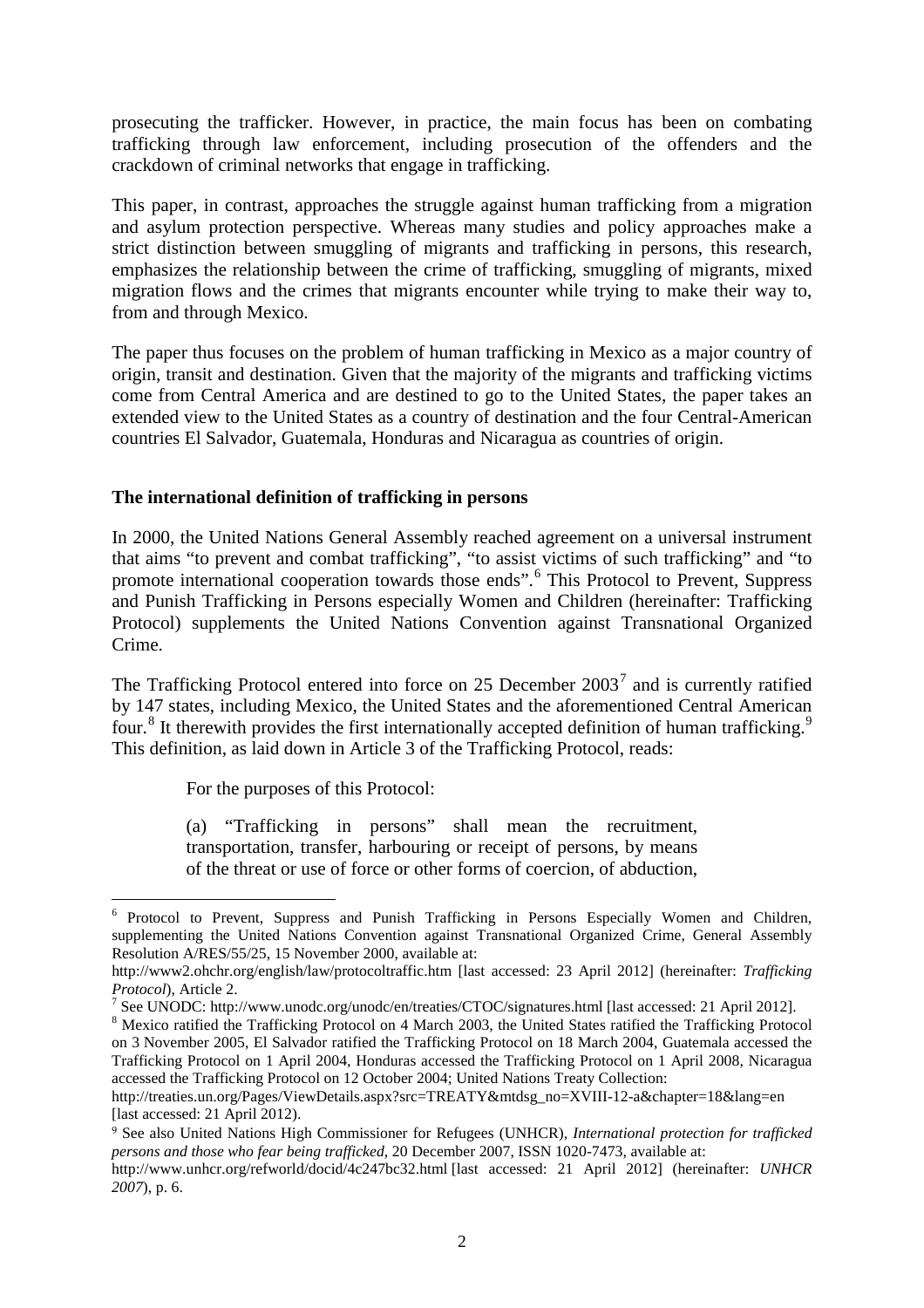prosecuting the trafficker. However, in practice, the main focus has been on combating trafficking through law enforcement, including prosecution of the offenders and the crackdown of criminal networks that engage in trafficking.

This paper, in contrast, approaches the struggle against human trafficking from a migration and asylum protection perspective. Whereas many studies and policy approaches make a strict distinction between smuggling of migrants and trafficking in persons, this research, emphasizes the relationship between the crime of trafficking, smuggling of migrants, mixed migration flows and the crimes that migrants encounter while trying to make their way to, from and through Mexico.

The paper thus focuses on the problem of human trafficking in Mexico as a major country of origin, transit and destination. Given that the majority of the migrants and trafficking victims come from Central America and are destined to go to the United States, the paper takes an extended view to the United States as a country of destination and the four Central-American countries El Salvador, Guatemala, Honduras and Nicaragua as countries of origin.

### The international definition of trafficking in persons

In 2000, the United Nations General Assembly reached agreement on a universal instrument that aims "to prevent and combat trafficking", "to assist victims of such trafficking" and "to promote international cooperation towards those ends".[6] This Protocol to Prevent, Suppress and Punish Trafficking in Persons especially Women and Children (hereinafter: Trafficking Protocol) supplements the United Nations Convention against Transnational Organized Crime.

The Trafficking Protocol entered into force on 25 December 2003[7] and is currently ratified by 147 states, including Mexico, the United States and the aforementioned Central American four.[8] It therewith provides the first internationally accepted definition of human trafficking.[9] This definition, as laid down in Article 3 of the Trafficking Protocol, reads:

> For the purposes of this Protocol:
>
> (a) "Trafficking in persons" shall mean the recruitment, transportation, transfer, harbouring or receipt of persons, by means of the threat or use of force or other forms of coercion, of abduction,

---

[6] Protocol to Prevent, Suppress and Punish Trafficking in Persons Especially Women and Children, supplementing the United Nations Convention against Transnational Organized Crime, General Assembly Resolution A/RES/55/25, 15 November 2000, available at: http://www2.ohchr.org/english/law/protocoltraffic.htm [last accessed: 23 April 2012] (hereinafter: *Trafficking Protocol*), Article 2.

[7] See UNODC: http://www.unodc.org/unodc/en/treaties/CTOC/signatures.html [last accessed: 21 April 2012].

[8] Mexico ratified the Trafficking Protocol on 4 March 2003, the United States ratified the Trafficking Protocol on 3 November 2005, El Salvador ratified the Trafficking Protocol on 18 March 2004, Guatemala accessed the Trafficking Protocol on 1 April 2004, Honduras accessed the Trafficking Protocol on 1 April 2008, Nicaragua accessed the Trafficking Protocol on 12 October 2004; United Nations Treaty Collection: http://treaties.un.org/Pages/ViewDetails.aspx?src=TREATY&mtdsg_no=XVIII-12-a&chapter=18&lang=en [last accessed: 21 April 2012].

[9] See also United Nations High Commissioner for Refugees (UNHCR), *International protection for trafficked persons and those who fear being trafficked*, 20 December 2007, ISSN 1020-7473, available at: http://www.unhcr.org/refworld/docid/4c247bc32.html [last accessed: 21 April 2012] (hereinafter: *UNHCR 2007*), p. 6.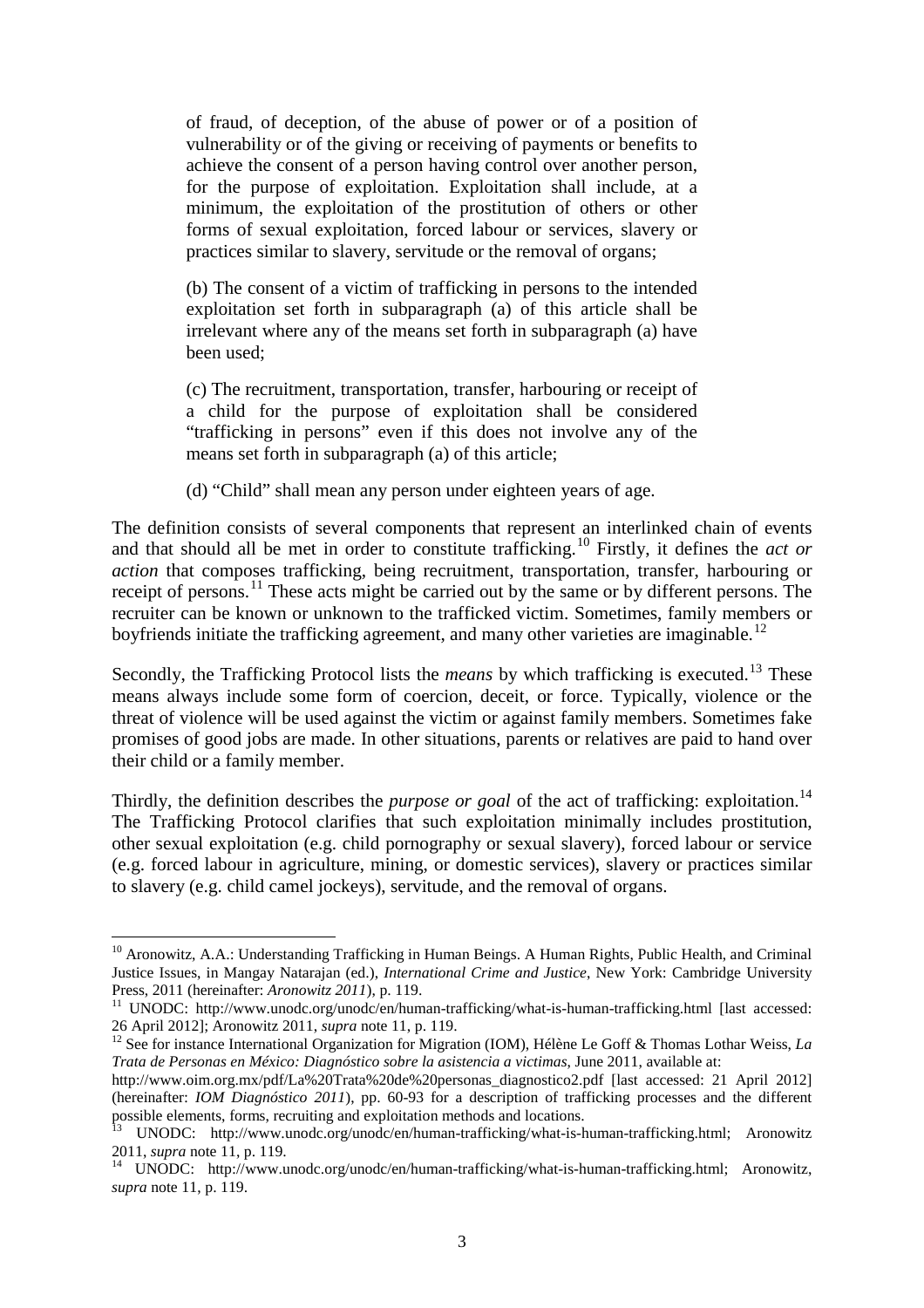> of fraud, of deception, of the abuse of power or of a position of vulnerability or of the giving or receiving of payments or benefits to achieve the consent of a person having control over another person, for the purpose of exploitation. Exploitation shall include, at a minimum, the exploitation of the prostitution of others or other forms of sexual exploitation, forced labour or services, slavery or practices similar to slavery, servitude or the removal of organs;
>
> (b) The consent of a victim of trafficking in persons to the intended exploitation set forth in subparagraph (a) of this article shall be irrelevant where any of the means set forth in subparagraph (a) have been used;
>
> (c) The recruitment, transportation, transfer, harbouring or receipt of a child for the purpose of exploitation shall be considered "trafficking in persons" even if this does not involve any of the means set forth in subparagraph (a) of this article;
>
> (d) "Child" shall mean any person under eighteen years of age.

The definition consists of several components that represent an interlinked chain of events and that should all be met in order to constitute trafficking.[10] Firstly, it defines the *act or action* that composes trafficking, being recruitment, transportation, transfer, harbouring or receipt of persons.[11] These acts might be carried out by the same or by different persons. The recruiter can be known or unknown to the trafficked victim. Sometimes, family members or boyfriends initiate the trafficking agreement, and many other varieties are imaginable.[12]

Secondly, the Trafficking Protocol lists the *means* by which trafficking is executed.[13] These means always include some form of coercion, deceit, or force. Typically, violence or the threat of violence will be used against the victim or against family members. Sometimes fake promises of good jobs are made. In other situations, parents or relatives are paid to hand over their child or a family member.

Thirdly, the definition describes the *purpose or goal* of the act of trafficking: exploitation.[14] The Trafficking Protocol clarifies that such exploitation minimally includes prostitution, other sexual exploitation (e.g. child pornography or sexual slavery), forced labour or service (e.g. forced labour in agriculture, mining, or domestic services), slavery or practices similar to slavery (e.g. child camel jockeys), servitude, and the removal of organs.

---

[10] Aronowitz, A.A.: Understanding Trafficking in Human Beings. A Human Rights, Public Health, and Criminal Justice Issues, in Mangay Natarajan (ed.), *International Crime and Justice*, New York: Cambridge University Press, 2011 (hereinafter: *Aronowitz 2011*), p. 119.

[11] UNODC: http://www.unodc.org/unodc/en/human-trafficking/what-is-human-trafficking.html [last accessed: 26 April 2012]; Aronowitz 2011, *supra* note 11, p. 119.

[12] See for instance International Organization for Migration (IOM), Hélène Le Goff & Thomas Lothar Weiss, *La Trata de Personas en México: Diagnóstico sobre la asistencia a victimas*, June 2011, available at: http://www.oim.org.mx/pdf/La%20Trata%20de%20personas_diagnostico2.pdf [last accessed: 21 April 2012] (hereinafter: *IOM Diagnóstico 2011*), pp. 60-93 for a description of trafficking processes and the different possible elements, forms, recruiting and exploitation methods and locations.

[13] UNODC: http://www.unodc.org/unodc/en/human-trafficking/what-is-human-trafficking.html; Aronowitz 2011, *supra* note 11, p. 119.

[14] UNODC: http://www.unodc.org/unodc/en/human-trafficking/what-is-human-trafficking.html; Aronowitz, *supra* note 11, p. 119.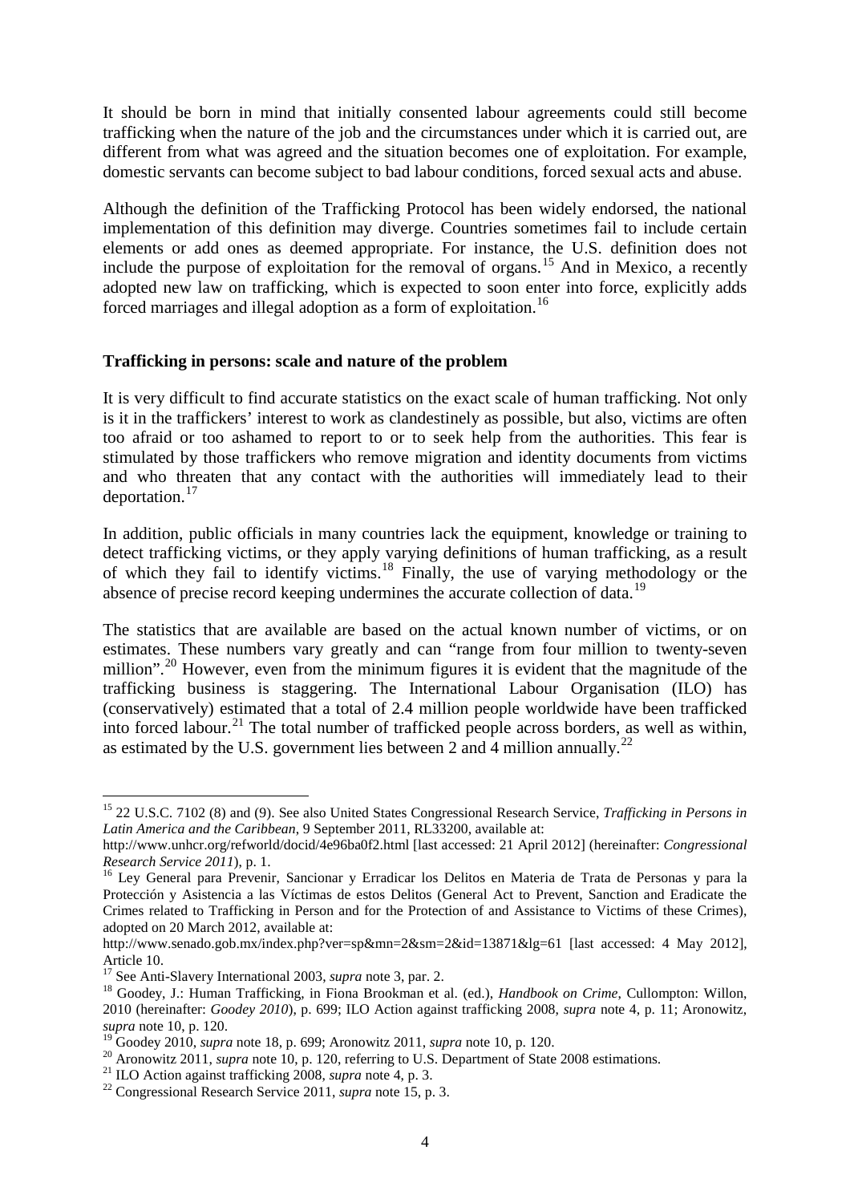It should be born in mind that initially consented labour agreements could still become trafficking when the nature of the job and the circumstances under which it is carried out, are different from what was agreed and the situation becomes one of exploitation. For example, domestic servants can become subject to bad labour conditions, forced sexual acts and abuse.

Although the definition of the Trafficking Protocol has been widely endorsed, the national implementation of this definition may diverge. Countries sometimes fail to include certain elements or add ones as deemed appropriate. For instance, the U.S. definition does not include the purpose of exploitation for the removal of organs.[15] And in Mexico, a recently adopted new law on trafficking, which is expected to soon enter into force, explicitly adds forced marriages and illegal adoption as a form of exploitation.[16]

**Trafficking in persons: scale and nature of the problem**

It is very difficult to find accurate statistics on the exact scale of human trafficking. Not only is it in the traffickers' interest to work as clandestinely as possible, but also, victims are often too afraid or too ashamed to report to or to seek help from the authorities. This fear is stimulated by those traffickers who remove migration and identity documents from victims and who threaten that any contact with the authorities will immediately lead to their deportation.[17]

In addition, public officials in many countries lack the equipment, knowledge or training to detect trafficking victims, or they apply varying definitions of human trafficking, as a result of which they fail to identify victims.[18] Finally, the use of varying methodology or the absence of precise record keeping undermines the accurate collection of data.[19]

The statistics that are available are based on the actual known number of victims, or on estimates. These numbers vary greatly and can "range from four million to twenty-seven million".[20] However, even from the minimum figures it is evident that the magnitude of the trafficking business is staggering. The International Labour Organisation (ILO) has (conservatively) estimated that a total of 2.4 million people worldwide have been trafficked into forced labour.[21] The total number of trafficked people across borders, as well as within, as estimated by the U.S. government lies between 2 and 4 million annually.[22]

---

[15] 22 U.S.C. 7102 (8) and (9). See also United States Congressional Research Service, *Trafficking in Persons in Latin America and the Caribbean*, 9 September 2011, RL33200, available at: http://www.unhcr.org/refworld/docid/4e96ba0f2.html [last accessed: 21 April 2012] (hereinafter: *Congressional Research Service 2011*), p. 1.

[16] Ley General para Prevenir, Sancionar y Erradicar los Delitos en Materia de Trata de Personas y para la Protección y Asistencia a las Víctimas de estos Delitos (General Act to Prevent, Sanction and Eradicate the Crimes related to Trafficking in Person and for the Protection of and Assistance to Victims of these Crimes), adopted on 20 March 2012, available at: http://www.senado.gob.mx/index.php?ver=sp&mn=2&sm=2&id=13871&lg=61 [last accessed: 4 May 2012], Article 10.

[17] See Anti-Slavery International 2003, *supra* note 3, par. 2.

[18] Goodey, J.: Human Trafficking, in Fiona Brookman et al. (ed.), *Handbook on Crime*, Cullompton: Willon, 2010 (hereinafter: *Goodey 2010*), p. 699; ILO Action against trafficking 2008, *supra* note 4, p. 11; Aronowitz, *supra* note 10, p. 120.

[19] Goodey 2010, *supra* note 18, p. 699; Aronowitz 2011, *supra* note 10, p. 120.

[20] Aronowitz 2011, *supra* note 10, p. 120, referring to U.S. Department of State 2008 estimations.

[21] ILO Action against trafficking 2008, *supra* note 4, p. 3.

[22] Congressional Research Service 2011, *supra* note 15, p. 3.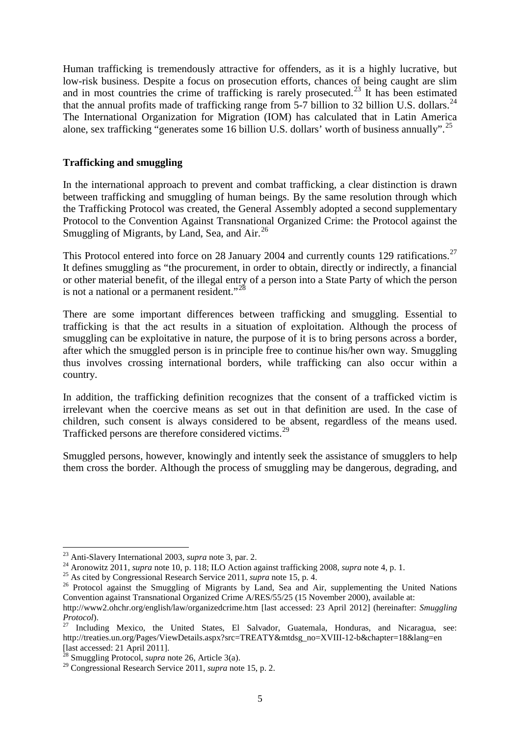Human trafficking is tremendously attractive for offenders, as it is a highly lucrative, but low-risk business. Despite a focus on prosecution efforts, chances of being caught are slim and in most countries the crime of trafficking is rarely prosecuted.[23] It has been estimated that the annual profits made of trafficking range from 5-7 billion to 32 billion U.S. dollars.[24] The International Organization for Migration (IOM) has calculated that in Latin America alone, sex trafficking "generates some 16 billion U.S. dollars' worth of business annually".[25]

**Trafficking and smuggling**

In the international approach to prevent and combat trafficking, a clear distinction is drawn between trafficking and smuggling of human beings. By the same resolution through which the Trafficking Protocol was created, the General Assembly adopted a second supplementary Protocol to the Convention Against Transnational Organized Crime: the Protocol against the Smuggling of Migrants, by Land, Sea, and Air.[26]

This Protocol entered into force on 28 January 2004 and currently counts 129 ratifications.[27] It defines smuggling as "the procurement, in order to obtain, directly or indirectly, a financial or other material benefit, of the illegal entry of a person into a State Party of which the person is not a national or a permanent resident."[28]

There are some important differences between trafficking and smuggling. Essential to trafficking is that the act results in a situation of exploitation. Although the process of smuggling can be exploitative in nature, the purpose of it is to bring persons across a border, after which the smuggled person is in principle free to continue his/her own way. Smuggling thus involves crossing international borders, while trafficking can also occur within a country.

In addition, the trafficking definition recognizes that the consent of a trafficked victim is irrelevant when the coercive means as set out in that definition are used. In the case of children, such consent is always considered to be absent, regardless of the means used. Trafficked persons are therefore considered victims.[29]

Smuggled persons, however, knowingly and intently seek the assistance of smugglers to help them cross the border. Although the process of smuggling may be dangerous, degrading, and

---

[23] Anti-Slavery International 2003, *supra* note 3, par. 2.

[24] Aronowitz 2011, *supra* note 10, p. 118; ILO Action against trafficking 2008, *supra* note 4, p. 1.

[25] As cited by Congressional Research Service 2011, *supra* note 15, p. 4.

[26] Protocol against the Smuggling of Migrants by Land, Sea and Air, supplementing the United Nations Convention against Transnational Organized Crime A/RES/55/25 (15 November 2000), available at: http://www2.ohchr.org/english/law/organizedcrime.htm [last accessed: 23 April 2012] (hereinafter: *Smuggling Protocol*).

[27] Including Mexico, the United States, El Salvador, Guatemala, Honduras, and Nicaragua, see: http://treaties.un.org/Pages/ViewDetails.aspx?src=TREATY&mtdsg_no=XVIII-12-b&chapter=18&lang=en [last accessed: 21 April 2011].

[28] Smuggling Protocol, *supra* note 26, Article 3(a).

[29] Congressional Research Service 2011, *supra* note 15, p. 2.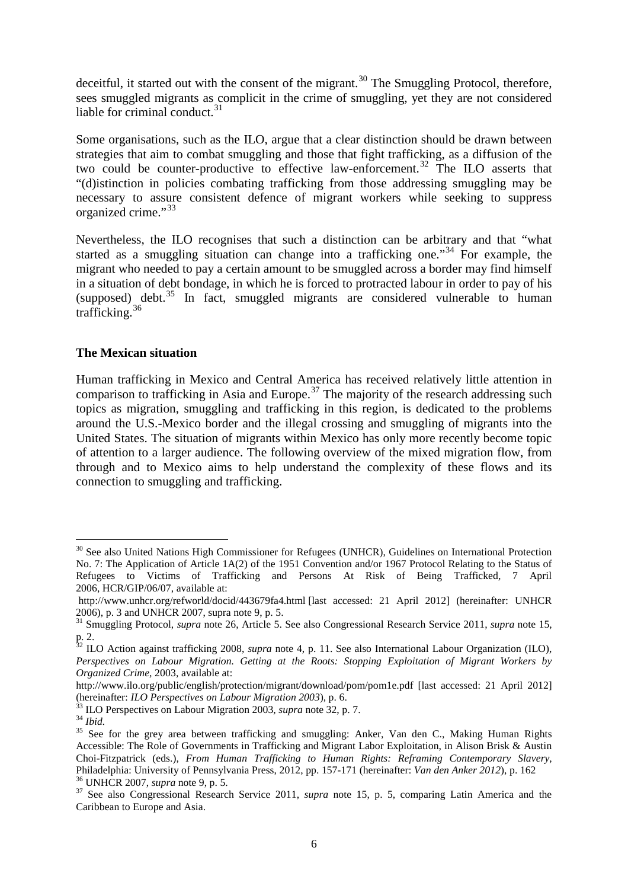deceitful, it started out with the consent of the migrant.[30] The Smuggling Protocol, therefore, sees smuggled migrants as complicit in the crime of smuggling, yet they are not considered liable for criminal conduct.[31]

Some organisations, such as the ILO, argue that a clear distinction should be drawn between strategies that aim to combat smuggling and those that fight trafficking, as a diffusion of the two could be counter-productive to effective law-enforcement.[32] The ILO asserts that "(d)istinction in policies combating trafficking from those addressing smuggling may be necessary to assure consistent defence of migrant workers while seeking to suppress organized crime."[33]

Nevertheless, the ILO recognises that such a distinction can be arbitrary and that "what started as a smuggling situation can change into a trafficking one."[34] For example, the migrant who needed to pay a certain amount to be smuggled across a border may find himself in a situation of debt bondage, in which he is forced to protracted labour in order to pay of his (supposed) debt.[35] In fact, smuggled migrants are considered vulnerable to human trafficking.[36]

### The Mexican situation

Human trafficking in Mexico and Central America has received relatively little attention in comparison to trafficking in Asia and Europe.[37] The majority of the research addressing such topics as migration, smuggling and trafficking in this region, is dedicated to the problems around the U.S.-Mexico border and the illegal crossing and smuggling of migrants into the United States. The situation of migrants within Mexico has only more recently become topic of attention to a larger audience. The following overview of the mixed migration flow, from through and to Mexico aims to help understand the complexity of these flows and its connection to smuggling and trafficking.

---

[30] See also United Nations High Commissioner for Refugees (UNHCR), Guidelines on International Protection No. 7: The Application of Article 1A(2) of the 1951 Convention and/or 1967 Protocol Relating to the Status of Refugees to Victims of Trafficking and Persons At Risk of Being Trafficked, 7 April 2006, HCR/GIP/06/07, available at: http://www.unhcr.org/refworld/docid/443679fa4.html [last accessed: 21 April 2012] (hereinafter: UNHCR 2006), p. 3 and UNHCR 2007, supra note 9, p. 5.

[31] Smuggling Protocol, *supra* note 26, Article 5. See also Congressional Research Service 2011, *supra* note 15, p. 2.

[32] ILO Action against trafficking 2008, *supra* note 4, p. 11. See also International Labour Organization (ILO), *Perspectives on Labour Migration. Getting at the Roots: Stopping Exploitation of Migrant Workers by Organized Crime*, 2003, available at: http://www.ilo.org/public/english/protection/migrant/download/pom/pom1e.pdf [last accessed: 21 April 2012] (hereinafter: *ILO Perspectives on Labour Migration 2003*), p. 6.

[33] ILO Perspectives on Labour Migration 2003, *supra* note 32, p. 7.

[34] *Ibid.*

[35] See for the grey area between trafficking and smuggling: Anker, Van den C., Making Human Rights Accessible: The Role of Governments in Trafficking and Migrant Labor Exploitation, in Alison Brisk & Austin Choi-Fitzpatrick (eds.), *From Human Trafficking to Human Rights: Reframing Contemporary Slavery*, Philadelphia: University of Pennsylvania Press, 2012, pp. 157-171 (hereinafter: *Van den Anker 2012*), p. 162

[36] UNHCR 2007, *supra* note 9, p. 5.

[37] See also Congressional Research Service 2011, *supra* note 15, p. 5, comparing Latin America and the Caribbean to Europe and Asia.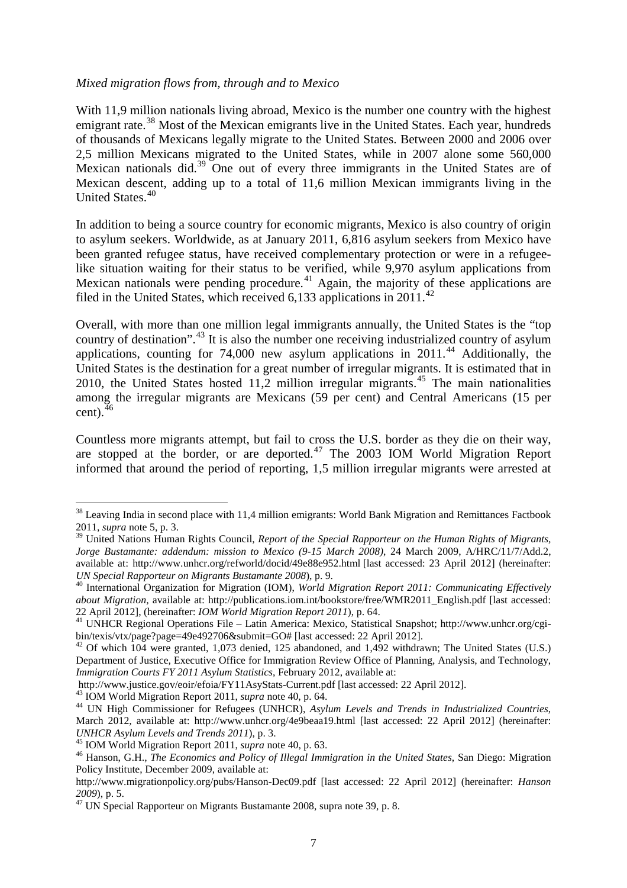*Mixed migration flows from, through and to Mexico*

With 11,9 million nationals living abroad, Mexico is the number one country with the highest emigrant rate.[38] Most of the Mexican emigrants live in the United States. Each year, hundreds of thousands of Mexicans legally migrate to the United States. Between 2000 and 2006 over 2,5 million Mexicans migrated to the United States, while in 2007 alone some 560,000 Mexican nationals did.[39] One out of every three immigrants in the United States are of Mexican descent, adding up to a total of 11,6 million Mexican immigrants living in the United States.[40]

In addition to being a source country for economic migrants, Mexico is also country of origin to asylum seekers. Worldwide, as at January 2011, 6,816 asylum seekers from Mexico have been granted refugee status, have received complementary protection or were in a refugee-like situation waiting for their status to be verified, while 9,970 asylum applications from Mexican nationals were pending procedure.[41] Again, the majority of these applications are filed in the United States, which received 6,133 applications in 2011.[42]

Overall, with more than one million legal immigrants annually, the United States is the "top country of destination".[43] It is also the number one receiving industrialized country of asylum applications, counting for 74,000 new asylum applications in 2011.[44] Additionally, the United States is the destination for a great number of irregular migrants. It is estimated that in 2010, the United States hosted 11,2 million irregular migrants.[45] The main nationalities among the irregular migrants are Mexicans (59 per cent) and Central Americans (15 per cent).[46]

Countless more migrants attempt, but fail to cross the U.S. border as they die on their way, are stopped at the border, or are deported.[47] The 2003 IOM World Migration Report informed that around the period of reporting, 1,5 million irregular migrants were arrested at

---

[38] Leaving India in second place with 11,4 million emigrants: World Bank Migration and Remittances Factbook 2011, *supra* note 5, p. 3.

[39] United Nations Human Rights Council, *Report of the Special Rapporteur on the Human Rights of Migrants, Jorge Bustamante: addendum: mission to Mexico (9-15 March 2008)*, 24 March 2009, A/HRC/11/7/Add.2, available at: http://www.unhcr.org/refworld/docid/49e88e952.html [last accessed: 23 April 2012] (hereinafter: *UN Special Rapporteur on Migrants Bustamante 2008*), p. 9.

[40] International Organization for Migration (IOM), *World Migration Report 2011: Communicating Effectively about Migration*, available at: http://publications.iom.int/bookstore/free/WMR2011_English.pdf [last accessed: 22 April 2012], (hereinafter: *IOM World Migration Report 2011*), p. 64.

[41] UNHCR Regional Operations File – Latin America: Mexico, Statistical Snapshot; http://www.unhcr.org/cgi-bin/texis/vtx/page?page=49e492706&submit=GO# [last accessed: 22 April 2012].

[42] Of which 104 were granted, 1,073 denied, 125 abandoned, and 1,492 withdrawn; The United States (U.S.) Department of Justice, Executive Office for Immigration Review Office of Planning, Analysis, and Technology, *Immigration Courts FY 2011 Asylum Statistics*, February 2012, available at: http://www.justice.gov/eoir/efoia/FY11AsyStats-Current.pdf [last accessed: 22 April 2012].

[43] IOM World Migration Report 2011, *supra* note 40, p. 64.

[44] UN High Commissioner for Refugees (UNHCR), *Asylum Levels and Trends in Industrialized Countries*, March 2012, available at: http://www.unhcr.org/4e9beaa19.html [last accessed: 22 April 2012] (hereinafter: *UNHCR Asylum Levels and Trends 2011*), p. 3.

[45] IOM World Migration Report 2011, *supra* note 40, p. 63.

[46] Hanson, G.H., *The Economics and Policy of Illegal Immigration in the United States*, San Diego: Migration Policy Institute, December 2009, available at: http://www.migrationpolicy.org/pubs/Hanson-Dec09.pdf [last accessed: 22 April 2012] (hereinafter: *Hanson 2009*), p. 5.

[47] UN Special Rapporteur on Migrants Bustamante 2008, supra note 39, p. 8.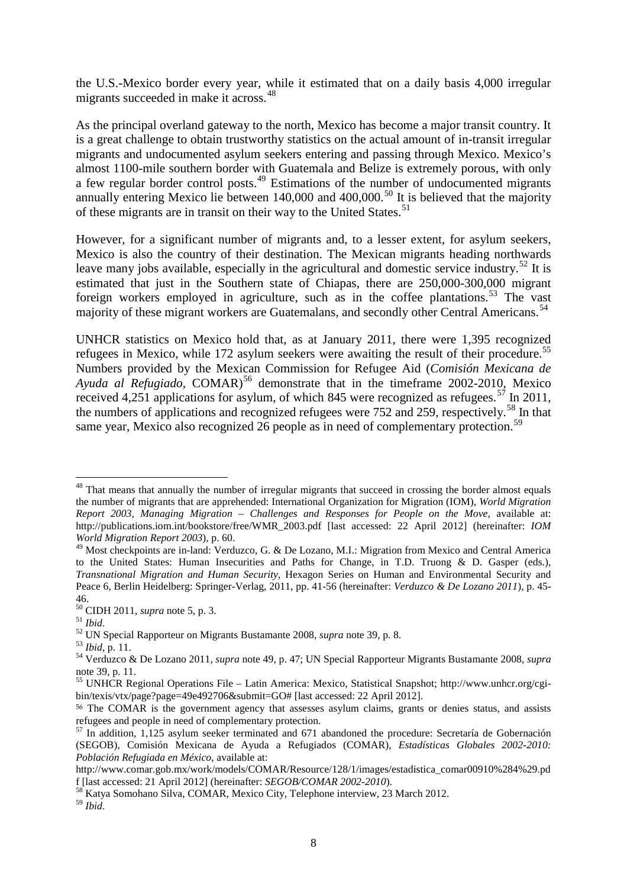the U.S.-Mexico border every year, while it estimated that on a daily basis 4,000 irregular migrants succeeded in make it across.[48]

As the principal overland gateway to the north, Mexico has become a major transit country. It is a great challenge to obtain trustworthy statistics on the actual amount of in-transit irregular migrants and undocumented asylum seekers entering and passing through Mexico. Mexico's almost 1100-mile southern border with Guatemala and Belize is extremely porous, with only a few regular border control posts.[49] Estimations of the number of undocumented migrants annually entering Mexico lie between 140,000 and 400,000.[50] It is believed that the majority of these migrants are in transit on their way to the United States.[51]

However, for a significant number of migrants and, to a lesser extent, for asylum seekers, Mexico is also the country of their destination. The Mexican migrants heading northwards leave many jobs available, especially in the agricultural and domestic service industry.[52] It is estimated that just in the Southern state of Chiapas, there are 250,000-300,000 migrant foreign workers employed in agriculture, such as in the coffee plantations.[53] The vast majority of these migrant workers are Guatemalans, and secondly other Central Americans.[54]

UNHCR statistics on Mexico hold that, as at January 2011, there were 1,395 recognized refugees in Mexico, while 172 asylum seekers were awaiting the result of their procedure.[55] Numbers provided by the Mexican Commission for Refugee Aid (*Comisión Mexicana de Ayuda al Refugiado*, COMAR)[56] demonstrate that in the timeframe 2002-2010, Mexico received 4,251 applications for asylum, of which 845 were recognized as refugees.[57] In 2011, the numbers of applications and recognized refugees were 752 and 259, respectively.[58] In that same year, Mexico also recognized 26 people as in need of complementary protection.[59]

---

[48] That means that annually the number of irregular migrants that succeed in crossing the border almost equals the number of migrants that are apprehended: International Organization for Migration (IOM), *World Migration Report 2003, Managing Migration – Challenges and Responses for People on the Move*, available at: http://publications.iom.int/bookstore/free/WMR_2003.pdf [last accessed: 22 April 2012] (hereinafter: *IOM World Migration Report 2003*), p. 60.

[49] Most checkpoints are in-land: Verduzco, G. & De Lozano, M.I.: Migration from Mexico and Central America to the United States: Human Insecurities and Paths for Change, in T.D. Truong & D. Gasper (eds.), *Transnational Migration and Human Security*, Hexagon Series on Human and Environmental Security and Peace 6, Berlin Heidelberg: Springer-Verlag, 2011, pp. 41-56 (hereinafter: *Verduzco & De Lozano 2011*), p. 45-46.

[50] CIDH 2011, *supra* note 5, p. 3.

[51] *Ibid*.

[52] UN Special Rapporteur on Migrants Bustamante 2008, *supra* note 39, p. 8.

[53] *Ibid*, p. 11.

[54] Verduzco & De Lozano 2011, *supra* note 49, p. 47; UN Special Rapporteur Migrants Bustamante 2008, *supra* note 39, p. 11.

[55] UNHCR Regional Operations File – Latin America: Mexico, Statistical Snapshot; http://www.unhcr.org/cgi-bin/texis/vtx/page?page=49e492706&submit=GO# [last accessed: 22 April 2012].

[56] The COMAR is the government agency that assesses asylum claims, grants or denies status, and assists refugees and people in need of complementary protection.

[57] In addition, 1,125 asylum seeker terminated and 671 abandoned the procedure: Secretaría de Gobernación (SEGOB), Comisión Mexicana de Ayuda a Refugiados (COMAR), *Estadísticas Globales 2002-2010: Población Refugiada en México*, available at: http://www.comar.gob.mx/work/models/COMAR/Resource/128/1/images/estadistica_comar00910%284%29.pdf [last accessed: 21 April 2012] (hereinafter: *SEGOB/COMAR 2002-2010*).

[58] Katya Somohano Silva, COMAR, Mexico City, Telephone interview, 23 March 2012.

[59] *Ibid*.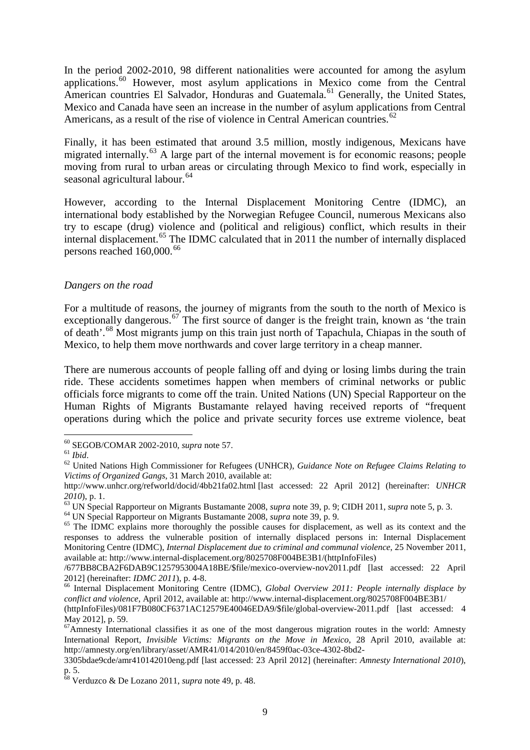In the period 2002-2010, 98 different nationalities were accounted for among the asylum applications.[60] However, most asylum applications in Mexico come from the Central American countries El Salvador, Honduras and Guatemala.[61] Generally, the United States, Mexico and Canada have seen an increase in the number of asylum applications from Central Americans, as a result of the rise of violence in Central American countries.[62]

Finally, it has been estimated that around 3.5 million, mostly indigenous, Mexicans have migrated internally.[63] A large part of the internal movement is for economic reasons; people moving from rural to urban areas or circulating through Mexico to find work, especially in seasonal agricultural labour.[64]

However, according to the Internal Displacement Monitoring Centre (IDMC), an international body established by the Norwegian Refugee Council, numerous Mexicans also try to escape (drug) violence and (political and religious) conflict, which results in their internal displacement.[65] The IDMC calculated that in 2011 the number of internally displaced persons reached 160,000.[66]

*Dangers on the road*

For a multitude of reasons, the journey of migrants from the south to the north of Mexico is exceptionally dangerous.[67] The first source of danger is the freight train, known as 'the train of death'.[68] Most migrants jump on this train just north of Tapachula, Chiapas in the south of Mexico, to help them move northwards and cover large territory in a cheap manner.

There are numerous accounts of people falling off and dying or losing limbs during the train ride. These accidents sometimes happen when members of criminal networks or public officials force migrants to come off the train. United Nations (UN) Special Rapporteur on the Human Rights of Migrants Bustamante relayed having received reports of "frequent operations during which the police and private security forces use extreme violence, beat

---

[60] SEGOB/COMAR 2002-2010, *supra* note 57.

[61] *Ibid*.

[62] United Nations High Commissioner for Refugees (UNHCR), *Guidance Note on Refugee Claims Relating to Victims of Organized Gangs*, 31 March 2010, available at: http://www.unhcr.org/refworld/docid/4bb21fa02.html [last accessed: 22 April 2012] (hereinafter: *UNHCR 2010*), p. 1.

[63] UN Special Rapporteur on Migrants Bustamante 2008, *supra* note 39, p. 9; CIDH 2011, *supra* note 5, p. 3.

[64] UN Special Rapporteur on Migrants Bustamante 2008, *supra* note 39, p. 9.

[65] The IDMC explains more thoroughly the possible causes for displacement, as well as its context and the responses to address the vulnerable position of internally displaced persons in: Internal Displacement Monitoring Centre (IDMC), *Internal Displacement due to criminal and communal violence*, 25 November 2011, available at: http://www.internal-displacement.org/8025708F004BE3B1/(httpInfoFiles)/677BB8CBA2F6DAB9C1257953004A18BE/$file/mexico-overview-nov2011.pdf [last accessed: 22 April 2012] (hereinafter: *IDMC 2011*), p. 4-8.

[66] Internal Displacement Monitoring Centre (IDMC), *Global Overview 2011: People internally displace by conflict and violence*, April 2012, available at: http://www.internal-displacement.org/8025708F004BE3B1/(httpInfoFiles)/081F7B080CF6371AC12579E40046EDA9/$file/global-overview-2011.pdf [last accessed: 4 May 2012], p. 59.

[67] Amnesty International classifies it as one of the most dangerous migration routes in the world: Amnesty International Report, *Invisible Victims: Migrants on the Move in Mexico*, 28 April 2010, available at: http://amnesty.org/en/library/asset/AMR41/014/2010/en/8459f0ac-03ce-4302-8bd2-3305bdae9cde/amr410142010eng.pdf [last accessed: 23 April 2012] (hereinafter: *Amnesty International 2010*), p. 5.

[68] Verduzco & De Lozano 2011, *supra* note 49, p. 48.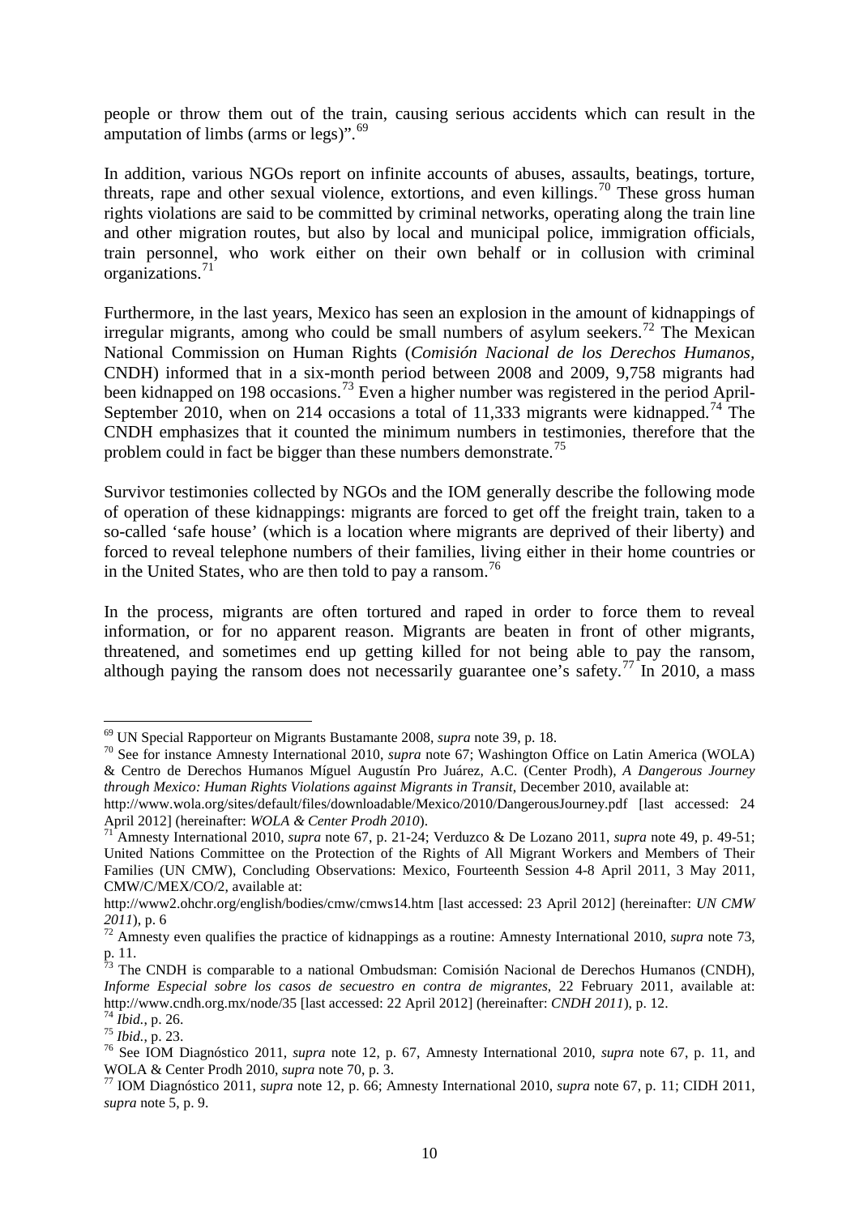people or throw them out of the train, causing serious accidents which can result in the amputation of limbs (arms or legs)".[69]

In addition, various NGOs report on infinite accounts of abuses, assaults, beatings, torture, threats, rape and other sexual violence, extortions, and even killings.[70] These gross human rights violations are said to be committed by criminal networks, operating along the train line and other migration routes, but also by local and municipal police, immigration officials, train personnel, who work either on their own behalf or in collusion with criminal organizations.[71]

Furthermore, in the last years, Mexico has seen an explosion in the amount of kidnappings of irregular migrants, among who could be small numbers of asylum seekers.[72] The Mexican National Commission on Human Rights (*Comisión Nacional de los Derechos Humanos*, CNDH) informed that in a six-month period between 2008 and 2009, 9,758 migrants had been kidnapped on 198 occasions.[73] Even a higher number was registered in the period April-September 2010, when on 214 occasions a total of 11,333 migrants were kidnapped.[74] The CNDH emphasizes that it counted the minimum numbers in testimonies, therefore that the problem could in fact be bigger than these numbers demonstrate.[75]

Survivor testimonies collected by NGOs and the IOM generally describe the following mode of operation of these kidnappings: migrants are forced to get off the freight train, taken to a so-called 'safe house' (which is a location where migrants are deprived of their liberty) and forced to reveal telephone numbers of their families, living either in their home countries or in the United States, who are then told to pay a ransom.[76]

In the process, migrants are often tortured and raped in order to force them to reveal information, or for no apparent reason. Migrants are beaten in front of other migrants, threatened, and sometimes end up getting killed for not being able to pay the ransom, although paying the ransom does not necessarily guarantee one's safety.[77] In 2010, a mass

---

[69] UN Special Rapporteur on Migrants Bustamante 2008, *supra* note 39, p. 18.

[70] See for instance Amnesty International 2010, *supra* note 67; Washington Office on Latin America (WOLA) & Centro de Derechos Humanos Míguel Augustín Pro Juárez, A.C. (Center Prodh), *A Dangerous Journey through Mexico: Human Rights Violations against Migrants in Transit*, December 2010, available at: http://www.wola.org/sites/default/files/downloadable/Mexico/2010/DangerousJourney.pdf [last accessed: 24 April 2012] (hereinafter: *WOLA & Center Prodh 2010*).

[71] Amnesty International 2010, *supra* note 67, p. 21-24; Verduzco & De Lozano 2011, *supra* note 49, p. 49-51; United Nations Committee on the Protection of the Rights of All Migrant Workers and Members of Their Families (UN CMW), Concluding Observations: Mexico, Fourteenth Session 4-8 April 2011, 3 May 2011, CMW/C/MEX/CO/2, available at: http://www2.ohchr.org/english/bodies/cmw/cmws14.htm [last accessed: 23 April 2012] (hereinafter: *UN CMW 2011*), p. 6

[72] Amnesty even qualifies the practice of kidnappings as a routine: Amnesty International 2010, *supra* note 73, p. 11.

[73] The CNDH is comparable to a national Ombudsman: Comisión Nacional de Derechos Humanos (CNDH), *Informe Especial sobre los casos de secuestro en contra de migrantes*, 22 February 2011, available at: http://www.cndh.org.mx/node/35 [last accessed: 22 April 2012] (hereinafter: *CNDH 2011*), p. 12.

[74] *Ibid.*, p. 26.

[75] *Ibid.*, p. 23.

[76] See IOM Diagnóstico 2011, *supra* note 12, p. 67, Amnesty International 2010, *supra* note 67, p. 11, and WOLA & Center Prodh 2010, *supra* note 70, p. 3.

[77] IOM Diagnóstico 2011, *supra* note 12, p. 66; Amnesty International 2010, *supra* note 67, p. 11; CIDH 2011, *supra* note 5, p. 9.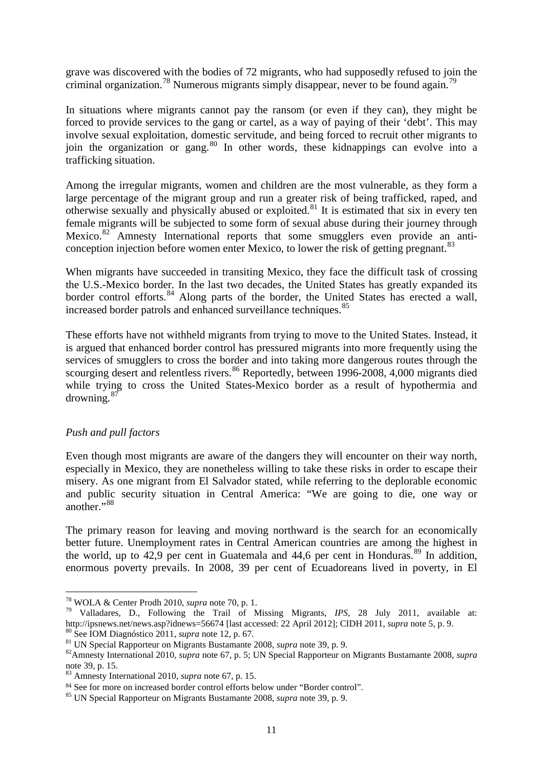grave was discovered with the bodies of 72 migrants, who had supposedly refused to join the criminal organization.[78] Numerous migrants simply disappear, never to be found again.[79]

In situations where migrants cannot pay the ransom (or even if they can), they might be forced to provide services to the gang or cartel, as a way of paying of their 'debt'. This may involve sexual exploitation, domestic servitude, and being forced to recruit other migrants to join the organization or gang.[80] In other words, these kidnappings can evolve into a trafficking situation.

Among the irregular migrants, women and children are the most vulnerable, as they form a large percentage of the migrant group and run a greater risk of being trafficked, raped, and otherwise sexually and physically abused or exploited.[81] It is estimated that six in every ten female migrants will be subjected to some form of sexual abuse during their journey through Mexico.[82] Amnesty International reports that some smugglers even provide an anti-conception injection before women enter Mexico, to lower the risk of getting pregnant.[83]

When migrants have succeeded in transiting Mexico, they face the difficult task of crossing the U.S.-Mexico border. In the last two decades, the United States has greatly expanded its border control efforts.[84] Along parts of the border, the United States has erected a wall, increased border patrols and enhanced surveillance techniques.[85]

These efforts have not withheld migrants from trying to move to the United States. Instead, it is argued that enhanced border control has pressured migrants into more frequently using the services of smugglers to cross the border and into taking more dangerous routes through the scourging desert and relentless rivers.[86] Reportedly, between 1996-2008, 4,000 migrants died while trying to cross the United States-Mexico border as a result of hypothermia and drowning.[87]

*Push and pull factors*

Even though most migrants are aware of the dangers they will encounter on their way north, especially in Mexico, they are nonetheless willing to take these risks in order to escape their misery. As one migrant from El Salvador stated, while referring to the deplorable economic and public security situation in Central America: "We are going to die, one way or another."[88]

The primary reason for leaving and moving northward is the search for an economically better future. Unemployment rates in Central American countries are among the highest in the world, up to 42,9 per cent in Guatemala and 44,6 per cent in Honduras.[89] In addition, enormous poverty prevails. In 2008, 39 per cent of Ecuadoreans lived in poverty, in El

---

[78] WOLA & Center Prodh 2010, *supra* note 70, p. 1.

[79] Valladares, D., Following the Trail of Missing Migrants, *IPS*, 28 July 2011, available at: http://ipsnews.net/news.asp?idnews=56674 [last accessed: 22 April 2012]; CIDH 2011, *supra* note 5, p. 9.

[80] See IOM Diagnóstico 2011, *supra* note 12, p. 67.

[81] UN Special Rapporteur on Migrants Bustamante 2008, *supra* note 39, p. 9.

[82] Amnesty International 2010, *supra* note 67, p. 5; UN Special Rapporteur on Migrants Bustamante 2008, *supra* note 39, p. 15.

[83] Amnesty International 2010, *supra* note 67, p. 15.

[84] See for more on increased border control efforts below under "Border control".

[85] UN Special Rapporteur on Migrants Bustamante 2008, *supra* note 39, p. 9.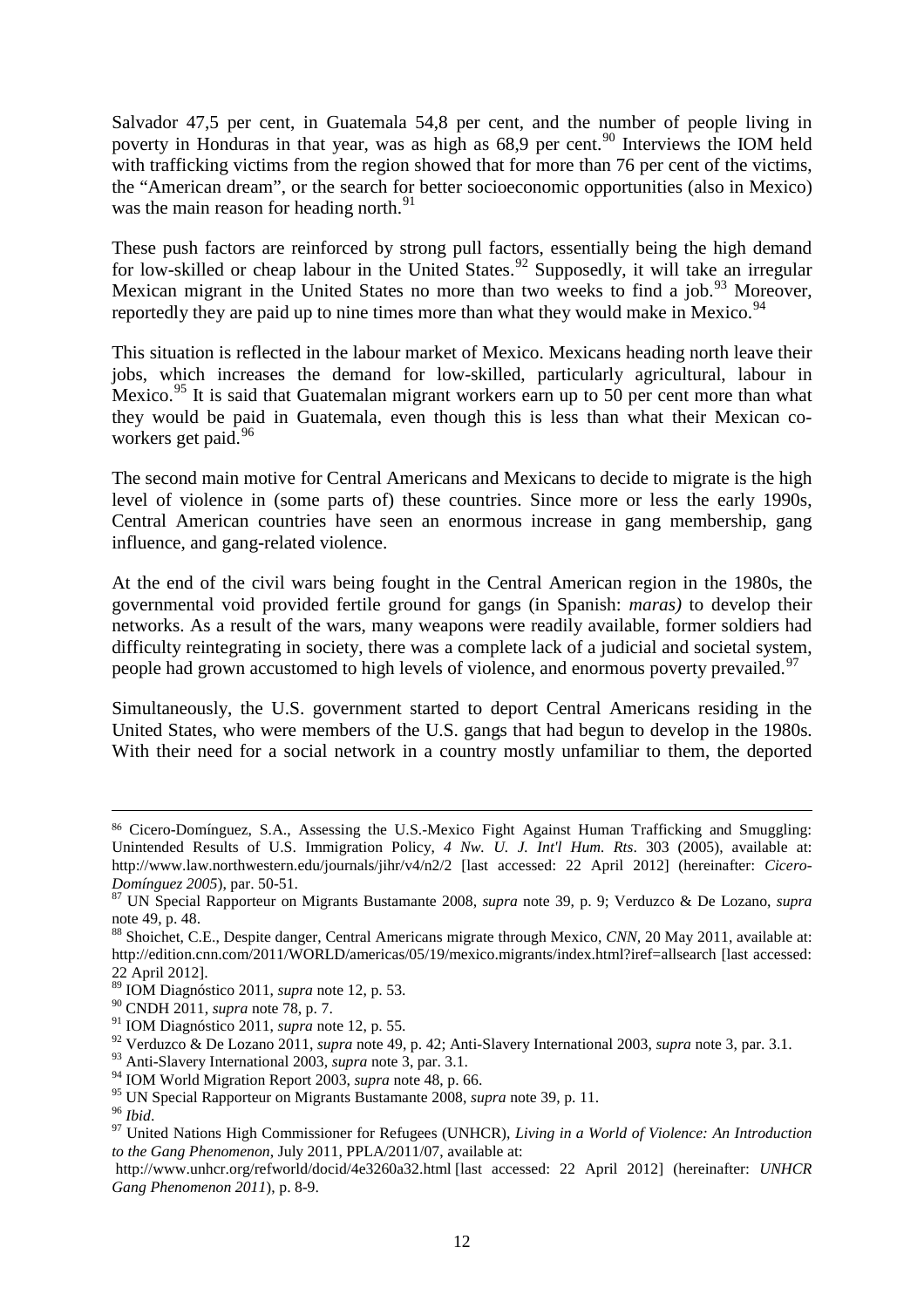Salvador 47,5 per cent, in Guatemala 54,8 per cent, and the number of people living in poverty in Honduras in that year, was as high as 68,9 per cent.[90] Interviews the IOM held with trafficking victims from the region showed that for more than 76 per cent of the victims, the "American dream", or the search for better socioeconomic opportunities (also in Mexico) was the main reason for heading north.[91]

These push factors are reinforced by strong pull factors, essentially being the high demand for low-skilled or cheap labour in the United States.[92] Supposedly, it will take an irregular Mexican migrant in the United States no more than two weeks to find a job.[93] Moreover, reportedly they are paid up to nine times more than what they would make in Mexico.[94]

This situation is reflected in the labour market of Mexico. Mexicans heading north leave their jobs, which increases the demand for low-skilled, particularly agricultural, labour in Mexico.[95] It is said that Guatemalan migrant workers earn up to 50 per cent more than what they would be paid in Guatemala, even though this is less than what their Mexican co-workers get paid.[96]

The second main motive for Central Americans and Mexicans to decide to migrate is the high level of violence in (some parts of) these countries. Since more or less the early 1990s, Central American countries have seen an enormous increase in gang membership, gang influence, and gang-related violence.

At the end of the civil wars being fought in the Central American region in the 1980s, the governmental void provided fertile ground for gangs (in Spanish: *maras)* to develop their networks. As a result of the wars, many weapons were readily available, former soldiers had difficulty reintegrating in society, there was a complete lack of a judicial and societal system, people had grown accustomed to high levels of violence, and enormous poverty prevailed.[97]

Simultaneously, the U.S. government started to deport Central Americans residing in the United States, who were members of the U.S. gangs that had begun to develop in the 1980s. With their need for a social network in a country mostly unfamiliar to them, the deported

---

[86] Cicero-Domínguez, S.A., Assessing the U.S.-Mexico Fight Against Human Trafficking and Smuggling: Unintended Results of U.S. Immigration Policy, *4 Nw. U. J. Int'l Hum. Rts*. 303 (2005), available at: http://www.law.northwestern.edu/journals/jihr/v4/n2/2 [last accessed: 22 April 2012] (hereinafter: *Cicero-Domínguez 2005*), par. 50-51.

[87] UN Special Rapporteur on Migrants Bustamante 2008, *supra* note 39, p. 9; Verduzco & De Lozano, *supra* note 49, p. 48.

[88] Shoichet, C.E., Despite danger, Central Americans migrate through Mexico, *CNN*, 20 May 2011, available at: http://edition.cnn.com/2011/WORLD/americas/05/19/mexico.migrants/index.html?iref=allsearch [last accessed: 22 April 2012].

[89] IOM Diagnóstico 2011, *supra* note 12, p. 53.

[90] CNDH 2011, *supra* note 78, p. 7.

[91] IOM Diagnóstico 2011, *supra* note 12, p. 55.

[92] Verduzco & De Lozano 2011, *supra* note 49, p. 42; Anti-Slavery International 2003, *supra* note 3, par. 3.1.

[93] Anti-Slavery International 2003, *supra* note 3, par. 3.1.

[94] IOM World Migration Report 2003, *supra* note 48, p. 66.

[95] UN Special Rapporteur on Migrants Bustamante 2008, *supra* note 39, p. 11.

[96] *Ibid*.

[97] United Nations High Commissioner for Refugees (UNHCR), *Living in a World of Violence: An Introduction to the Gang Phenomenon*, July 2011, PPLA/2011/07, available at: http://www.unhcr.org/refworld/docid/4e3260a32.html [last accessed: 22 April 2012] (hereinafter: *UNHCR Gang Phenomenon 2011*), p. 8-9.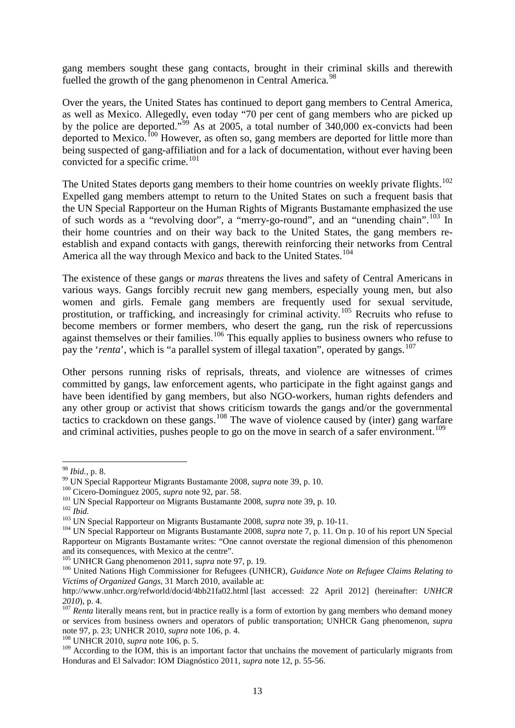gang members sought these gang contacts, brought in their criminal skills and therewith fuelled the growth of the gang phenomenon in Central America.[98]

Over the years, the United States has continued to deport gang members to Central America, as well as Mexico. Allegedly, even today "70 per cent of gang members who are picked up by the police are deported."[99] As at 2005, a total number of 340,000 ex-convicts had been deported to Mexico.[100] However, as often so, gang members are deported for little more than being suspected of gang-affiliation and for a lack of documentation, without ever having been convicted for a specific crime.[101]

The United States deports gang members to their home countries on weekly private flights.[102] Expelled gang members attempt to return to the United States on such a frequent basis that the UN Special Rapporteur on the Human Rights of Migrants Bustamante emphasized the use of such words as a "revolving door", a "merry-go-round", and an "unending chain".[103] In their home countries and on their way back to the United States, the gang members re-establish and expand contacts with gangs, therewith reinforcing their networks from Central America all the way through Mexico and back to the United States.[104]

The existence of these gangs or *maras* threatens the lives and safety of Central Americans in various ways. Gangs forcibly recruit new gang members, especially young men, but also women and girls. Female gang members are frequently used for sexual servitude, prostitution, or trafficking, and increasingly for criminal activity.[105] Recruits who refuse to become members or former members, who desert the gang, run the risk of repercussions against themselves or their families.[106] This equally applies to business owners who refuse to pay the '*renta*', which is "a parallel system of illegal taxation", operated by gangs.[107]

Other persons running risks of reprisals, threats, and violence are witnesses of crimes committed by gangs, law enforcement agents, who participate in the fight against gangs and have been identified by gang members, but also NGO-workers, human rights defenders and any other group or activist that shows criticism towards the gangs and/or the governmental tactics to crackdown on these gangs.[108] The wave of violence caused by (inter) gang warfare and criminal activities, pushes people to go on the move in search of a safer environment.[109]

---

[98] *Ibid.*, p. 8.

[99] UN Special Rapporteur Migrants Bustamante 2008, *supra* note 39, p. 10.

[100] Cicero-Domínguez 2005, *supra* note 92, par. 58.

[101] UN Special Rapporteur on Migrants Bustamante 2008, *supra* note 39, p. 10.

[102] *Ibid.*

[103] UN Special Rapporteur on Migrants Bustamante 2008, *supra* note 39, p. 10-11.

[104] UN Special Rapporteur on Migrants Bustamante 2008, *supra* note 7, p. 11. On p. 10 of his report UN Special Rapporteur on Migrants Bustamante writes: "One cannot overstate the regional dimension of this phenomenon and its consequences, with Mexico at the centre".

[105] UNHCR Gang phenomenon 2011, *supra* note 97, p. 19.

[106] United Nations High Commissioner for Refugees (UNHCR), *Guidance Note on Refugee Claims Relating to Victims of Organized Gangs*, 31 March 2010, available at: http://www.unhcr.org/refworld/docid/4bb21fa02.html [last accessed: 22 April 2012] (hereinafter: *UNHCR 2010*), p. 4.

[107] *Renta* literally means rent, but in practice really is a form of extortion by gang members who demand money or services from business owners and operators of public transportation; UNHCR Gang phenomenon, *supra* note 97, p. 23; UNHCR 2010, *supra* note 106, p. 4.

[108] UNHCR 2010, *supra* note 106, p. 5.

[109] According to the IOM, this is an important factor that unchains the movement of particularly migrants from Honduras and El Salvador: IOM Diagnóstico 2011, *supra* note 12, p. 55-56.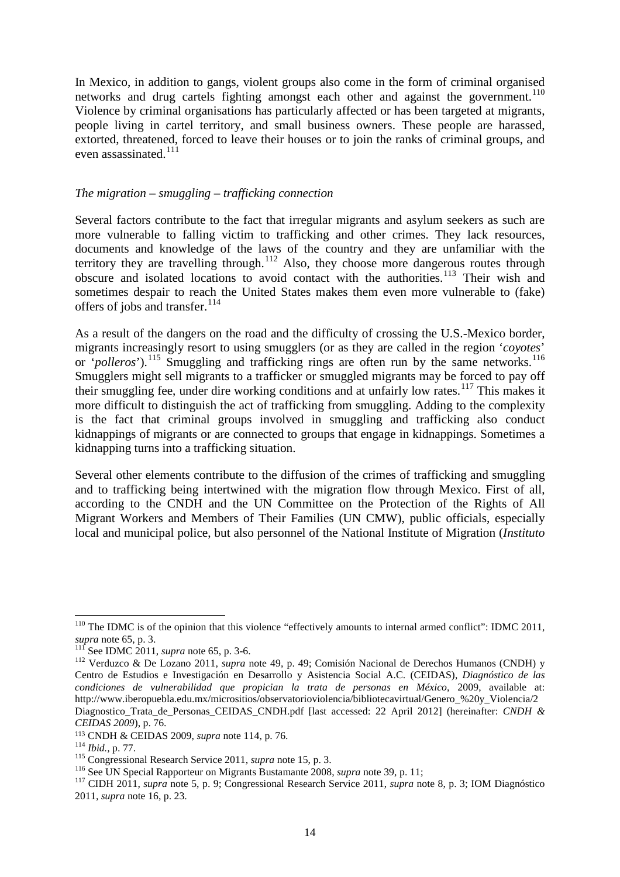In Mexico, in addition to gangs, violent groups also come in the form of criminal organised networks and drug cartels fighting amongst each other and against the government.[110] Violence by criminal organisations has particularly affected or has been targeted at migrants, people living in cartel territory, and small business owners. These people are harassed, extorted, threatened, forced to leave their houses or to join the ranks of criminal groups, and even assassinated.[111]

*The migration – smuggling – trafficking connection*

Several factors contribute to the fact that irregular migrants and asylum seekers as such are more vulnerable to falling victim to trafficking and other crimes. They lack resources, documents and knowledge of the laws of the country and they are unfamiliar with the territory they are travelling through.[112] Also, they choose more dangerous routes through obscure and isolated locations to avoid contact with the authorities.[113] Their wish and sometimes despair to reach the United States makes them even more vulnerable to (fake) offers of jobs and transfer.[114]

As a result of the dangers on the road and the difficulty of crossing the U.S.-Mexico border, migrants increasingly resort to using smugglers (or as they are called in the region '*coyotes*' or '*polleros*').[115] Smuggling and trafficking rings are often run by the same networks.[116] Smugglers might sell migrants to a trafficker or smuggled migrants may be forced to pay off their smuggling fee, under dire working conditions and at unfairly low rates.[117] This makes it more difficult to distinguish the act of trafficking from smuggling. Adding to the complexity is the fact that criminal groups involved in smuggling and trafficking also conduct kidnappings of migrants or are connected to groups that engage in kidnappings. Sometimes a kidnapping turns into a trafficking situation.

Several other elements contribute to the diffusion of the crimes of trafficking and smuggling and to trafficking being intertwined with the migration flow through Mexico. First of all, according to the CNDH and the UN Committee on the Protection of the Rights of All Migrant Workers and Members of Their Families (UN CMW), public officials, especially local and municipal police, but also personnel of the National Institute of Migration (*Instituto*

---

[110] The IDMC is of the opinion that this violence "effectively amounts to internal armed conflict": IDMC 2011, *supra* note 65, p. 3.

[111] See IDMC 2011, *supra* note 65, p. 3-6.

[112] Verduzco & De Lozano 2011, *supra* note 49, p. 49; Comisión Nacional de Derechos Humanos (CNDH) y Centro de Estudios e Investigación en Desarrollo y Asistencia Social A.C. (CEIDAS), *Diagnóstico de las condiciones de vulnerabilidad que propician la trata de personas en México*, 2009, available at: http://www.iberopuebla.edu.mx/micrositios/observatorioviolencia/bibliotecavirtual/Genero_%20y_Violencia/2 Diagnostico_Trata_de_Personas_CEIDAS_CNDH.pdf [last accessed: 22 April 2012] (hereinafter: *CNDH & CEIDAS 2009*), p. 76.

[113] CNDH & CEIDAS 2009, *supra* note 114, p. 76.

[114] *Ibid.*, p. 77.

[115] Congressional Research Service 2011, *supra* note 15, p. 3.

[116] See UN Special Rapporteur on Migrants Bustamante 2008, *supra* note 39, p. 11;

[117] CIDH 2011, *supra* note 5, p. 9; Congressional Research Service 2011, *supra* note 8, p. 3; IOM Diagnóstico 2011, *supra* note 16, p. 23.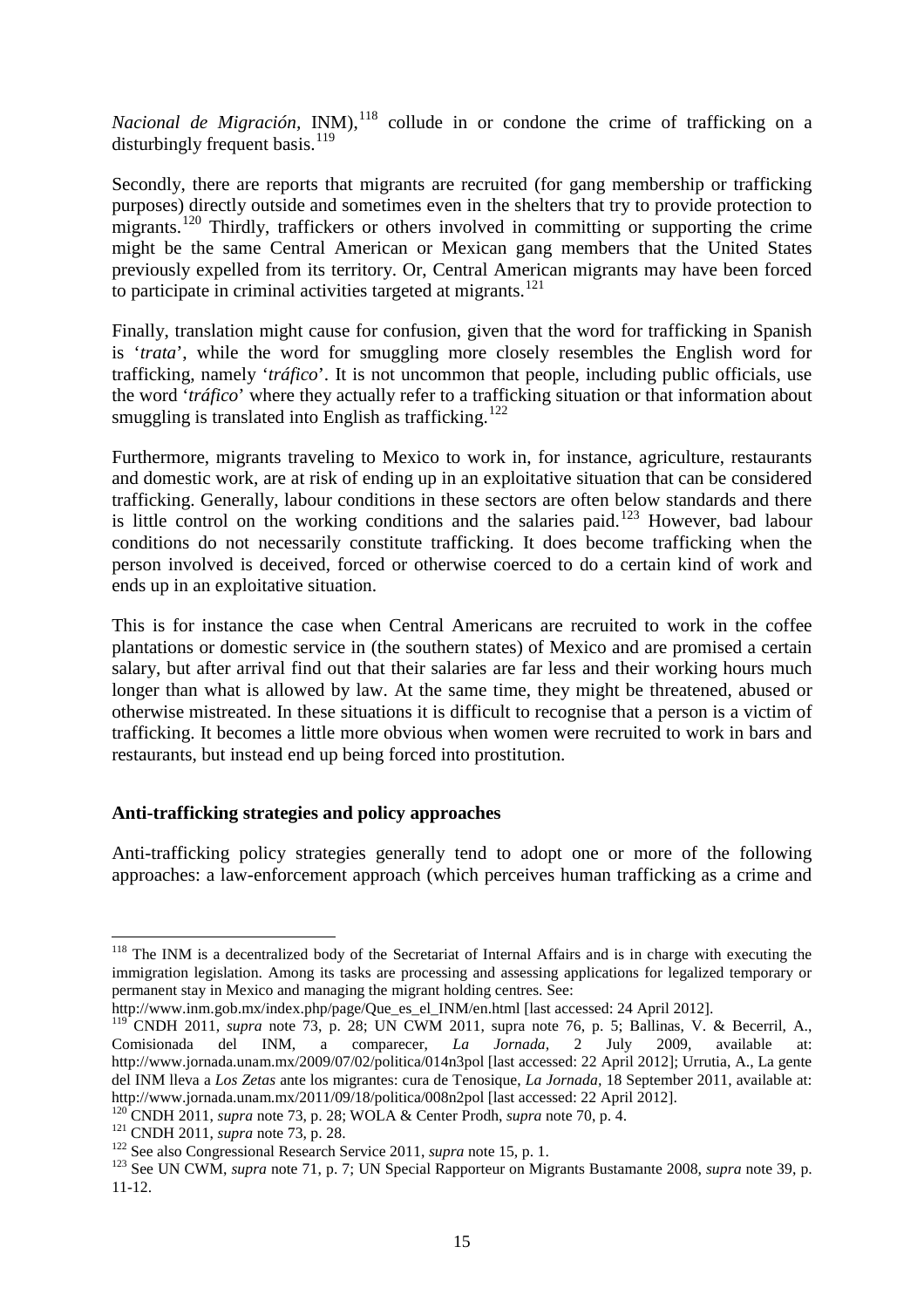*Nacional de Migración*, INM),[118] collude in or condone the crime of trafficking on a disturbingly frequent basis.[119]

Secondly, there are reports that migrants are recruited (for gang membership or trafficking purposes) directly outside and sometimes even in the shelters that try to provide protection to migrants.[120] Thirdly, traffickers or others involved in committing or supporting the crime might be the same Central American or Mexican gang members that the United States previously expelled from its territory. Or, Central American migrants may have been forced to participate in criminal activities targeted at migrants.[121]

Finally, translation might cause for confusion, given that the word for trafficking in Spanish is '*trata*', while the word for smuggling more closely resembles the English word for trafficking, namely '*tráfico*'. It is not uncommon that people, including public officials, use the word '*tráfico*' where they actually refer to a trafficking situation or that information about smuggling is translated into English as trafficking.[122]

Furthermore, migrants traveling to Mexico to work in, for instance, agriculture, restaurants and domestic work, are at risk of ending up in an exploitative situation that can be considered trafficking. Generally, labour conditions in these sectors are often below standards and there is little control on the working conditions and the salaries paid.[123] However, bad labour conditions do not necessarily constitute trafficking. It does become trafficking when the person involved is deceived, forced or otherwise coerced to do a certain kind of work and ends up in an exploitative situation.

This is for instance the case when Central Americans are recruited to work in the coffee plantations or domestic service in (the southern states) of Mexico and are promised a certain salary, but after arrival find out that their salaries are far less and their working hours much longer than what is allowed by law. At the same time, they might be threatened, abused or otherwise mistreated. In these situations it is difficult to recognise that a person is a victim of trafficking. It becomes a little more obvious when women were recruited to work in bars and restaurants, but instead end up being forced into prostitution.

### Anti-trafficking strategies and policy approaches

Anti-trafficking policy strategies generally tend to adopt one or more of the following approaches: a law-enforcement approach (which perceives human trafficking as a crime and

---

[118] The INM is a decentralized body of the Secretariat of Internal Affairs and is in charge with executing the immigration legislation. Among its tasks are processing and assessing applications for legalized temporary or permanent stay in Mexico and managing the migrant holding centres. See: http://www.inm.gob.mx/index.php/page/Que_es_el_INM/en.html [last accessed: 24 April 2012].

[119] CNDH 2011, *supra* note 73, p. 28; UN CWM 2011, supra note 76, p. 5; Ballinas, V. & Becerril, A., Comisionada del INM, a comparecer, *La Jornada*, 2 July 2009, available at: http://www.jornada.unam.mx/2009/07/02/politica/014n3pol [last accessed: 22 April 2012]; Urrutia, A., La gente del INM lleva a *Los Zetas* ante los migrantes: cura de Tenosique, *La Jornada*, 18 September 2011, available at: http://www.jornada.unam.mx/2011/09/18/politica/008n2pol [last accessed: 22 April 2012].

[120] CNDH 2011, *supra* note 73, p. 28; WOLA & Center Prodh, *supra* note 70, p. 4.

[121] CNDH 2011, *supra* note 73, p. 28.

[122] See also Congressional Research Service 2011, *supra* note 15, p. 1.

[123] See UN CWM, *supra* note 71, p. 7; UN Special Rapporteur on Migrants Bustamante 2008, *supra* note 39, p. 11-12.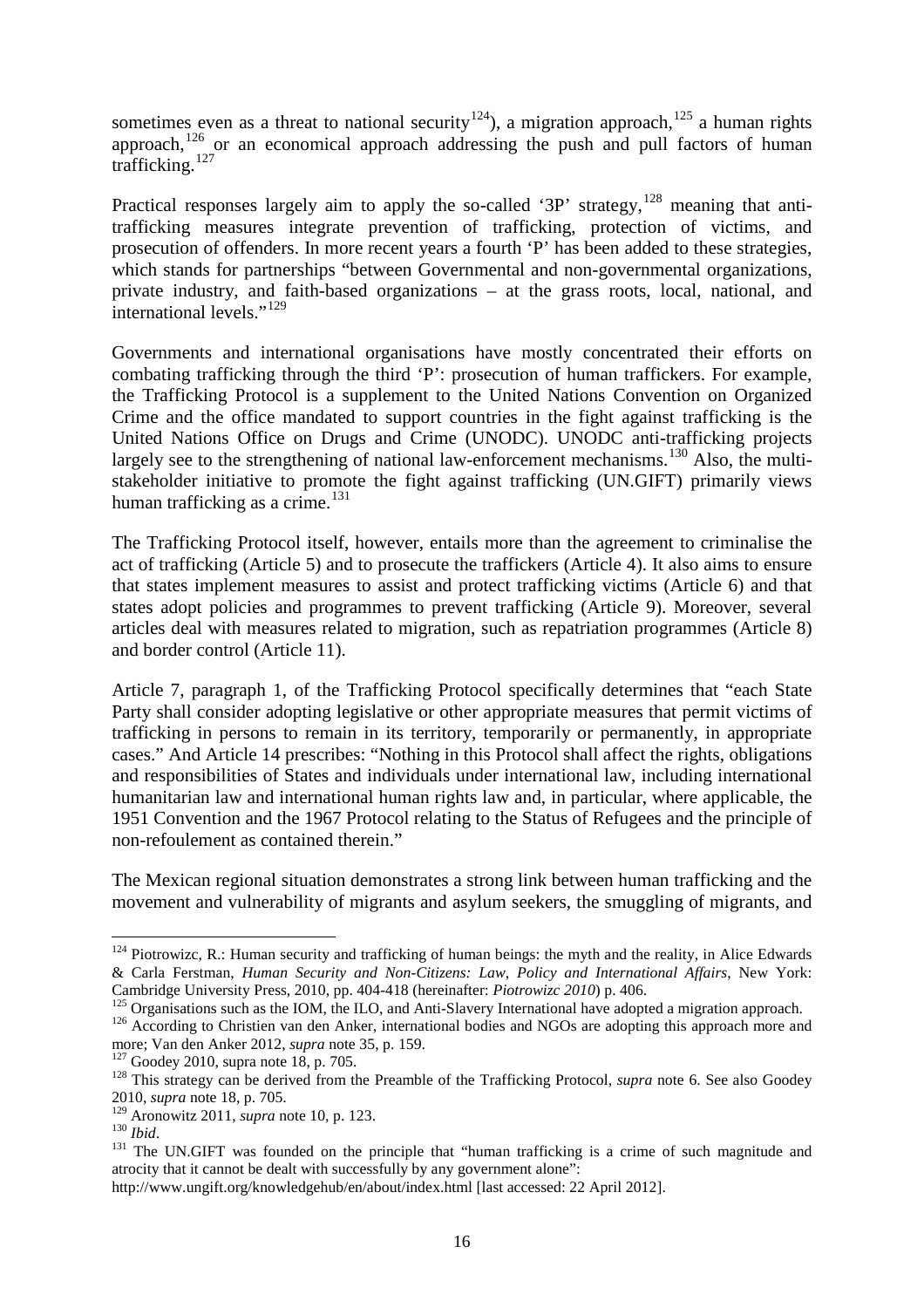sometimes even as a threat to national security[124]), a migration approach,[125] a human rights approach,[126] or an economical approach addressing the push and pull factors of human trafficking.[127]

Practical responses largely aim to apply the so-called '3P' strategy,[128] meaning that anti-trafficking measures integrate prevention of trafficking, protection of victims, and prosecution of offenders. In more recent years a fourth 'P' has been added to these strategies, which stands for partnerships "between Governmental and non-governmental organizations, private industry, and faith-based organizations – at the grass roots, local, national, and international levels."[129]

Governments and international organisations have mostly concentrated their efforts on combating trafficking through the third 'P': prosecution of human traffickers. For example, the Trafficking Protocol is a supplement to the United Nations Convention on Organized Crime and the office mandated to support countries in the fight against trafficking is the United Nations Office on Drugs and Crime (UNODC). UNODC anti-trafficking projects largely see to the strengthening of national law-enforcement mechanisms.[130] Also, the multi-stakeholder initiative to promote the fight against trafficking (UN.GIFT) primarily views human trafficking as a crime.[131]

The Trafficking Protocol itself, however, entails more than the agreement to criminalise the act of trafficking (Article 5) and to prosecute the traffickers (Article 4). It also aims to ensure that states implement measures to assist and protect trafficking victims (Article 6) and that states adopt policies and programmes to prevent trafficking (Article 9). Moreover, several articles deal with measures related to migration, such as repatriation programmes (Article 8) and border control (Article 11).

Article 7, paragraph 1, of the Trafficking Protocol specifically determines that "each State Party shall consider adopting legislative or other appropriate measures that permit victims of trafficking in persons to remain in its territory, temporarily or permanently, in appropriate cases." And Article 14 prescribes: "Nothing in this Protocol shall affect the rights, obligations and responsibilities of States and individuals under international law, including international humanitarian law and international human rights law and, in particular, where applicable, the 1951 Convention and the 1967 Protocol relating to the Status of Refugees and the principle of non-refoulement as contained therein."

The Mexican regional situation demonstrates a strong link between human trafficking and the movement and vulnerability of migrants and asylum seekers, the smuggling of migrants, and

---

[124] Piotrowizc, R.: Human security and trafficking of human beings: the myth and the reality, in Alice Edwards & Carla Ferstman, *Human Security and Non-Citizens: Law, Policy and International Affairs*, New York: Cambridge University Press, 2010, pp. 404-418 (hereinafter: *Piotrowizc 2010*) p. 406.

[125] Organisations such as the IOM, the ILO, and Anti-Slavery International have adopted a migration approach.

[126] According to Christien van den Anker, international bodies and NGOs are adopting this approach more and more; Van den Anker 2012, *supra* note 35, p. 159.

[127] Goodey 2010, supra note 18, p. 705.

[128] This strategy can be derived from the Preamble of the Trafficking Protocol, *supra* note 6. See also Goodey 2010, *supra* note 18, p. 705.

[129] Aronowitz 2011, *supra* note 10, p. 123.

[130] *Ibid*.

[131] The UN.GIFT was founded on the principle that "human trafficking is a crime of such magnitude and atrocity that it cannot be dealt with successfully by any government alone":

http://www.ungift.org/knowledgehub/en/about/index.html [last accessed: 22 April 2012].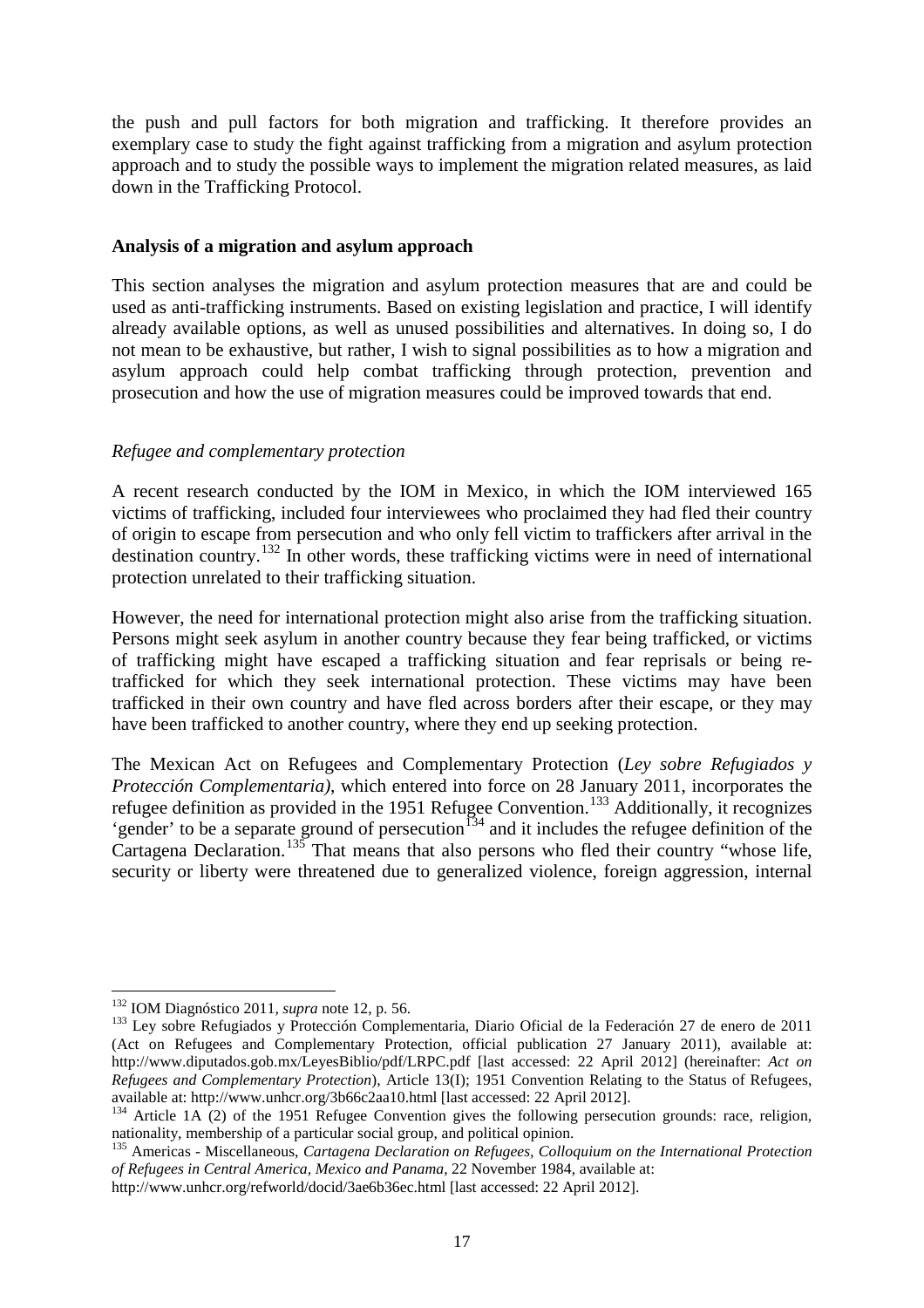the push and pull factors for both migration and trafficking. It therefore provides an exemplary case to study the fight against trafficking from a migration and asylum protection approach and to study the possible ways to implement the migration related measures, as laid down in the Trafficking Protocol.

**Analysis of a migration and asylum approach**

This section analyses the migration and asylum protection measures that are and could be used as anti-trafficking instruments. Based on existing legislation and practice, I will identify already available options, as well as unused possibilities and alternatives. In doing so, I do not mean to be exhaustive, but rather, I wish to signal possibilities as to how a migration and asylum approach could help combat trafficking through protection, prevention and prosecution and how the use of migration measures could be improved towards that end.

*Refugee and complementary protection*

A recent research conducted by the IOM in Mexico, in which the IOM interviewed 165 victims of trafficking, included four interviewees who proclaimed they had fled their country of origin to escape from persecution and who only fell victim to traffickers after arrival in the destination country.[132] In other words, these trafficking victims were in need of international protection unrelated to their trafficking situation.

However, the need for international protection might also arise from the trafficking situation. Persons might seek asylum in another country because they fear being trafficked, or victims of trafficking might have escaped a trafficking situation and fear reprisals or being re-trafficked for which they seek international protection. These victims may have been trafficked in their own country and have fled across borders after their escape, or they may have been trafficked to another country, where they end up seeking protection.

The Mexican Act on Refugees and Complementary Protection (*Ley sobre Refugiados y Protección Complementaria)*, which entered into force on 28 January 2011, incorporates the refugee definition as provided in the 1951 Refugee Convention.[133] Additionally, it recognizes 'gender' to be a separate ground of persecution[134] and it includes the refugee definition of the Cartagena Declaration.[135] That means that also persons who fled their country "whose life, security or liberty were threatened due to generalized violence, foreign aggression, internal

---

[132] IOM Diagnóstico 2011, *supra* note 12, p. 56.

[133] Ley sobre Refugiados y Protección Complementaria, Diario Oficial de la Federación 27 de enero de 2011 (Act on Refugees and Complementary Protection, official publication 27 January 2011), available at: http://www.diputados.gob.mx/LeyesBiblio/pdf/LRPC.pdf [last accessed: 22 April 2012] (hereinafter: *Act on Refugees and Complementary Protection*), Article 13(I); 1951 Convention Relating to the Status of Refugees, available at: http://www.unhcr.org/3b66c2aa10.html [last accessed: 22 April 2012].

[134] Article 1A (2) of the 1951 Refugee Convention gives the following persecution grounds: race, religion, nationality, membership of a particular social group, and political opinion.

[135] Americas - Miscellaneous, *Cartagena Declaration on Refugees, Colloquium on the International Protection of Refugees in Central America, Mexico and Panama*, 22 November 1984, available at: http://www.unhcr.org/refworld/docid/3ae6b36ec.html [last accessed: 22 April 2012].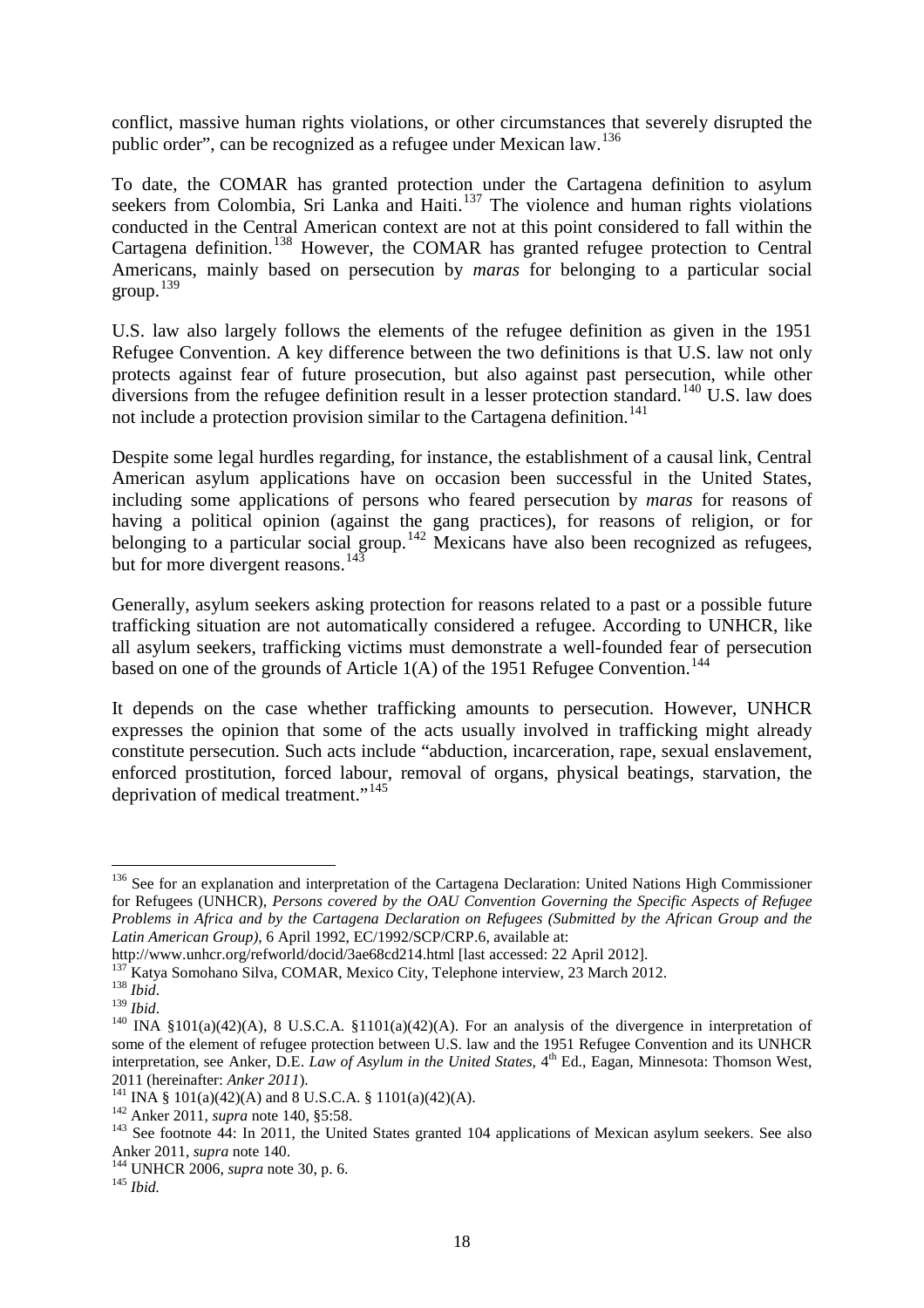conflict, massive human rights violations, or other circumstances that severely disrupted the public order", can be recognized as a refugee under Mexican law.[136]

To date, the COMAR has granted protection under the Cartagena definition to asylum seekers from Colombia, Sri Lanka and Haiti.[137] The violence and human rights violations conducted in the Central American context are not at this point considered to fall within the Cartagena definition.[138] However, the COMAR has granted refugee protection to Central Americans, mainly based on persecution by *maras* for belonging to a particular social group.[139]

U.S. law also largely follows the elements of the refugee definition as given in the 1951 Refugee Convention. A key difference between the two definitions is that U.S. law not only protects against fear of future prosecution, but also against past persecution, while other diversions from the refugee definition result in a lesser protection standard.[140] U.S. law does not include a protection provision similar to the Cartagena definition.[141]

Despite some legal hurdles regarding, for instance, the establishment of a causal link, Central American asylum applications have on occasion been successful in the United States, including some applications of persons who feared persecution by *maras* for reasons of having a political opinion (against the gang practices), for reasons of religion, or for belonging to a particular social group.[142] Mexicans have also been recognized as refugees, but for more divergent reasons.[143]

Generally, asylum seekers asking protection for reasons related to a past or a possible future trafficking situation are not automatically considered a refugee. According to UNHCR, like all asylum seekers, trafficking victims must demonstrate a well-founded fear of persecution based on one of the grounds of Article 1(A) of the 1951 Refugee Convention.[144]

It depends on the case whether trafficking amounts to persecution. However, UNHCR expresses the opinion that some of the acts usually involved in trafficking might already constitute persecution. Such acts include "abduction, incarceration, rape, sexual enslavement, enforced prostitution, forced labour, removal of organs, physical beatings, starvation, the deprivation of medical treatment."[145]

---

[136] See for an explanation and interpretation of the Cartagena Declaration: United Nations High Commissioner for Refugees (UNHCR), *Persons covered by the OAU Convention Governing the Specific Aspects of Refugee Problems in Africa and by the Cartagena Declaration on Refugees (Submitted by the African Group and the Latin American Group)*, 6 April 1992, EC/1992/SCP/CRP.6, available at: http://www.unhcr.org/refworld/docid/3ae68cd214.html [last accessed: 22 April 2012].

[137] Katya Somohano Silva, COMAR, Mexico City, Telephone interview, 23 March 2012.

[138] *Ibid*.

[139] *Ibid*.

[140] INA §101(a)(42)(A), 8 U.S.C.A. §1101(a)(42)(A). For an analysis of the divergence in interpretation of some of the element of refugee protection between U.S. law and the 1951 Refugee Convention and its UNHCR interpretation, see Anker, D.E. *Law of Asylum in the United States*, 4th Ed., Eagan, Minnesota: Thomson West, 2011 (hereinafter: *Anker 2011*).

[141] INA § 101(a)(42)(A) and 8 U.S.C.A. § 1101(a)(42)(A).

[142] Anker 2011, *supra* note 140, §5:58.

[143] See footnote 44: In 2011, the United States granted 104 applications of Mexican asylum seekers. See also Anker 2011, *supra* note 140.

[144] UNHCR 2006, *supra* note 30, p. 6.

[145] *Ibid.*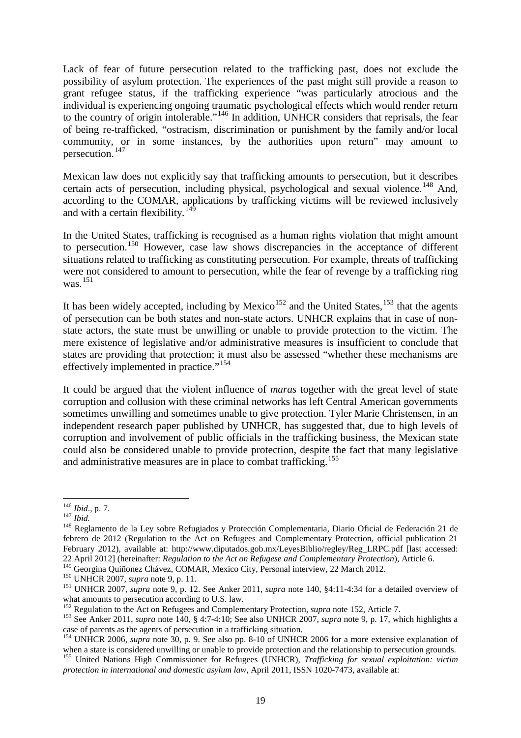Lack of fear of future persecution related to the trafficking past, does not exclude the possibility of asylum protection. The experiences of the past might still provide a reason to grant refugee status, if the trafficking experience "was particularly atrocious and the individual is experiencing ongoing traumatic psychological effects which would render return to the country of origin intolerable."[146] In addition, UNHCR considers that reprisals, the fear of being re-trafficked, "ostracism, discrimination or punishment by the family and/or local community, or in some instances, by the authorities upon return" may amount to persecution.[147]

Mexican law does not explicitly say that trafficking amounts to persecution, but it describes certain acts of persecution, including physical, psychological and sexual violence.[148] And, according to the COMAR, applications by trafficking victims will be reviewed inclusively and with a certain flexibility.[149]

In the United States, trafficking is recognised as a human rights violation that might amount to persecution.[150] However, case law shows discrepancies in the acceptance of different situations related to trafficking as constituting persecution. For example, threats of trafficking were not considered to amount to persecution, while the fear of revenge by a trafficking ring was.[151]

It has been widely accepted, including by Mexico[152] and the United States,[153] that the agents of persecution can be both states and non-state actors. UNHCR explains that in case of non-state actors, the state must be unwilling or unable to provide protection to the victim. The mere existence of legislative and/or administrative measures is insufficient to conclude that states are providing that protection; it must also be assessed "whether these mechanisms are effectively implemented in practice."[154]

It could be argued that the violent influence of *maras* together with the great level of state corruption and collusion with these criminal networks has left Central American governments sometimes unwilling and sometimes unable to give protection. Tyler Marie Christensen, in an independent research paper published by UNHCR, has suggested that, due to high levels of corruption and involvement of public officials in the trafficking business, the Mexican state could also be considered unable to provide protection, despite the fact that many legislative and administrative measures are in place to combat trafficking.[155]

---

[146] *Ibid*., p. 7.

[147] *Ibid.*

[148] Reglamento de la Ley sobre Refugiados y Protección Complementaria, Diario Oficial de Federación 21 de febrero de 2012 (Regulation to the Act on Refugees and Complementary Protection, official publication 21 February 2012), available at: http://www.diputados.gob.mx/LeyesBiblio/regley/Reg_LRPC.pdf [last accessed: 22 April 2012] (hereinafter: *Regulation to the Act on Refugese and Complementary Protection*), Article 6.

[149] Georgina Quiñonez Chávez, COMAR, Mexico City, Personal interview, 22 March 2012.

[150] UNHCR 2007, *supra* note 9, p. 11.

[151] UNHCR 2007, *supra* note 9, p. 12. See Anker 2011, *supra* note 140, §4:11-4:34 for a detailed overview of what amounts to persecution according to U.S. law.

[152] Regulation to the Act on Refugees and Complementary Protection, *supra* note 152, Article 7.

[153] See Anker 2011, *supra* note 140, § 4:7-4:10; See also UNHCR 2007, *supra* note 9, p. 17, which highlights a case of parents as the agents of persecution in a trafficking situation.

[154] UNHCR 2006, *supra* note 30, p. 9. See also pp. 8-10 of UNHCR 2006 for a more extensive explanation of when a state is considered unwilling or unable to provide protection and the relationship to persecution grounds.

[155] United Nations High Commissioner for Refugees (UNHCR), *Trafficking for sexual exploitation: victim protection in international and domestic asylum law*, April 2011, ISSN 1020-7473, available at: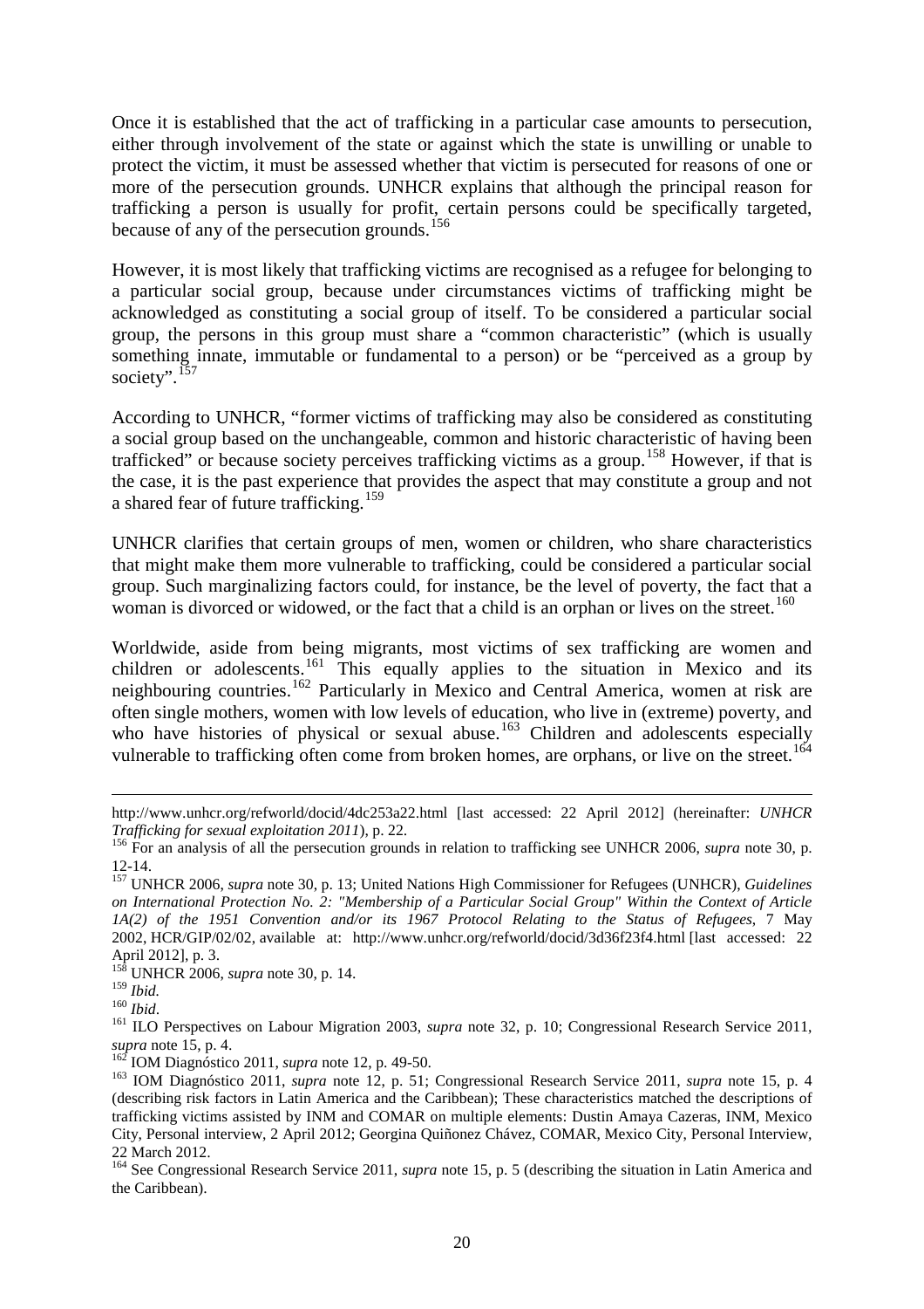Once it is established that the act of trafficking in a particular case amounts to persecution, either through involvement of the state or against which the state is unwilling or unable to protect the victim, it must be assessed whether that victim is persecuted for reasons of one or more of the persecution grounds. UNHCR explains that although the principal reason for trafficking a person is usually for profit, certain persons could be specifically targeted, because of any of the persecution grounds.[156]

However, it is most likely that trafficking victims are recognised as a refugee for belonging to a particular social group, because under circumstances victims of trafficking might be acknowledged as constituting a social group of itself. To be considered a particular social group, the persons in this group must share a "common characteristic" (which is usually something innate, immutable or fundamental to a person) or be "perceived as a group by society".[157]

According to UNHCR, "former victims of trafficking may also be considered as constituting a social group based on the unchangeable, common and historic characteristic of having been trafficked" or because society perceives trafficking victims as a group.[158] However, if that is the case, it is the past experience that provides the aspect that may constitute a group and not a shared fear of future trafficking.[159]

UNHCR clarifies that certain groups of men, women or children, who share characteristics that might make them more vulnerable to trafficking, could be considered a particular social group. Such marginalizing factors could, for instance, be the level of poverty, the fact that a woman is divorced or widowed, or the fact that a child is an orphan or lives on the street.[160]

Worldwide, aside from being migrants, most victims of sex trafficking are women and children or adolescents.[161] This equally applies to the situation in Mexico and its neighbouring countries.[162] Particularly in Mexico and Central America, women at risk are often single mothers, women with low levels of education, who live in (extreme) poverty, and who have histories of physical or sexual abuse.[163] Children and adolescents especially vulnerable to trafficking often come from broken homes, are orphans, or live on the street.[164]

---

http://www.unhcr.org/refworld/docid/4dc253a22.html [last accessed: 22 April 2012] (hereinafter: *UNHCR Trafficking for sexual exploitation 2011*), p. 22.

[156] For an analysis of all the persecution grounds in relation to trafficking see UNHCR 2006, *supra* note 30, p. 12-14.

[157] UNHCR 2006, *supra* note 30, p. 13; United Nations High Commissioner for Refugees (UNHCR), *Guidelines on International Protection No. 2: "Membership of a Particular Social Group" Within the Context of Article 1A(2) of the 1951 Convention and/or its 1967 Protocol Relating to the Status of Refugees*, 7 May 2002, HCR/GIP/02/02, available at: http://www.unhcr.org/refworld/docid/3d36f23f4.html [last accessed: 22 April 2012], p. 3.

[158] UNHCR 2006, *supra* note 30, p. 14.

[159] *Ibid.*

[160] *Ibid*.

[161] ILO Perspectives on Labour Migration 2003, *supra* note 32, p. 10; Congressional Research Service 2011, *supra* note 15, p. 4.

[162] IOM Diagnóstico 2011, *supra* note 12, p. 49-50.

[163] IOM Diagnóstico 2011, *supra* note 12, p. 51; Congressional Research Service 2011, *supra* note 15, p. 4 (describing risk factors in Latin America and the Caribbean); These characteristics matched the descriptions of trafficking victims assisted by INM and COMAR on multiple elements: Dustin Amaya Cazeras, INM, Mexico City, Personal interview, 2 April 2012; Georgina Quiñonez Chávez, COMAR, Mexico City, Personal Interview, 22 March 2012.

[164] See Congressional Research Service 2011, *supra* note 15, p. 5 (describing the situation in Latin America and the Caribbean).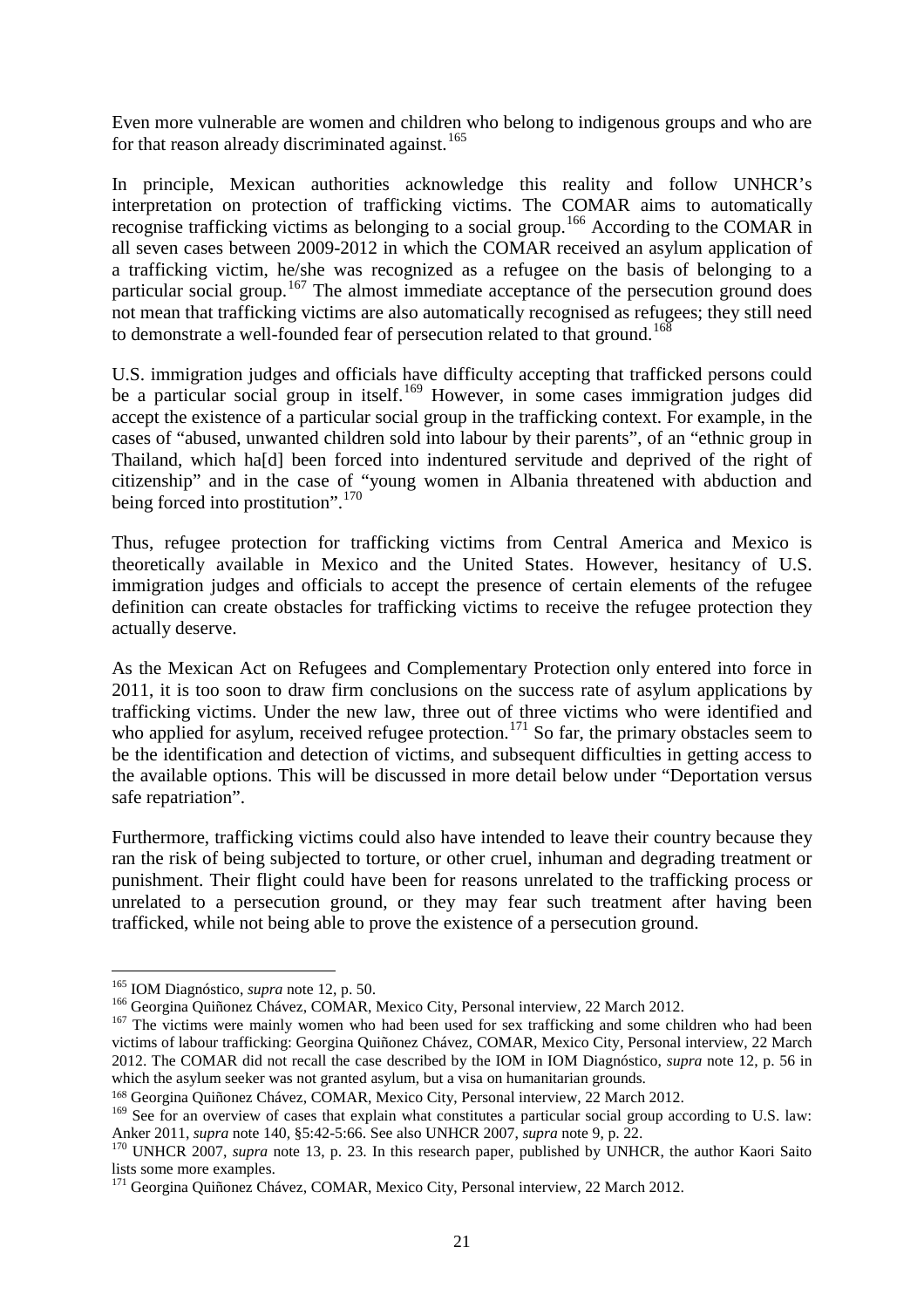Even more vulnerable are women and children who belong to indigenous groups and who are for that reason already discriminated against.[165]

In principle, Mexican authorities acknowledge this reality and follow UNHCR's interpretation on protection of trafficking victims. The COMAR aims to automatically recognise trafficking victims as belonging to a social group.[166] According to the COMAR in all seven cases between 2009-2012 in which the COMAR received an asylum application of a trafficking victim, he/she was recognized as a refugee on the basis of belonging to a particular social group.[167] The almost immediate acceptance of the persecution ground does not mean that trafficking victims are also automatically recognised as refugees; they still need to demonstrate a well-founded fear of persecution related to that ground.[168]

U.S. immigration judges and officials have difficulty accepting that trafficked persons could be a particular social group in itself.[169] However, in some cases immigration judges did accept the existence of a particular social group in the trafficking context. For example, in the cases of "abused, unwanted children sold into labour by their parents", of an "ethnic group in Thailand, which ha[d] been forced into indentured servitude and deprived of the right of citizenship" and in the case of "young women in Albania threatened with abduction and being forced into prostitution".[170]

Thus, refugee protection for trafficking victims from Central America and Mexico is theoretically available in Mexico and the United States. However, hesitancy of U.S. immigration judges and officials to accept the presence of certain elements of the refugee definition can create obstacles for trafficking victims to receive the refugee protection they actually deserve.

As the Mexican Act on Refugees and Complementary Protection only entered into force in 2011, it is too soon to draw firm conclusions on the success rate of asylum applications by trafficking victims. Under the new law, three out of three victims who were identified and who applied for asylum, received refugee protection.[171] So far, the primary obstacles seem to be the identification and detection of victims, and subsequent difficulties in getting access to the available options. This will be discussed in more detail below under "Deportation versus safe repatriation".

Furthermore, trafficking victims could also have intended to leave their country because they ran the risk of being subjected to torture, or other cruel, inhuman and degrading treatment or punishment. Their flight could have been for reasons unrelated to the trafficking process or unrelated to a persecution ground, or they may fear such treatment after having been trafficked, while not being able to prove the existence of a persecution ground.

---

[165] IOM Diagnóstico, *supra* note 12, p. 50.

[166] Georgina Quiñonez Chávez, COMAR, Mexico City, Personal interview, 22 March 2012.

[167] The victims were mainly women who had been used for sex trafficking and some children who had been victims of labour trafficking: Georgina Quiñonez Chávez, COMAR, Mexico City, Personal interview, 22 March 2012. The COMAR did not recall the case described by the IOM in IOM Diagnóstico, *supra* note 12, p. 56 in which the asylum seeker was not granted asylum, but a visa on humanitarian grounds.

[168] Georgina Quiñonez Chávez, COMAR, Mexico City, Personal interview, 22 March 2012.

[169] See for an overview of cases that explain what constitutes a particular social group according to U.S. law: Anker 2011, *supra* note 140, §5:42-5:66. See also UNHCR 2007, *supra* note 9, p. 22.

[170] UNHCR 2007, *supra* note 13, p. 23. In this research paper, published by UNHCR, the author Kaori Saito lists some more examples.

[171] Georgina Quiñonez Chávez, COMAR, Mexico City, Personal interview, 22 March 2012.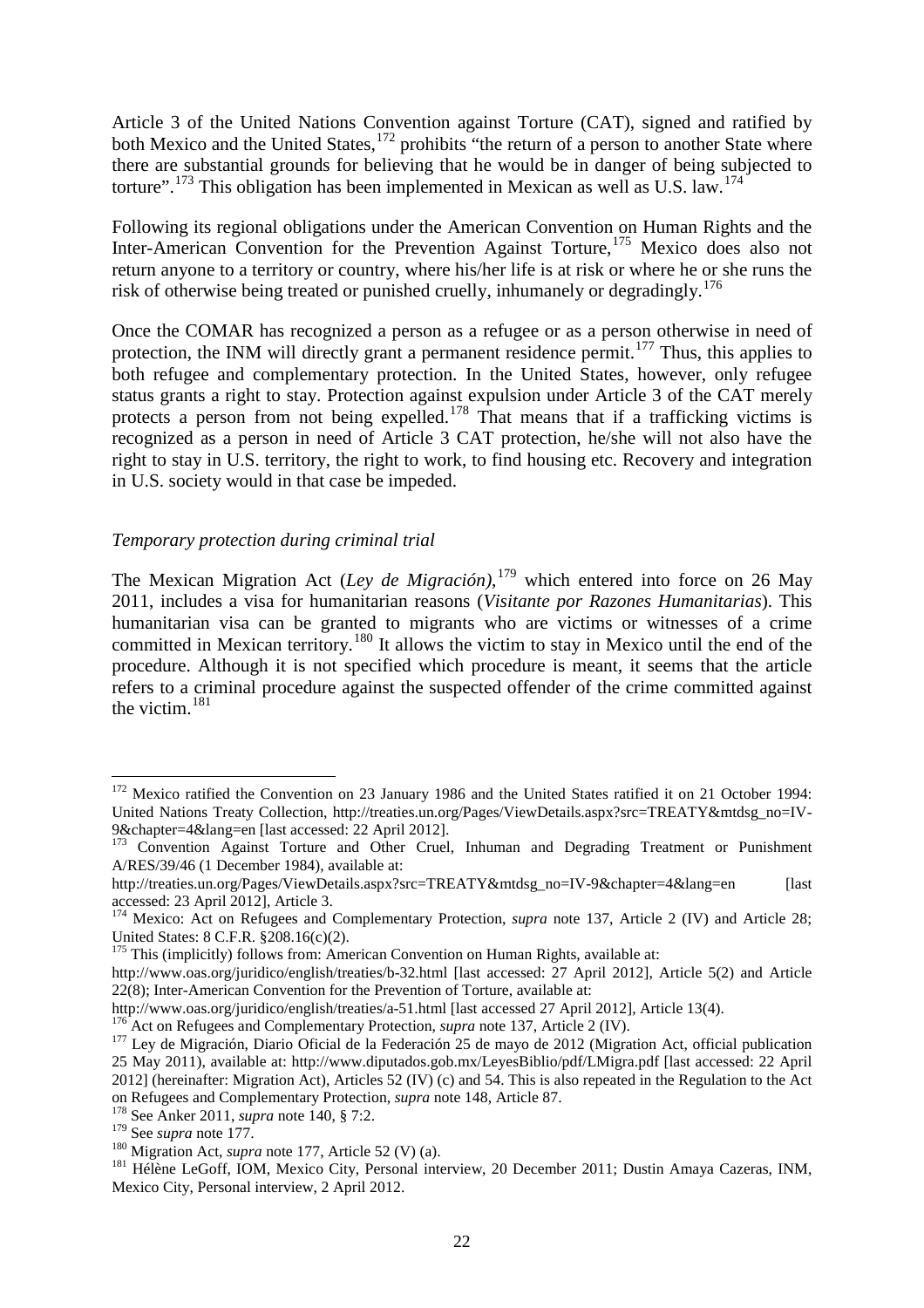Article 3 of the United Nations Convention against Torture (CAT), signed and ratified by both Mexico and the United States,[172] prohibits "the return of a person to another State where there are substantial grounds for believing that he would be in danger of being subjected to torture".[173] This obligation has been implemented in Mexican as well as U.S. law.[174]

Following its regional obligations under the American Convention on Human Rights and the Inter-American Convention for the Prevention Against Torture,[175] Mexico does also not return anyone to a territory or country, where his/her life is at risk or where he or she runs the risk of otherwise being treated or punished cruelly, inhumanely or degradingly.[176]

Once the COMAR has recognized a person as a refugee or as a person otherwise in need of protection, the INM will directly grant a permanent residence permit.[177] Thus, this applies to both refugee and complementary protection. In the United States, however, only refugee status grants a right to stay. Protection against expulsion under Article 3 of the CAT merely protects a person from not being expelled.[178] That means that if a trafficking victims is recognized as a person in need of Article 3 CAT protection, he/she will not also have the right to stay in U.S. territory, the right to work, to find housing etc. Recovery and integration in U.S. society would in that case be impeded.

*Temporary protection during criminal trial*

The Mexican Migration Act (*Ley de Migración)*,[179] which entered into force on 26 May 2011, includes a visa for humanitarian reasons (*Visitante por Razones Humanitarias*). This humanitarian visa can be granted to migrants who are victims or witnesses of a crime committed in Mexican territory.[180] It allows the victim to stay in Mexico until the end of the procedure. Although it is not specified which procedure is meant, it seems that the article refers to a criminal procedure against the suspected offender of the crime committed against the victim.[181]

---

[172] Mexico ratified the Convention on 23 January 1986 and the United States ratified it on 21 October 1994: United Nations Treaty Collection, http://treaties.un.org/Pages/ViewDetails.aspx?src=TREATY&mtdsg_no=IV-9&chapter=4&lang=en [last accessed: 22 April 2012].

[173] Convention Against Torture and Other Cruel, Inhuman and Degrading Treatment or Punishment A/RES/39/46 (1 December 1984), available at: http://treaties.un.org/Pages/ViewDetails.aspx?src=TREATY&mtdsg_no=IV-9&chapter=4&lang=en [last accessed: 23 April 2012], Article 3.

[174] Mexico: Act on Refugees and Complementary Protection, *supra* note 137, Article 2 (IV) and Article 28; United States: 8 C.F.R. §208.16(c)(2).

[175] This (implicitly) follows from: American Convention on Human Rights, available at: http://www.oas.org/juridico/english/treaties/b-32.html [last accessed: 27 April 2012], Article 5(2) and Article 22(8); Inter-American Convention for the Prevention of Torture, available at: http://www.oas.org/juridico/english/treaties/a-51.html [last accessed 27 April 2012], Article 13(4).

[176] Act on Refugees and Complementary Protection, *supra* note 137, Article 2 (IV).

[177] Ley de Migración, Diario Oficial de la Federación 25 de mayo de 2012 (Migration Act, official publication 25 May 2011), available at: http://www.diputados.gob.mx/LeyesBiblio/pdf/LMigra.pdf [last accessed: 22 April 2012] (hereinafter: Migration Act), Articles 52 (IV) (c) and 54. This is also repeated in the Regulation to the Act on Refugees and Complementary Protection, *supra* note 148, Article 87.

[178] See Anker 2011, *supra* note 140, § 7:2.

[179] See *supra* note 177.

[180] Migration Act, *supra* note 177, Article 52 (V) (a).

[181] Hélène LeGoff, IOM, Mexico City, Personal interview, 20 December 2011; Dustin Amaya Cazeras, INM, Mexico City, Personal interview, 2 April 2012.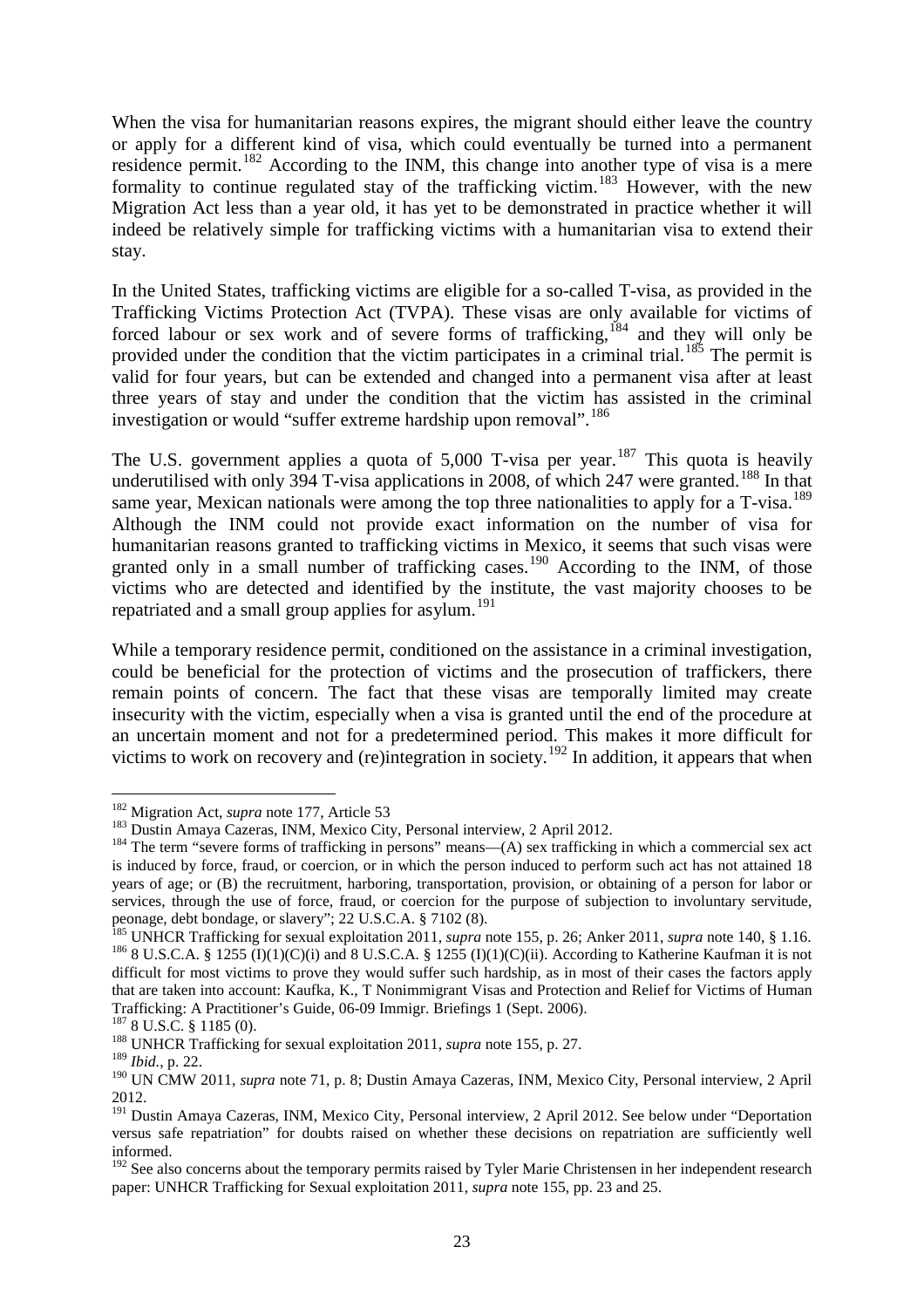When the visa for humanitarian reasons expires, the migrant should either leave the country or apply for a different kind of visa, which could eventually be turned into a permanent residence permit.[182] According to the INM, this change into another type of visa is a mere formality to continue regulated stay of the trafficking victim.[183] However, with the new Migration Act less than a year old, it has yet to be demonstrated in practice whether it will indeed be relatively simple for trafficking victims with a humanitarian visa to extend their stay.

In the United States, trafficking victims are eligible for a so-called T-visa, as provided in the Trafficking Victims Protection Act (TVPA). These visas are only available for victims of forced labour or sex work and of severe forms of trafficking,[184] and they will only be provided under the condition that the victim participates in a criminal trial.[185] The permit is valid for four years, but can be extended and changed into a permanent visa after at least three years of stay and under the condition that the victim has assisted in the criminal investigation or would "suffer extreme hardship upon removal".[186]

The U.S. government applies a quota of 5,000 T-visa per year.[187] This quota is heavily underutilised with only 394 T-visa applications in 2008, of which 247 were granted.[188] In that same year, Mexican nationals were among the top three nationalities to apply for a T-visa.[189] Although the INM could not provide exact information on the number of visa for humanitarian reasons granted to trafficking victims in Mexico, it seems that such visas were granted only in a small number of trafficking cases.[190] According to the INM, of those victims who are detected and identified by the institute, the vast majority chooses to be repatriated and a small group applies for asylum.[191]

While a temporary residence permit, conditioned on the assistance in a criminal investigation, could be beneficial for the protection of victims and the prosecution of traffickers, there remain points of concern. The fact that these visas are temporally limited may create insecurity with the victim, especially when a visa is granted until the end of the procedure at an uncertain moment and not for a predetermined period. This makes it more difficult for victims to work on recovery and (re)integration in society.[192] In addition, it appears that when

---

[182] Migration Act, *supra* note 177, Article 53

[183] Dustin Amaya Cazeras, INM, Mexico City, Personal interview, 2 April 2012.

[184] The term "severe forms of trafficking in persons" means—(A) sex trafficking in which a commercial sex act is induced by force, fraud, or coercion, or in which the person induced to perform such act has not attained 18 years of age; or (B) the recruitment, harboring, transportation, provision, or obtaining of a person for labor or services, through the use of force, fraud, or coercion for the purpose of subjection to involuntary servitude, peonage, debt bondage, or slavery"; 22 U.S.C.A. § 7102 (8).

[185] UNHCR Trafficking for sexual exploitation 2011, *supra* note 155, p. 26; Anker 2011, *supra* note 140, § 1.16.

[186] 8 U.S.C.A. § 1255 (I)(1)(C)(i) and 8 U.S.C.A. § 1255 (I)(1)(C)(ii). According to Katherine Kaufman it is not difficult for most victims to prove they would suffer such hardship, as in most of their cases the factors apply that are taken into account: Kaufka, K., T Nonimmigrant Visas and Protection and Relief for Victims of Human Trafficking: A Practitioner's Guide, 06-09 Immigr. Briefings 1 (Sept. 2006).

[187] 8 U.S.C. § 1185 (0).

[188] UNHCR Trafficking for sexual exploitation 2011, *supra* note 155, p. 27.

[189] *Ibid.*, p. 22.

[190] UN CMW 2011, *supra* note 71, p. 8; Dustin Amaya Cazeras, INM, Mexico City, Personal interview, 2 April 2012.

[191] Dustin Amaya Cazeras, INM, Mexico City, Personal interview, 2 April 2012. See below under "Deportation versus safe repatriation" for doubts raised on whether these decisions on repatriation are sufficiently well informed.

[192] See also concerns about the temporary permits raised by Tyler Marie Christensen in her independent research paper: UNHCR Trafficking for Sexual exploitation 2011, *supra* note 155, pp. 23 and 25.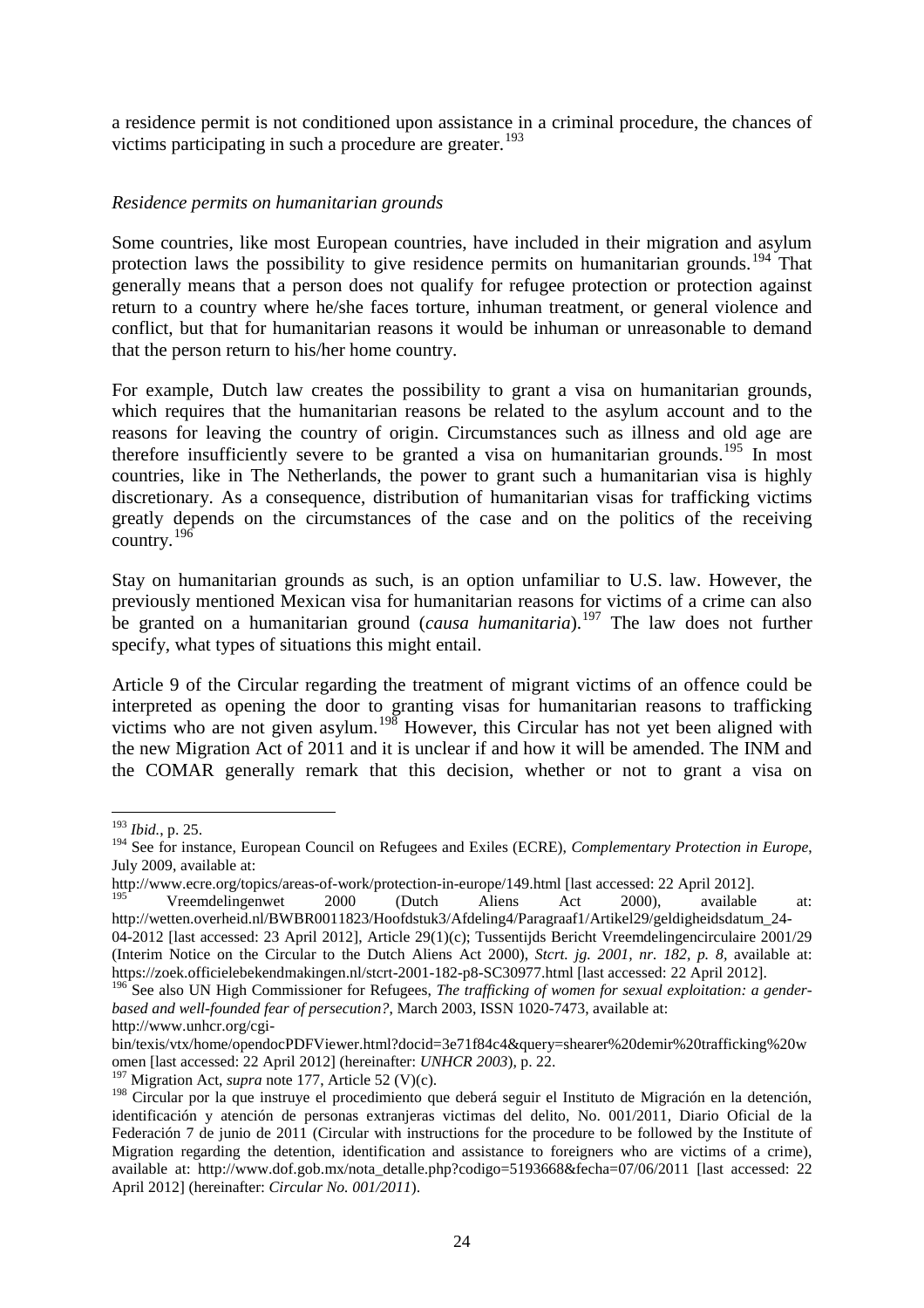a residence permit is not conditioned upon assistance in a criminal procedure, the chances of victims participating in such a procedure are greater.[193]

*Residence permits on humanitarian grounds*

Some countries, like most European countries, have included in their migration and asylum protection laws the possibility to give residence permits on humanitarian grounds.[194] That generally means that a person does not qualify for refugee protection or protection against return to a country where he/she faces torture, inhuman treatment, or general violence and conflict, but that for humanitarian reasons it would be inhuman or unreasonable to demand that the person return to his/her home country.

For example, Dutch law creates the possibility to grant a visa on humanitarian grounds, which requires that the humanitarian reasons be related to the asylum account and to the reasons for leaving the country of origin. Circumstances such as illness and old age are therefore insufficiently severe to be granted a visa on humanitarian grounds.[195] In most countries, like in The Netherlands, the power to grant such a humanitarian visa is highly discretionary. As a consequence, distribution of humanitarian visas for trafficking victims greatly depends on the circumstances of the case and on the politics of the receiving country.[196]

Stay on humanitarian grounds as such, is an option unfamiliar to U.S. law. However, the previously mentioned Mexican visa for humanitarian reasons for victims of a crime can also be granted on a humanitarian ground (*causa humanitaria*).[197] The law does not further specify, what types of situations this might entail.

Article 9 of the Circular regarding the treatment of migrant victims of an offence could be interpreted as opening the door to granting visas for humanitarian reasons to trafficking victims who are not given asylum.[198] However, this Circular has not yet been aligned with the new Migration Act of 2011 and it is unclear if and how it will be amended. The INM and the COMAR generally remark that this decision, whether or not to grant a visa on

---

[193] *Ibid.*, p. 25.

[194] See for instance, European Council on Refugees and Exiles (ECRE), *Complementary Protection in Europe*, July 2009, available at: http://www.ecre.org/topics/areas-of-work/protection-in-europe/149.html [last accessed: 22 April 2012].

[195] Vreemdelingenwet 2000 (Dutch Aliens Act 2000), available at: http://wetten.overheid.nl/BWBR0011823/Hoofdstuk3/Afdeling4/Paragraaf1/Artikel29/geldigheidsdatum_24-04-2012 [last accessed: 23 April 2012], Article 29(1)(c); Tussentijds Bericht Vreemdelingencirculaire 2001/29 (Interim Notice on the Circular to the Dutch Aliens Act 2000), *Stcrt. jg. 2001, nr. 182, p. 8,* available at: https://zoek.officielebekendmakingen.nl/stcrt-2001-182-p8-SC30977.html [last accessed: 22 April 2012].

[196] See also UN High Commissioner for Refugees, *The trafficking of women for sexual exploitation: a gender-based and well-founded fear of persecution?*, March 2003, ISSN 1020-7473, available at: http://www.unhcr.org/cgi-bin/texis/vtx/home/opendocPDFViewer.html?docid=3e71f84c4&query=shearer%20demir%20trafficking%20women [last accessed: 22 April 2012] (hereinafter: *UNHCR 2003*), p. 22.

[197] Migration Act, *supra* note 177, Article 52 (V)(c).

[198] Circular por la que instruye el procedimiento que deberá seguir el Instituto de Migración en la detención, identificación y atención de personas extranjeras victimas del delito, No. 001/2011, Diario Oficial de la Federación 7 de junio de 2011 (Circular with instructions for the procedure to be followed by the Institute of Migration regarding the detention, identification and assistance to foreigners who are victims of a crime), available at: http://www.dof.gob.mx/nota_detalle.php?codigo=5193668&fecha=07/06/2011 [last accessed: 22 April 2012] (hereinafter: *Circular No. 001/2011*).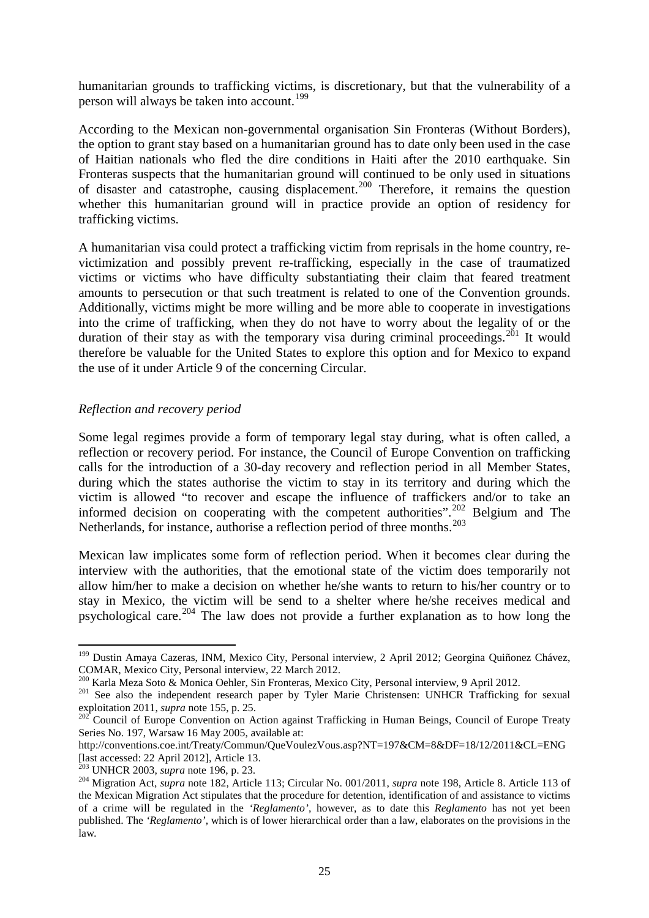humanitarian grounds to trafficking victims, is discretionary, but that the vulnerability of a person will always be taken into account.[199]

According to the Mexican non-governmental organisation Sin Fronteras (Without Borders), the option to grant stay based on a humanitarian ground has to date only been used in the case of Haitian nationals who fled the dire conditions in Haiti after the 2010 earthquake. Sin Fronteras suspects that the humanitarian ground will continued to be only used in situations of disaster and catastrophe, causing displacement.[200] Therefore, it remains the question whether this humanitarian ground will in practice provide an option of residency for trafficking victims.

A humanitarian visa could protect a trafficking victim from reprisals in the home country, re-victimization and possibly prevent re-trafficking, especially in the case of traumatized victims or victims who have difficulty substantiating their claim that feared treatment amounts to persecution or that such treatment is related to one of the Convention grounds. Additionally, victims might be more willing and be more able to cooperate in investigations into the crime of trafficking, when they do not have to worry about the legality of or the duration of their stay as with the temporary visa during criminal proceedings.[201] It would therefore be valuable for the United States to explore this option and for Mexico to expand the use of it under Article 9 of the concerning Circular.

*Reflection and recovery period*

Some legal regimes provide a form of temporary legal stay during, what is often called, a reflection or recovery period. For instance, the Council of Europe Convention on trafficking calls for the introduction of a 30-day recovery and reflection period in all Member States, during which the states authorise the victim to stay in its territory and during which the victim is allowed "to recover and escape the influence of traffickers and/or to take an informed decision on cooperating with the competent authorities".[202] Belgium and The Netherlands, for instance, authorise a reflection period of three months.[203]

Mexican law implicates some form of reflection period. When it becomes clear during the interview with the authorities, that the emotional state of the victim does temporarily not allow him/her to make a decision on whether he/she wants to return to his/her country or to stay in Mexico, the victim will be send to a shelter where he/she receives medical and psychological care.[204] The law does not provide a further explanation as to how long the

---

[199] Dustin Amaya Cazeras, INM, Mexico City, Personal interview, 2 April 2012; Georgina Quiñonez Chávez, COMAR, Mexico City, Personal interview, 22 March 2012.

[200] Karla Meza Soto & Monica Oehler, Sin Fronteras, Mexico City, Personal interview, 9 April 2012.

[201] See also the independent research paper by Tyler Marie Christensen: UNHCR Trafficking for sexual exploitation 2011, *supra* note 155, p. 25.

[202] Council of Europe Convention on Action against Trafficking in Human Beings, Council of Europe Treaty Series No. 197, Warsaw 16 May 2005, available at: http://conventions.coe.int/Treaty/Commun/QueVoulezVous.asp?NT=197&CM=8&DF=18/12/2011&CL=ENG [last accessed: 22 April 2012], Article 13.

[203] UNHCR 2003, *supra* note 196, p. 23.

[204] Migration Act, *supra* note 182, Article 113; Circular No. 001/2011, *supra* note 198, Article 8. Article 113 of the Mexican Migration Act stipulates that the procedure for detention, identification of and assistance to victims of a crime will be regulated in the *'Reglamento'*, however, as to date this *Reglamento* has not yet been published. The *'Reglamento'*, which is of lower hierarchical order than a law, elaborates on the provisions in the law.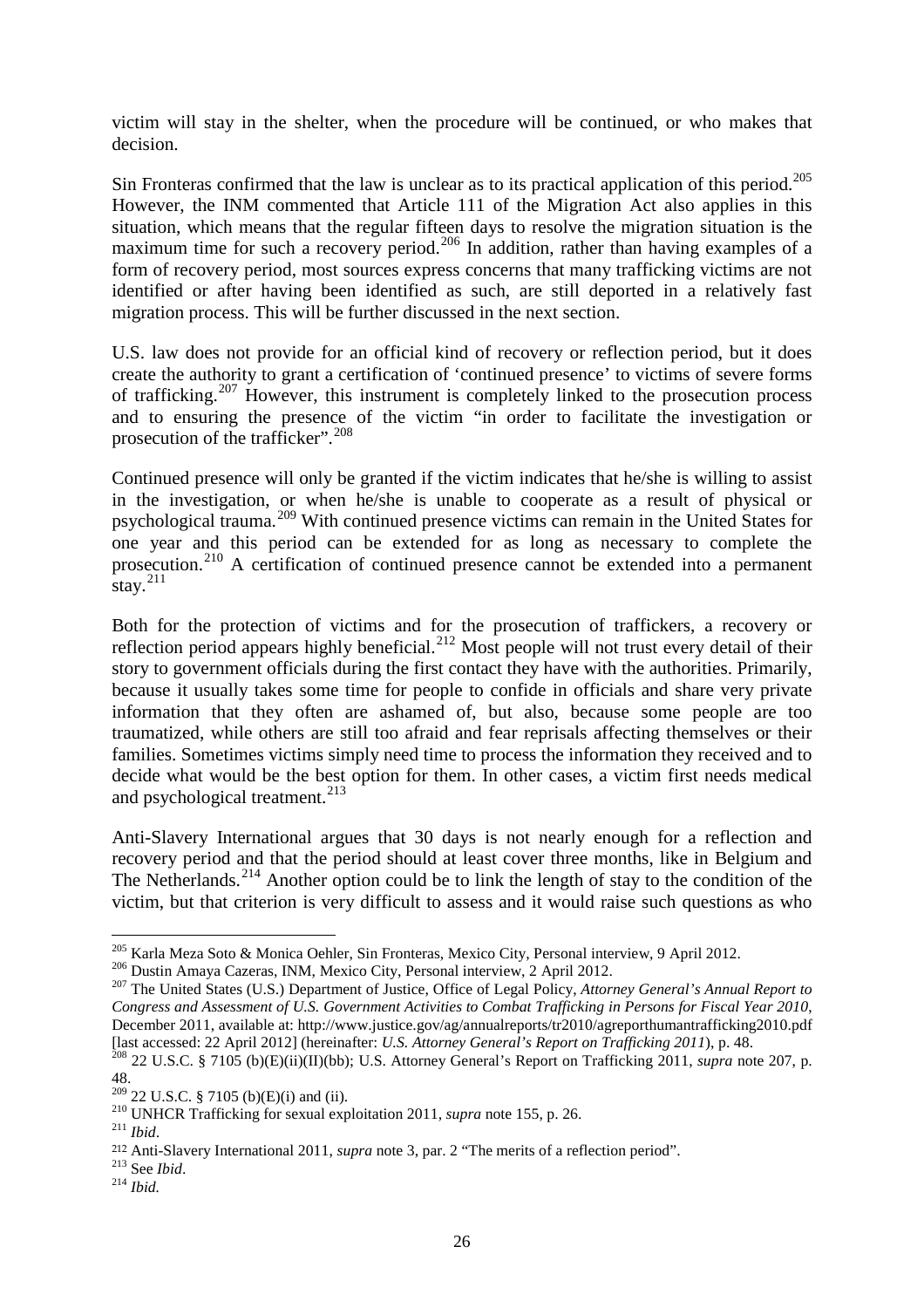victim will stay in the shelter, when the procedure will be continued, or who makes that decision.

Sin Fronteras confirmed that the law is unclear as to its practical application of this period.[205] However, the INM commented that Article 111 of the Migration Act also applies in this situation, which means that the regular fifteen days to resolve the migration situation is the maximum time for such a recovery period.[206] In addition, rather than having examples of a form of recovery period, most sources express concerns that many trafficking victims are not identified or after having been identified as such, are still deported in a relatively fast migration process. This will be further discussed in the next section.

U.S. law does not provide for an official kind of recovery or reflection period, but it does create the authority to grant a certification of 'continued presence' to victims of severe forms of trafficking.[207] However, this instrument is completely linked to the prosecution process and to ensuring the presence of the victim "in order to facilitate the investigation or prosecution of the trafficker".[208]

Continued presence will only be granted if the victim indicates that he/she is willing to assist in the investigation, or when he/she is unable to cooperate as a result of physical or psychological trauma.[209] With continued presence victims can remain in the United States for one year and this period can be extended for as long as necessary to complete the prosecution.[210] A certification of continued presence cannot be extended into a permanent stay.[211]

Both for the protection of victims and for the prosecution of traffickers, a recovery or reflection period appears highly beneficial.[212] Most people will not trust every detail of their story to government officials during the first contact they have with the authorities. Primarily, because it usually takes some time for people to confide in officials and share very private information that they often are ashamed of, but also, because some people are too traumatized, while others are still too afraid and fear reprisals affecting themselves or their families. Sometimes victims simply need time to process the information they received and to decide what would be the best option for them. In other cases, a victim first needs medical and psychological treatment.[213]

Anti-Slavery International argues that 30 days is not nearly enough for a reflection and recovery period and that the period should at least cover three months, like in Belgium and The Netherlands.[214] Another option could be to link the length of stay to the condition of the victim, but that criterion is very difficult to assess and it would raise such questions as who

---

[205] Karla Meza Soto & Monica Oehler, Sin Fronteras, Mexico City, Personal interview, 9 April 2012.

[206] Dustin Amaya Cazeras, INM, Mexico City, Personal interview, 2 April 2012.

[207] The United States (U.S.) Department of Justice, Office of Legal Policy, *Attorney General's Annual Report to Congress and Assessment of U.S. Government Activities to Combat Trafficking in Persons for Fiscal Year 2010*, December 2011, available at: http://www.justice.gov/ag/annualreports/tr2010/agreporthumantrafficking2010.pdf [last accessed: 22 April 2012] (hereinafter: *U.S. Attorney General's Report on Trafficking 2011*), p. 48.

[208] 22 U.S.C. § 7105 (b)(E)(ii)(II)(bb); U.S. Attorney General's Report on Trafficking 2011, *supra* note 207, p. 48.

[209] 22 U.S.C. § 7105 (b)(E)(i) and (ii).

[210] UNHCR Trafficking for sexual exploitation 2011, *supra* note 155, p. 26.

[211] *Ibid*.

[212] Anti-Slavery International 2011, *supra* note 3, par. 2 "The merits of a reflection period".

[213] See *Ibid*.

[214] *Ibid.*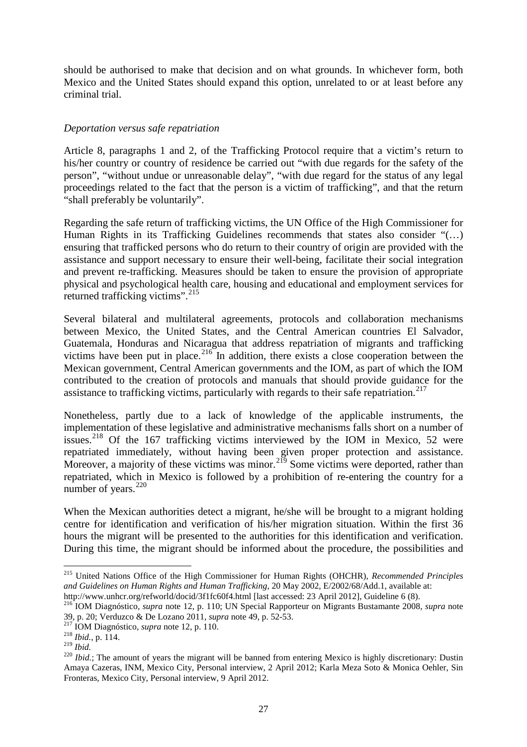should be authorised to make that decision and on what grounds. In whichever form, both Mexico and the United States should expand this option, unrelated to or at least before any criminal trial.

*Deportation versus safe repatriation*

Article 8, paragraphs 1 and 2, of the Trafficking Protocol require that a victim's return to his/her country or country of residence be carried out "with due regards for the safety of the person", "without undue or unreasonable delay", "with due regard for the status of any legal proceedings related to the fact that the person is a victim of trafficking", and that the return "shall preferably be voluntarily".

Regarding the safe return of trafficking victims, the UN Office of the High Commissioner for Human Rights in its Trafficking Guidelines recommends that states also consider "(…) ensuring that trafficked persons who do return to their country of origin are provided with the assistance and support necessary to ensure their well-being, facilitate their social integration and prevent re-trafficking. Measures should be taken to ensure the provision of appropriate physical and psychological health care, housing and educational and employment services for returned trafficking victims".[215]

Several bilateral and multilateral agreements, protocols and collaboration mechanisms between Mexico, the United States, and the Central American countries El Salvador, Guatemala, Honduras and Nicaragua that address repatriation of migrants and trafficking victims have been put in place.[216] In addition, there exists a close cooperation between the Mexican government, Central American governments and the IOM, as part of which the IOM contributed to the creation of protocols and manuals that should provide guidance for the assistance to trafficking victims, particularly with regards to their safe repatriation.[217]

Nonetheless, partly due to a lack of knowledge of the applicable instruments, the implementation of these legislative and administrative mechanisms falls short on a number of issues.[218] Of the 167 trafficking victims interviewed by the IOM in Mexico, 52 were repatriated immediately, without having been given proper protection and assistance. Moreover, a majority of these victims was minor.[219] Some victims were deported, rather than repatriated, which in Mexico is followed by a prohibition of re-entering the country for a number of years.[220]

When the Mexican authorities detect a migrant, he/she will be brought to a migrant holding centre for identification and verification of his/her migration situation. Within the first 36 hours the migrant will be presented to the authorities for this identification and verification. During this time, the migrant should be informed about the procedure, the possibilities and

---

[215] United Nations Office of the High Commissioner for Human Rights (OHCHR), *Recommended Principles and Guidelines on Human Rights and Human Trafficking*, 20 May 2002, E/2002/68/Add.1, available at: http://www.unhcr.org/refworld/docid/3f1fc60f4.html [last accessed: 23 April 2012], Guideline 6 (8).

[216] IOM Diagnóstico, *supra* note 12, p. 110; UN Special Rapporteur on Migrants Bustamante 2008, *supra* note 39, p. 20; Verduzco & De Lozano 2011, *supra* note 49, p. 52-53.

[217] IOM Diagnóstico, *supra* note 12, p. 110.

[218] *Ibid.*, p. 114.

[219] *Ibid.*

[220] *Ibid.*; The amount of years the migrant will be banned from entering Mexico is highly discretionary: Dustin Amaya Cazeras, INM, Mexico City, Personal interview, 2 April 2012; Karla Meza Soto & Monica Oehler, Sin Fronteras, Mexico City, Personal interview, 9 April 2012.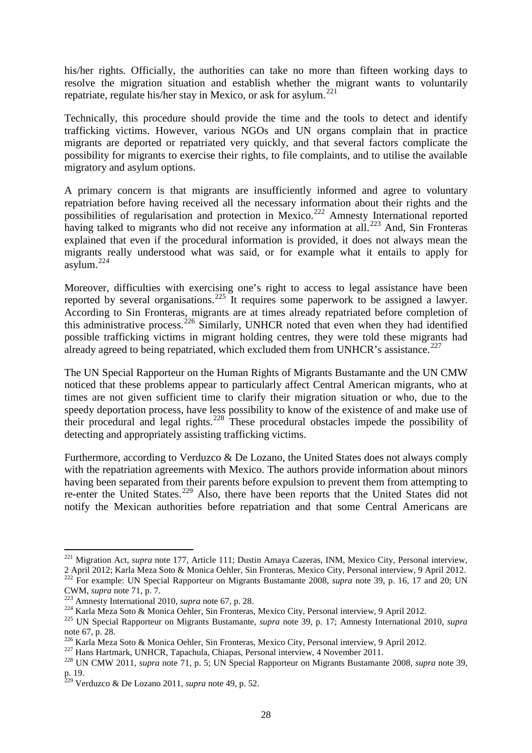his/her rights. Officially, the authorities can take no more than fifteen working days to resolve the migration situation and establish whether the migrant wants to voluntarily repatriate, regulate his/her stay in Mexico, or ask for asylum.[221]

Technically, this procedure should provide the time and the tools to detect and identify trafficking victims. However, various NGOs and UN organs complain that in practice migrants are deported or repatriated very quickly, and that several factors complicate the possibility for migrants to exercise their rights, to file complaints, and to utilise the available migratory and asylum options.

A primary concern is that migrants are insufficiently informed and agree to voluntary repatriation before having received all the necessary information about their rights and the possibilities of regularisation and protection in Mexico.[222] Amnesty International reported having talked to migrants who did not receive any information at all.[223] And, Sin Fronteras explained that even if the procedural information is provided, it does not always mean the migrants really understood what was said, or for example what it entails to apply for asylum.[224]

Moreover, difficulties with exercising one's right to access to legal assistance have been reported by several organisations.[225] It requires some paperwork to be assigned a lawyer. According to Sin Fronteras, migrants are at times already repatriated before completion of this administrative process.[226] Similarly, UNHCR noted that even when they had identified possible trafficking victims in migrant holding centres, they were told these migrants had already agreed to being repatriated, which excluded them from UNHCR's assistance.[227]

The UN Special Rapporteur on the Human Rights of Migrants Bustamante and the UN CMW noticed that these problems appear to particularly affect Central American migrants, who at times are not given sufficient time to clarify their migration situation or who, due to the speedy deportation process, have less possibility to know of the existence of and make use of their procedural and legal rights.[228] These procedural obstacles impede the possibility of detecting and appropriately assisting trafficking victims.

Furthermore, according to Verduzco & De Lozano, the United States does not always comply with the repatriation agreements with Mexico. The authors provide information about minors having been separated from their parents before expulsion to prevent them from attempting to re-enter the United States.[229] Also, there have been reports that the United States did not notify the Mexican authorities before repatriation and that some Central Americans are

---

[221] Migration Act, *supra* note 177, Article 111; Dustin Amaya Cazeras, INM, Mexico City, Personal interview, 2 April 2012; Karla Meza Soto & Monica Oehler, Sin Fronteras, Mexico City, Personal interview, 9 April 2012.

[222] For example: UN Special Rapporteur on Migrants Bustamante 2008, *supra* note 39, p. 16, 17 and 20; UN CWM, *supra* note 71, p. 7.

[223] Amnesty International 2010, *supra* note 67, p. 28.

[224] Karla Meza Soto & Monica Oehler, Sin Fronteras, Mexico City, Personal interview, 9 April 2012.

[225] UN Special Rapporteur on Migrants Bustamante, *supra* note 39, p. 17; Amnesty International 2010, *supra* note 67, p. 28.

[226] Karla Meza Soto & Monica Oehler, Sin Fronteras, Mexico City, Personal interview, 9 April 2012.

[227] Hans Hartmark, UNHCR, Tapachula, Chiapas, Personal interview, 4 November 2011.

[228] UN CMW 2011, *supra* note 71, p. 5; UN Special Rapporteur on Migrants Bustamante 2008, *supra* note 39, p. 19.

[229] Verduzco & De Lozano 2011, *supra* note 49, p. 52.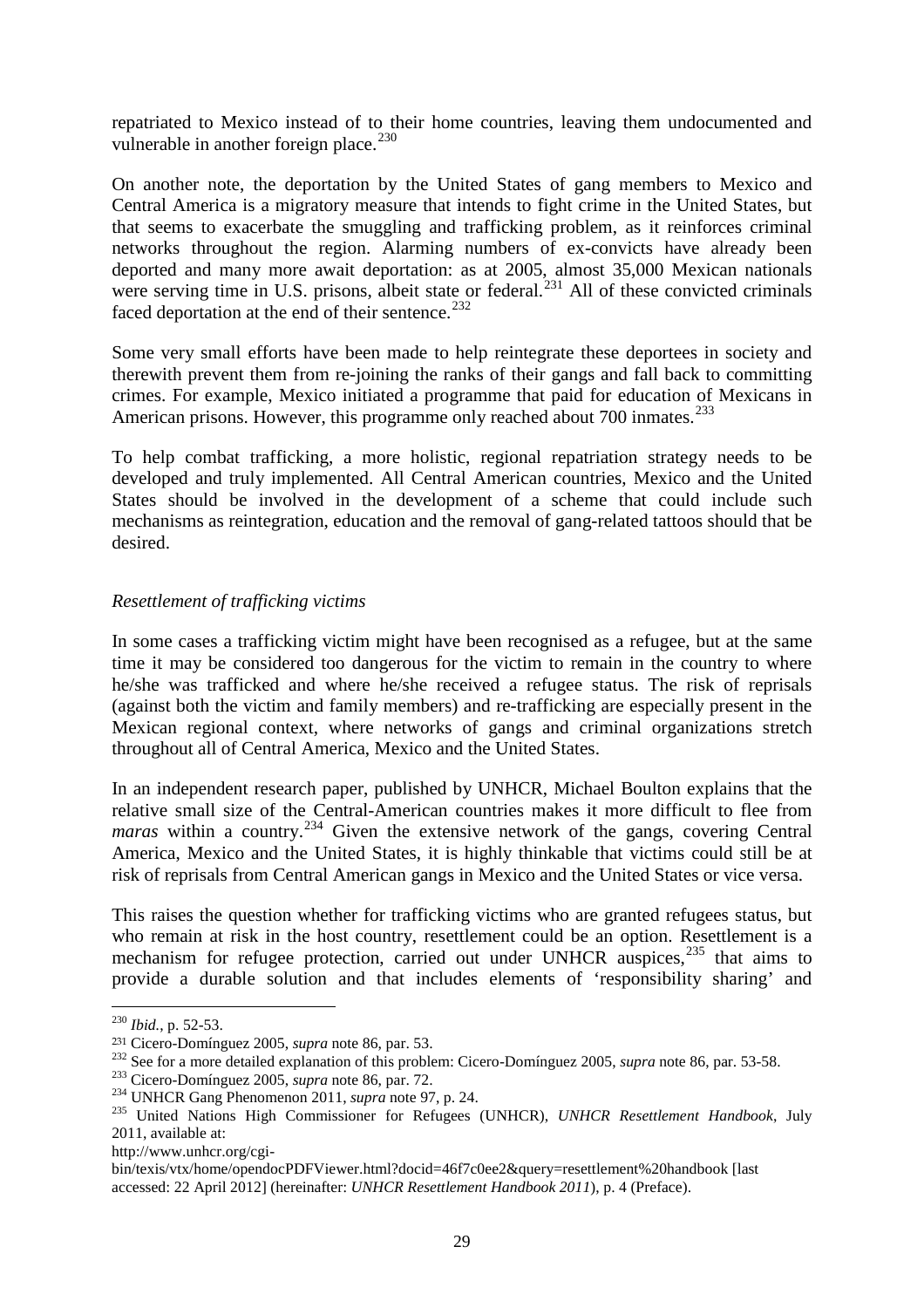repatriated to Mexico instead of to their home countries, leaving them undocumented and vulnerable in another foreign place.[230]

On another note, the deportation by the United States of gang members to Mexico and Central America is a migratory measure that intends to fight crime in the United States, but that seems to exacerbate the smuggling and trafficking problem, as it reinforces criminal networks throughout the region. Alarming numbers of ex-convicts have already been deported and many more await deportation: as at 2005, almost 35,000 Mexican nationals were serving time in U.S. prisons, albeit state or federal.[231] All of these convicted criminals faced deportation at the end of their sentence.[232]

Some very small efforts have been made to help reintegrate these deportees in society and therewith prevent them from re-joining the ranks of their gangs and fall back to committing crimes. For example, Mexico initiated a programme that paid for education of Mexicans in American prisons. However, this programme only reached about 700 inmates.[233]

To help combat trafficking, a more holistic, regional repatriation strategy needs to be developed and truly implemented. All Central American countries, Mexico and the United States should be involved in the development of a scheme that could include such mechanisms as reintegration, education and the removal of gang-related tattoos should that be desired.

*Resettlement of trafficking victims*

In some cases a trafficking victim might have been recognised as a refugee, but at the same time it may be considered too dangerous for the victim to remain in the country to where he/she was trafficked and where he/she received a refugee status. The risk of reprisals (against both the victim and family members) and re-trafficking are especially present in the Mexican regional context, where networks of gangs and criminal organizations stretch throughout all of Central America, Mexico and the United States.

In an independent research paper, published by UNHCR, Michael Boulton explains that the relative small size of the Central-American countries makes it more difficult to flee from *maras* within a country.[234] Given the extensive network of the gangs, covering Central America, Mexico and the United States, it is highly thinkable that victims could still be at risk of reprisals from Central American gangs in Mexico and the United States or vice versa.

This raises the question whether for trafficking victims who are granted refugees status, but who remain at risk in the host country, resettlement could be an option. Resettlement is a mechanism for refugee protection, carried out under UNHCR auspices,[235] that aims to provide a durable solution and that includes elements of 'responsibility sharing' and

---

[230] *Ibid.*, p. 52-53.

[231] Cicero-Domínguez 2005, *supra* note 86, par. 53.

[232] See for a more detailed explanation of this problem: Cicero-Domínguez 2005, *supra* note 86, par. 53-58.

[233] Cicero-Domínguez 2005, *supra* note 86, par. 72.

[234] UNHCR Gang Phenomenon 2011, *supra* note 97, p. 24.

[235] United Nations High Commissioner for Refugees (UNHCR), *UNHCR Resettlement Handbook*, July 2011, available at: http://www.unhcr.org/cgi-bin/texis/vtx/home/opendocPDFViewer.html?docid=46f7c0ee2&query=resettlement%20handbook [last accessed: 22 April 2012] (hereinafter: *UNHCR Resettlement Handbook 2011*), p. 4 (Preface).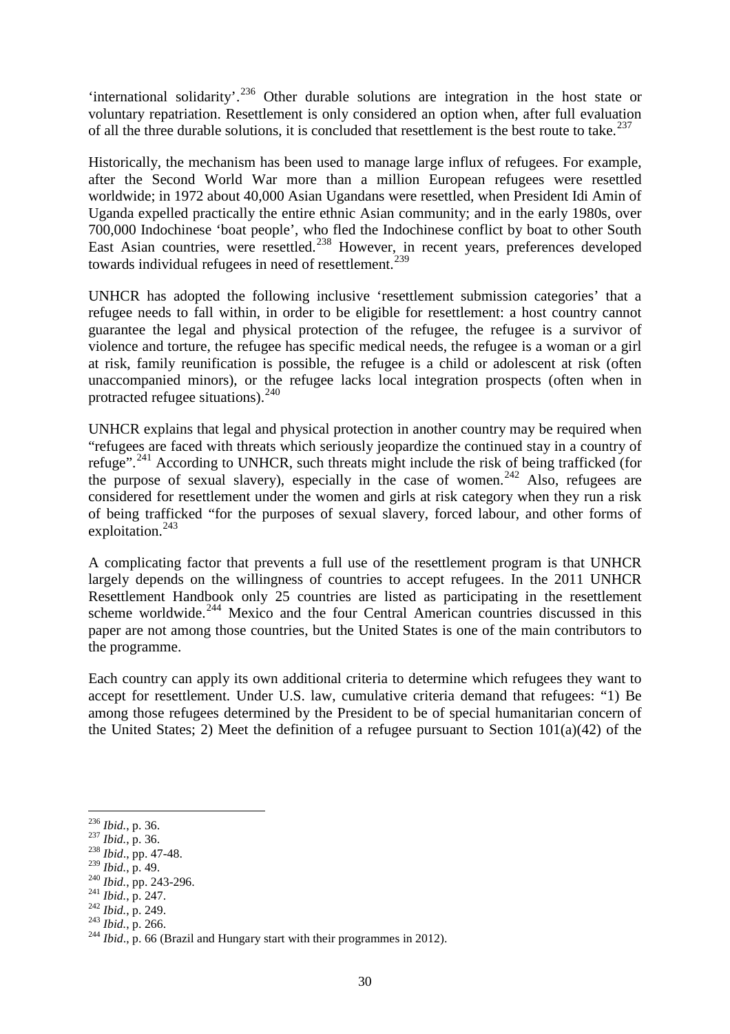'international solidarity'.[236] Other durable solutions are integration in the host state or voluntary repatriation. Resettlement is only considered an option when, after full evaluation of all the three durable solutions, it is concluded that resettlement is the best route to take.[237]

Historically, the mechanism has been used to manage large influx of refugees. For example, after the Second World War more than a million European refugees were resettled worldwide; in 1972 about 40,000 Asian Ugandans were resettled, when President Idi Amin of Uganda expelled practically the entire ethnic Asian community; and in the early 1980s, over 700,000 Indochinese 'boat people', who fled the Indochinese conflict by boat to other South East Asian countries, were resettled.[238] However, in recent years, preferences developed towards individual refugees in need of resettlement.[239]

UNHCR has adopted the following inclusive 'resettlement submission categories' that a refugee needs to fall within, in order to be eligible for resettlement: a host country cannot guarantee the legal and physical protection of the refugee, the refugee is a survivor of violence and torture, the refugee has specific medical needs, the refugee is a woman or a girl at risk, family reunification is possible, the refugee is a child or adolescent at risk (often unaccompanied minors), or the refugee lacks local integration prospects (often when in protracted refugee situations).[240]

UNHCR explains that legal and physical protection in another country may be required when "refugees are faced with threats which seriously jeopardize the continued stay in a country of refuge".[241] According to UNHCR, such threats might include the risk of being trafficked (for the purpose of sexual slavery), especially in the case of women.[242] Also, refugees are considered for resettlement under the women and girls at risk category when they run a risk of being trafficked "for the purposes of sexual slavery, forced labour, and other forms of exploitation.[243]

A complicating factor that prevents a full use of the resettlement program is that UNHCR largely depends on the willingness of countries to accept refugees. In the 2011 UNHCR Resettlement Handbook only 25 countries are listed as participating in the resettlement scheme worldwide.[244] Mexico and the four Central American countries discussed in this paper are not among those countries, but the United States is one of the main contributors to the programme.

Each country can apply its own additional criteria to determine which refugees they want to accept for resettlement. Under U.S. law, cumulative criteria demand that refugees: "1) Be among those refugees determined by the President to be of special humanitarian concern of the United States; 2) Meet the definition of a refugee pursuant to Section 101(a)(42) of the

---

[236] *Ibid.*, p. 36.
[237] *Ibid.*, p. 36.
[238] *Ibid*., pp. 47-48.
[239] *Ibid.*, p. 49.
[240] *Ibid.*, pp. 243-296.
[241] *Ibid.*, p. 247.
[242] *Ibid.*, p. 249.
[243] *Ibid.*, p. 266.
[244] *Ibid*., p. 66 (Brazil and Hungary start with their programmes in 2012).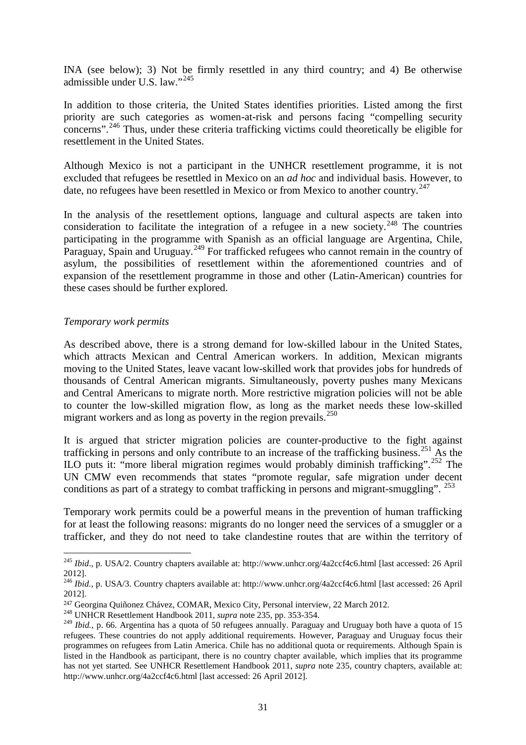INA (see below); 3) Not be firmly resettled in any third country; and 4) Be otherwise admissible under U.S. law."[245]

In addition to those criteria, the United States identifies priorities. Listed among the first priority are such categories as women-at-risk and persons facing "compelling security concerns".[246] Thus, under these criteria trafficking victims could theoretically be eligible for resettlement in the United States.

Although Mexico is not a participant in the UNHCR resettlement programme, it is not excluded that refugees be resettled in Mexico on an *ad hoc* and individual basis. However, to date, no refugees have been resettled in Mexico or from Mexico to another country.[247]

In the analysis of the resettlement options, language and cultural aspects are taken into consideration to facilitate the integration of a refugee in a new society.[248] The countries participating in the programme with Spanish as an official language are Argentina, Chile, Paraguay, Spain and Uruguay.[249] For trafficked refugees who cannot remain in the country of asylum, the possibilities of resettlement within the aforementioned countries and of expansion of the resettlement programme in those and other (Latin-American) countries for these cases should be further explored.

*Temporary work permits*

As described above, there is a strong demand for low-skilled labour in the United States, which attracts Mexican and Central American workers. In addition, Mexican migrants moving to the United States, leave vacant low-skilled work that provides jobs for hundreds of thousands of Central American migrants. Simultaneously, poverty pushes many Mexicans and Central Americans to migrate north. More restrictive migration policies will not be able to counter the low-skilled migration flow, as long as the market needs these low-skilled migrant workers and as long as poverty in the region prevails.[250]

It is argued that stricter migration policies are counter-productive to the fight against trafficking in persons and only contribute to an increase of the trafficking business.[251] As the ILO puts it: "more liberal migration regimes would probably diminish trafficking".[252] The UN CMW even recommends that states "promote regular, safe migration under decent conditions as part of a strategy to combat trafficking in persons and migrant-smuggling". [253]

Temporary work permits could be a powerful means in the prevention of human trafficking for at least the following reasons: migrants do no longer need the services of a smuggler or a trafficker, and they do not need to take clandestine routes that are within the territory of

---

[245] *Ibid*., p. USA/2. Country chapters available at: http://www.unhcr.org/4a2ccf4c6.html [last accessed: 26 April 2012].

[246] *Ibid.*, p. USA/3. Country chapters available at: http://www.unhcr.org/4a2ccf4c6.html [last accessed: 26 April 2012].

[247] Georgina Quiñonez Chávez, COMAR, Mexico City, Personal interview, 22 March 2012.

[248] UNHCR Resettlement Handbook 2011, *supra* note 235, pp. 353-354.

[249] *Ibid.*, p. 66. Argentina has a quota of 50 refugees annually. Paraguay and Uruguay both have a quota of 15 refugees. These countries do not apply additional requirements. However, Paraguay and Uruguay focus their programmes on refugees from Latin America. Chile has no additional quota or requirements. Although Spain is listed in the Handbook as participant, there is no country chapter available, which implies that its programme has not yet started. See UNHCR Resettlement Handbook 2011, *supra* note 235, country chapters, available at: http://www.unhcr.org/4a2ccf4c6.html [last accessed: 26 April 2012].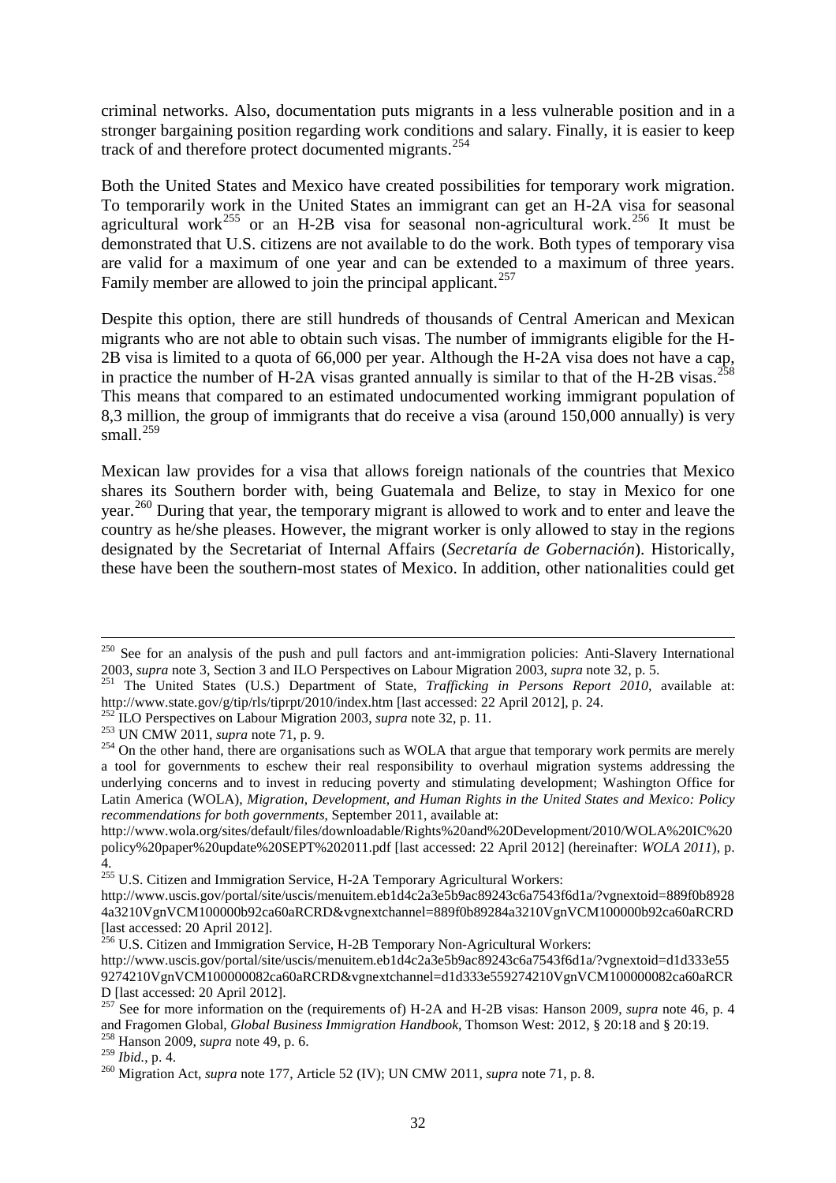criminal networks. Also, documentation puts migrants in a less vulnerable position and in a stronger bargaining position regarding work conditions and salary. Finally, it is easier to keep track of and therefore protect documented migrants.[254]

Both the United States and Mexico have created possibilities for temporary work migration. To temporarily work in the United States an immigrant can get an H-2A visa for seasonal agricultural work[255] or an H-2B visa for seasonal non-agricultural work.[256] It must be demonstrated that U.S. citizens are not available to do the work. Both types of temporary visa are valid for a maximum of one year and can be extended to a maximum of three years. Family member are allowed to join the principal applicant.[257]

Despite this option, there are still hundreds of thousands of Central American and Mexican migrants who are not able to obtain such visas. The number of immigrants eligible for the H-2B visa is limited to a quota of 66,000 per year. Although the H-2A visa does not have a cap, in practice the number of H-2A visas granted annually is similar to that of the H-2B visas.[258] This means that compared to an estimated undocumented working immigrant population of 8,3 million, the group of immigrants that do receive a visa (around 150,000 annually) is very small.[259]

Mexican law provides for a visa that allows foreign nationals of the countries that Mexico shares its Southern border with, being Guatemala and Belize, to stay in Mexico for one year.[260] During that year, the temporary migrant is allowed to work and to enter and leave the country as he/she pleases. However, the migrant worker is only allowed to stay in the regions designated by the Secretariat of Internal Affairs (*Secretaría de Gobernación*). Historically, these have been the southern-most states of Mexico. In addition, other nationalities could get

---

[250] See for an analysis of the push and pull factors and ant-immigration policies: Anti-Slavery International 2003, *supra* note 3, Section 3 and ILO Perspectives on Labour Migration 2003, *supra* note 32, p. 5.

[251] The United States (U.S.) Department of State, *Trafficking in Persons Report 2010*, available at: http://www.state.gov/g/tip/rls/tiprpt/2010/index.htm [last accessed: 22 April 2012], p. 24.

[252] ILO Perspectives on Labour Migration 2003, *supra* note 32, p. 11.

[253] UN CMW 2011, *supra* note 71, p. 9.

[254] On the other hand, there are organisations such as WOLA that argue that temporary work permits are merely a tool for governments to eschew their real responsibility to overhaul migration systems addressing the underlying concerns and to invest in reducing poverty and stimulating development; Washington Office for Latin America (WOLA), *Migration, Development, and Human Rights in the United States and Mexico: Policy recommendations for both governments*, September 2011, available at: http://www.wola.org/sites/default/files/downloadable/Rights%20and%20Development/2010/WOLA%20IC%20policy%20paper%20update%20SEPT%202011.pdf [last accessed: 22 April 2012] (hereinafter: *WOLA 2011*), p. 4.

[255] U.S. Citizen and Immigration Service, H-2A Temporary Agricultural Workers: http://www.uscis.gov/portal/site/uscis/menuitem.eb1d4c2a3e5b9ac89243c6a7543f6d1a/?vgnextoid=889f0b89284a3210VgnVCM100000b92ca60aRCRD&vgnextchannel=889f0b89284a3210VgnVCM100000b92ca60aRCRD [last accessed: 20 April 2012].

[256] U.S. Citizen and Immigration Service, H-2B Temporary Non-Agricultural Workers: http://www.uscis.gov/portal/site/uscis/menuitem.eb1d4c2a3e5b9ac89243c6a7543f6d1a/?vgnextoid=d1d333e559274210VgnVCM100000082ca60aRCRD&vgnextchannel=d1d333e559274210VgnVCM100000082ca60aRCRD [last accessed: 20 April 2012].

[257] See for more information on the (requirements of) H-2A and H-2B visas: Hanson 2009, *supra* note 46, p. 4 and Fragomen Global, *Global Business Immigration Handbook*, Thomson West: 2012, § 20:18 and § 20:19.

[258] Hanson 2009, *supra* note 49, p. 6.

[259] *Ibid.*, p. 4.

[260] Migration Act, *supra* note 177, Article 52 (IV); UN CMW 2011, *supra* note 71, p. 8.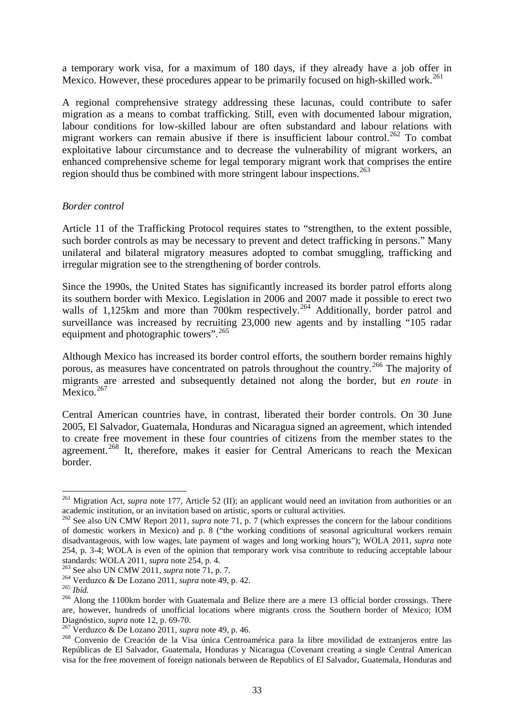a temporary work visa, for a maximum of 180 days, if they already have a job offer in Mexico. However, these procedures appear to be primarily focused on high-skilled work.[261]

A regional comprehensive strategy addressing these lacunas, could contribute to safer migration as a means to combat trafficking. Still, even with documented labour migration, labour conditions for low-skilled labour are often substandard and labour relations with migrant workers can remain abusive if there is insufficient labour control.[262] To combat exploitative labour circumstance and to decrease the vulnerability of migrant workers, an enhanced comprehensive scheme for legal temporary migrant work that comprises the entire region should thus be combined with more stringent labour inspections.[263]

*Border control*

Article 11 of the Trafficking Protocol requires states to "strengthen, to the extent possible, such border controls as may be necessary to prevent and detect trafficking in persons." Many unilateral and bilateral migratory measures adopted to combat smuggling, trafficking and irregular migration see to the strengthening of border controls.

Since the 1990s, the United States has significantly increased its border patrol efforts along its southern border with Mexico. Legislation in 2006 and 2007 made it possible to erect two walls of 1,125km and more than 700km respectively.[264] Additionally, border patrol and surveillance was increased by recruiting 23,000 new agents and by installing "105 radar equipment and photographic towers".[265]

Although Mexico has increased its border control efforts, the southern border remains highly porous, as measures have concentrated on patrols throughout the country.[266] The majority of migrants are arrested and subsequently detained not along the border, but *en route* in Mexico.[267]

Central American countries have, in contrast, liberated their border controls. On 30 June 2005, El Salvador, Guatemala, Honduras and Nicaragua signed an agreement, which intended to create free movement in these four countries of citizens from the member states to the agreement.[268] It, therefore, makes it easier for Central Americans to reach the Mexican border.

---

[261] Migration Act, *supra* note 177, Article 52 (II); an applicant would need an invitation from authorities or an academic institution, or an invitation based on artistic, sports or cultural activities.

[262] See also UN CMW Report 2011, *supra* note 71, p. 7 (which expresses the concern for the labour conditions of domestic workers in Mexico) and p. 8 ("the working conditions of seasonal agricultural workers remain disadvantageous, with low wages, late payment of wages and long working hours"); WOLA 2011, *supra* note 254, p. 3-4; WOLA is even of the opinion that temporary work visa contribute to reducing acceptable labour standards: WOLA 2011, *supra* note 254, p. 4.

[263] See also UN CMW 2011, *supra* note 71, p. 7.

[264] Verduzco & De Lozano 2011, *supra* note 49, p. 42.

[265] *Ibid.*

[266] Along the 1100km border with Guatemala and Belize there are a mere 13 official border crossings. There are, however, hundreds of unofficial locations where migrants cross the Southern border of Mexico; IOM Diagnóstico, *supra* note 12, p. 69-70.

[267] Verduzco & De Lozano 2011, *supra* note 49, p. 46.

[268] Convenio de Creación de la Visa única Centroamérica para la libre movilidad de extranjeros entre las Repúblicas de El Salvador, Guatemala, Honduras y Nicaragua (Covenant creating a single Central American visa for the free movement of foreign nationals between de Republics of El Salvador, Guatemala, Honduras and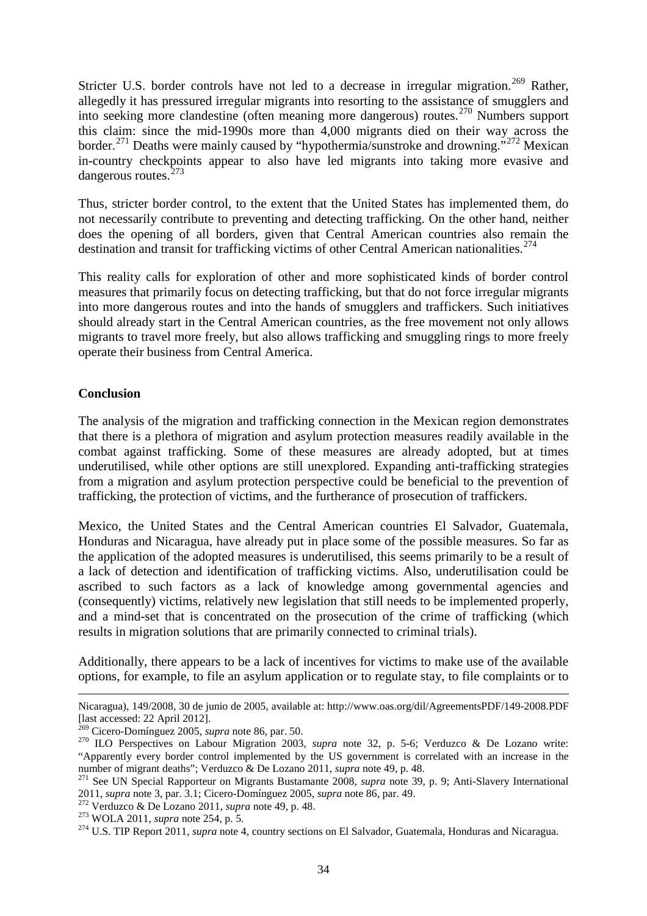Stricter U.S. border controls have not led to a decrease in irregular migration.[269] Rather, allegedly it has pressured irregular migrants into resorting to the assistance of smugglers and into seeking more clandestine (often meaning more dangerous) routes.[270] Numbers support this claim: since the mid-1990s more than 4,000 migrants died on their way across the border.[271] Deaths were mainly caused by "hypothermia/sunstroke and drowning."[272] Mexican in-country checkpoints appear to also have led migrants into taking more evasive and dangerous routes.[273]

Thus, stricter border control, to the extent that the United States has implemented them, do not necessarily contribute to preventing and detecting trafficking. On the other hand, neither does the opening of all borders, given that Central American countries also remain the destination and transit for trafficking victims of other Central American nationalities.[274]

This reality calls for exploration of other and more sophisticated kinds of border control measures that primarily focus on detecting trafficking, but that do not force irregular migrants into more dangerous routes and into the hands of smugglers and traffickers. Such initiatives should already start in the Central American countries, as the free movement not only allows migrants to travel more freely, but also allows trafficking and smuggling rings to more freely operate their business from Central America.

## Conclusion

The analysis of the migration and trafficking connection in the Mexican region demonstrates that there is a plethora of migration and asylum protection measures readily available in the combat against trafficking. Some of these measures are already adopted, but at times underutilised, while other options are still unexplored. Expanding anti-trafficking strategies from a migration and asylum protection perspective could be beneficial to the prevention of trafficking, the protection of victims, and the furtherance of prosecution of traffickers.

Mexico, the United States and the Central American countries El Salvador, Guatemala, Honduras and Nicaragua, have already put in place some of the possible measures. So far as the application of the adopted measures is underutilised, this seems primarily to be a result of a lack of detection and identification of trafficking victims. Also, underutilisation could be ascribed to such factors as a lack of knowledge among governmental agencies and (consequently) victims, relatively new legislation that still needs to be implemented properly, and a mind-set that is concentrated on the prosecution of the crime of trafficking (which results in migration solutions that are primarily connected to criminal trials).

Additionally, there appears to be a lack of incentives for victims to make use of the available options, for example, to file an asylum application or to regulate stay, to file complaints or to

---

Nicaragua), 149/2008, 30 de junio de 2005, available at: http://www.oas.org/dil/AgreementsPDF/149-2008.PDF [last accessed: 22 April 2012].

[269] Cicero-Domínguez 2005, *supra* note 86, par. 50.

[270] ILO Perspectives on Labour Migration 2003, *supra* note 32, p. 5-6; Verduzco & De Lozano write: "Apparently every border control implemented by the US government is correlated with an increase in the number of migrant deaths"; Verduzco & De Lozano 2011, *supra* note 49, p. 48.

[271] See UN Special Rapporteur on Migrants Bustamante 2008, *supra* note 39, p. 9; Anti-Slavery International 2011, *supra* note 3, par. 3.1; Cicero-Domínguez 2005, *supra* note 86, par. 49.

[272] Verduzco & De Lozano 2011, *supra* note 49, p. 48.

[273] WOLA 2011, *supra* note 254, p. 5.

[274] U.S. TIP Report 2011, *supra* note 4, country sections on El Salvador, Guatemala, Honduras and Nicaragua.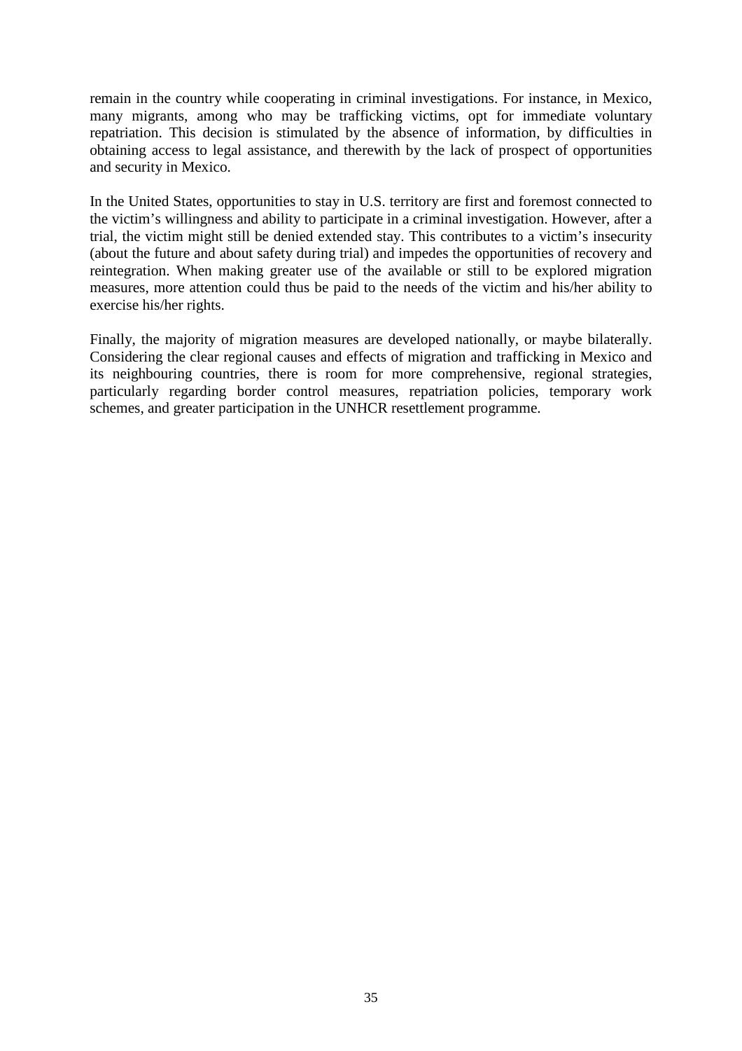remain in the country while cooperating in criminal investigations. For instance, in Mexico, many migrants, among who may be trafficking victims, opt for immediate voluntary repatriation. This decision is stimulated by the absence of information, by difficulties in obtaining access to legal assistance, and therewith by the lack of prospect of opportunities and security in Mexico.

In the United States, opportunities to stay in U.S. territory are first and foremost connected to the victim's willingness and ability to participate in a criminal investigation. However, after a trial, the victim might still be denied extended stay. This contributes to a victim's insecurity (about the future and about safety during trial) and impedes the opportunities of recovery and reintegration. When making greater use of the available or still to be explored migration measures, more attention could thus be paid to the needs of the victim and his/her ability to exercise his/her rights.

Finally, the majority of migration measures are developed nationally, or maybe bilaterally. Considering the clear regional causes and effects of migration and trafficking in Mexico and its neighbouring countries, there is room for more comprehensive, regional strategies, particularly regarding border control measures, repatriation policies, temporary work schemes, and greater participation in the UNHCR resettlement programme.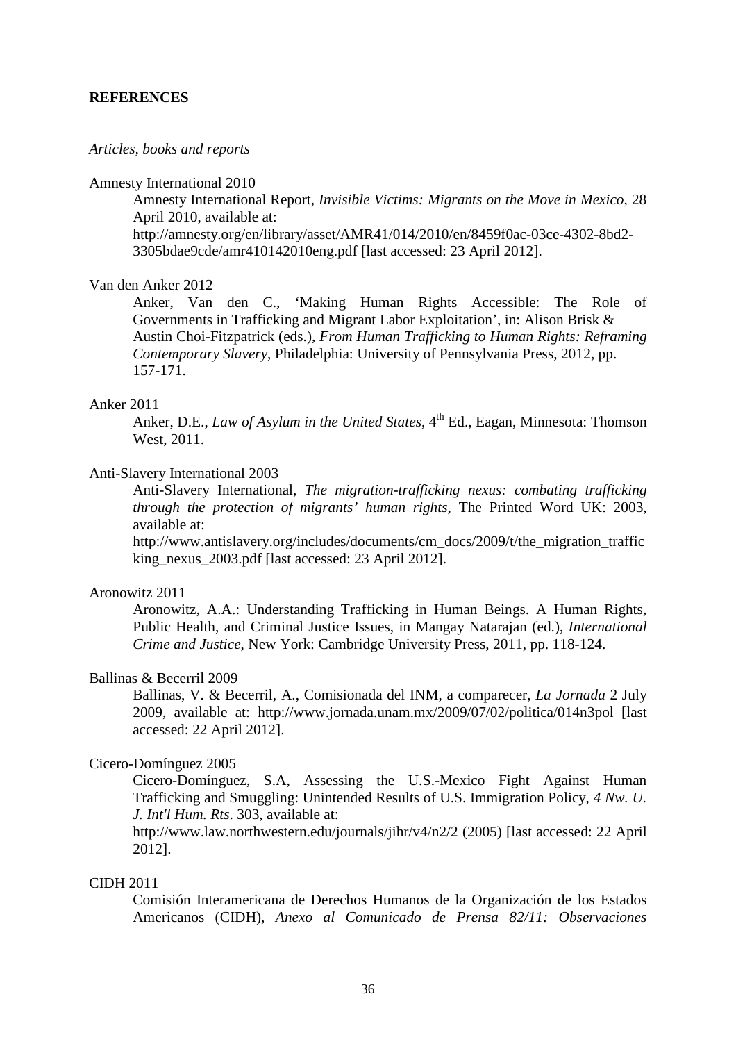**REFERENCES**

*Articles, books and reports*

Amnesty International 2010

Amnesty International Report, *Invisible Victims: Migrants on the Move in Mexico*, 28 April 2010, available at: http://amnesty.org/en/library/asset/AMR41/014/2010/en/8459f0ac-03ce-4302-8bd2-3305bdae9cde/amr410142010eng.pdf [last accessed: 23 April 2012].

Van den Anker 2012

Anker, Van den C., 'Making Human Rights Accessible: The Role of Governments in Trafficking and Migrant Labor Exploitation', in: Alison Brisk & Austin Choi-Fitzpatrick (eds.), *From Human Trafficking to Human Rights: Reframing Contemporary Slavery*, Philadelphia: University of Pennsylvania Press, 2012, pp. 157-171.

Anker 2011

Anker, D.E., *Law of Asylum in the United States*, 4th Ed., Eagan, Minnesota: Thomson West, 2011.

Anti-Slavery International 2003

Anti-Slavery International, *The migration-trafficking nexus: combating trafficking through the protection of migrants' human rights*, The Printed Word UK: 2003, available at: http://www.antislavery.org/includes/documents/cm_docs/2009/t/the_migration_trafficking_nexus_2003.pdf [last accessed: 23 April 2012].

Aronowitz 2011

Aronowitz, A.A.: Understanding Trafficking in Human Beings. A Human Rights, Public Health, and Criminal Justice Issues, in Mangay Natarajan (ed.), *International Crime and Justice*, New York: Cambridge University Press, 2011, pp. 118-124.

Ballinas & Becerril 2009

Ballinas, V. & Becerril, A., Comisionada del INM, a comparecer, *La Jornada* 2 July 2009, available at: http://www.jornada.unam.mx/2009/07/02/politica/014n3pol [last accessed: 22 April 2012].

Cicero-Domínguez 2005

Cicero-Domínguez, S.A, Assessing the U.S.-Mexico Fight Against Human Trafficking and Smuggling: Unintended Results of U.S. Immigration Policy, *4 Nw. U. J. Int'l Hum. Rts*. 303, available at: http://www.law.northwestern.edu/journals/jihr/v4/n2/2 (2005) [last accessed: 22 April 2012].

CIDH 2011

Comisión Interamericana de Derechos Humanos de la Organización de los Estados Americanos (CIDH), *Anexo al Comunicado de Prensa 82/11: Observaciones*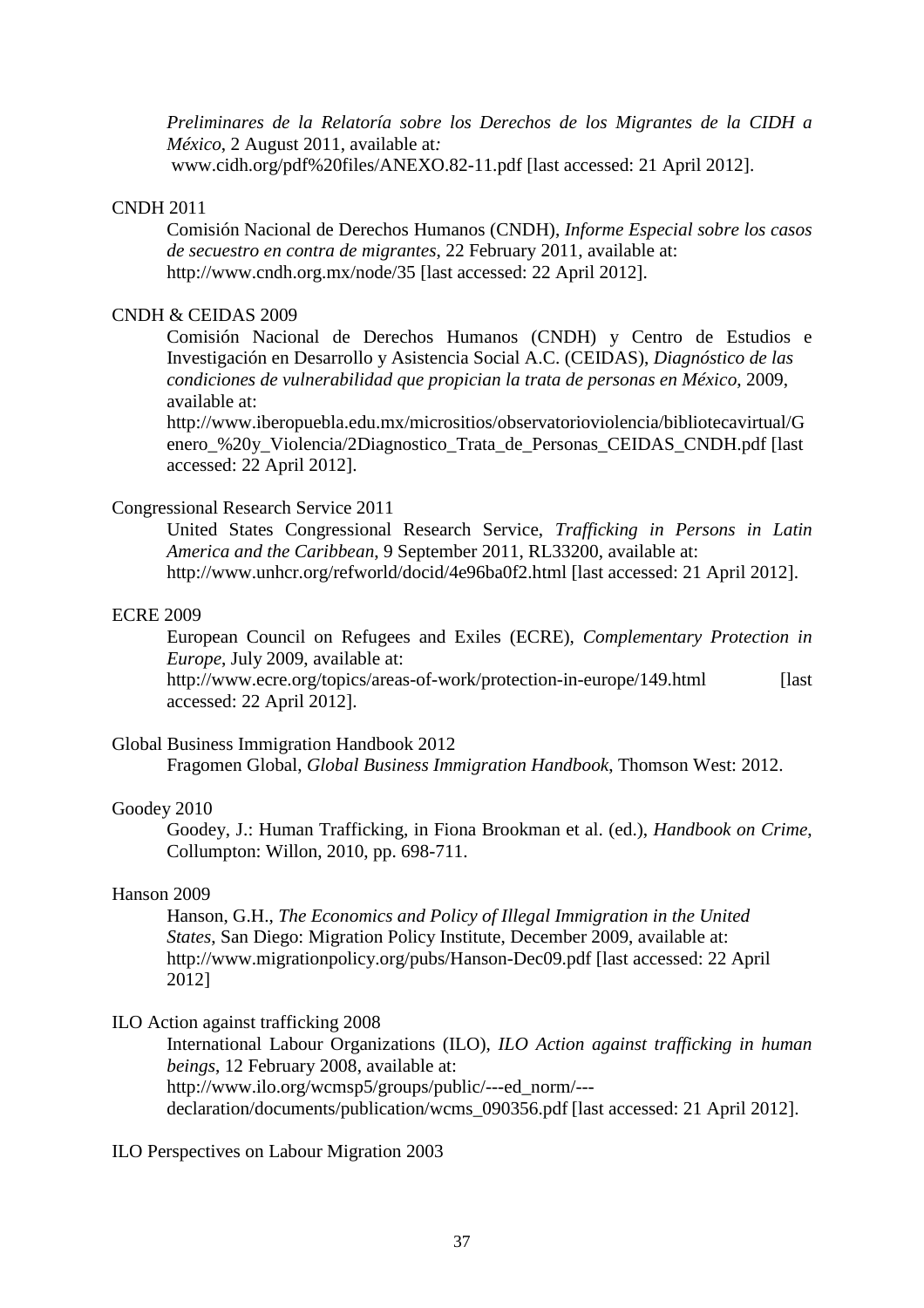*Preliminares de la Relatoría sobre los Derechos de los Migrantes de la CIDH a México*, 2 August 2011, available at: www.cidh.org/pdf%20files/ANEXO.82-11.pdf [last accessed: 21 April 2012].

CNDH 2011

Comisión Nacional de Derechos Humanos (CNDH), *Informe Especial sobre los casos de secuestro en contra de migrantes*, 22 February 2011, available at: http://www.cndh.org.mx/node/35 [last accessed: 22 April 2012].

CNDH & CEIDAS 2009

Comisión Nacional de Derechos Humanos (CNDH) y Centro de Estudios e Investigación en Desarrollo y Asistencia Social A.C. (CEIDAS), *Diagnóstico de las condiciones de vulnerabilidad que propician la trata de personas en México*, 2009, available at: http://www.iberopuebla.edu.mx/micrositios/observatorioviolencia/bibliotecavirtual/Genero_%20y_Violencia/2Diagnostico_Trata_de_Personas_CEIDAS_CNDH.pdf [last accessed: 22 April 2012].

Congressional Research Service 2011

United States Congressional Research Service, *Trafficking in Persons in Latin America and the Caribbean*, 9 September 2011, RL33200, available at: http://www.unhcr.org/refworld/docid/4e96ba0f2.html [last accessed: 21 April 2012].

ECRE 2009

European Council on Refugees and Exiles (ECRE), *Complementary Protection in Europe*, July 2009, available at: http://www.ecre.org/topics/areas-of-work/protection-in-europe/149.html [last accessed: 22 April 2012].

Global Business Immigration Handbook 2012

Fragomen Global, *Global Business Immigration Handbook*, Thomson West: 2012.

Goodey 2010

Goodey, J.: Human Trafficking, in Fiona Brookman et al. (ed.), *Handbook on Crime*, Collumpton: Willon, 2010, pp. 698-711.

Hanson 2009

Hanson, G.H., *The Economics and Policy of Illegal Immigration in the United States*, San Diego: Migration Policy Institute, December 2009, available at: http://www.migrationpolicy.org/pubs/Hanson-Dec09.pdf [last accessed: 22 April 2012]

ILO Action against trafficking 2008

International Labour Organizations (ILO), *ILO Action against trafficking in human beings*, 12 February 2008, available at: http://www.ilo.org/wcmsp5/groups/public/---ed_norm/---declaration/documents/publication/wcms_090356.pdf [last accessed: 21 April 2012].

ILO Perspectives on Labour Migration 2003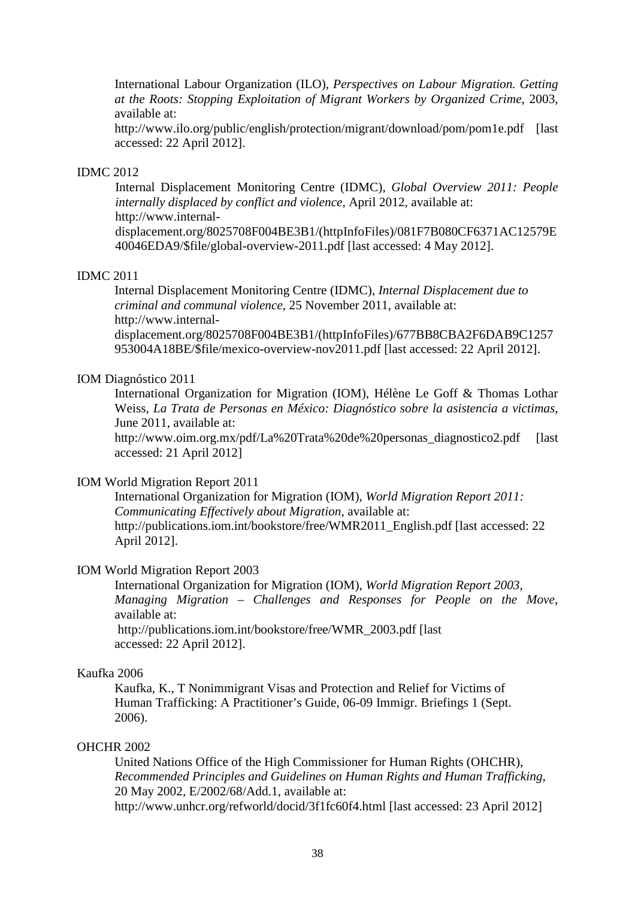International Labour Organization (ILO), *Perspectives on Labour Migration. Getting at the Roots: Stopping Exploitation of Migrant Workers by Organized Crime*, 2003, available at:
http://www.ilo.org/public/english/protection/migrant/download/pom/pom1e.pdf [last accessed: 22 April 2012].

IDMC 2012

Internal Displacement Monitoring Centre (IDMC), *Global Overview 2011: People internally displaced by conflict and violence*, April 2012, available at:
http://www.internal-displacement.org/8025708F004BE3B1/(httpInfoFiles)/081F7B080CF6371AC12579E40046EDA9/$file/global-overview-2011.pdf [last accessed: 4 May 2012].

IDMC 2011

Internal Displacement Monitoring Centre (IDMC), *Internal Displacement due to criminal and communal violence*, 25 November 2011, available at:
http://www.internal-displacement.org/8025708F004BE3B1/(httpInfoFiles)/677BB8CBA2F6DAB9C1257953004A18BE/$file/mexico-overview-nov2011.pdf [last accessed: 22 April 2012].

IOM Diagnóstico 2011

International Organization for Migration (IOM), Hélène Le Goff & Thomas Lothar Weiss, *La Trata de Personas en México: Diagnóstico sobre la asistencia a victimas*, June 2011, available at:
http://www.oim.org.mx/pdf/La%20Trata%20de%20personas_diagnostico2.pdf [last accessed: 21 April 2012]

IOM World Migration Report 2011

International Organization for Migration (IOM), *World Migration Report 2011: Communicating Effectively about Migration*, available at:
http://publications.iom.int/bookstore/free/WMR2011_English.pdf [last accessed: 22 April 2012].

IOM World Migration Report 2003

International Organization for Migration (IOM), *World Migration Report 2003, Managing Migration – Challenges and Responses for People on the Move*, available at:
http://publications.iom.int/bookstore/free/WMR_2003.pdf [last accessed: 22 April 2012].

Kaufka 2006

Kaufka, K., T Nonimmigrant Visas and Protection and Relief for Victims of Human Trafficking: A Practitioner's Guide, 06-09 Immigr. Briefings 1 (Sept. 2006).

OHCHR 2002

United Nations Office of the High Commissioner for Human Rights (OHCHR), *Recommended Principles and Guidelines on Human Rights and Human Trafficking*, 20 May 2002, E/2002/68/Add.1, available at:
http://www.unhcr.org/refworld/docid/3f1fc60f4.html [last accessed: 23 April 2012]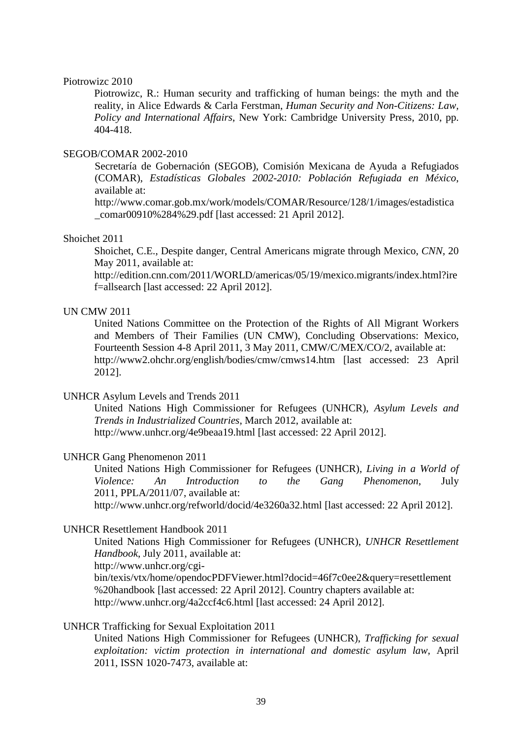Piotrowizc 2010

Piotrowizc, R.: Human security and trafficking of human beings: the myth and the reality, in Alice Edwards & Carla Ferstman, *Human Security and Non-Citizens: Law, Policy and International Affairs*, New York: Cambridge University Press, 2010, pp. 404-418.

SEGOB/COMAR 2002-2010

Secretaría de Gobernación (SEGOB), Comisión Mexicana de Ayuda a Refugiados (COMAR), *Estadísticas Globales 2002-2010: Población Refugiada en México*, available at: http://www.comar.gob.mx/work/models/COMAR/Resource/128/1/images/estadistica_comar00910%284%29.pdf [last accessed: 21 April 2012].

Shoichet 2011

Shoichet, C.E., Despite danger, Central Americans migrate through Mexico, *CNN*, 20 May 2011, available at: http://edition.cnn.com/2011/WORLD/americas/05/19/mexico.migrants/index.html?iref=allsearch [last accessed: 22 April 2012].

UN CMW 2011

United Nations Committee on the Protection of the Rights of All Migrant Workers and Members of Their Families (UN CMW), Concluding Observations: Mexico, Fourteenth Session 4-8 April 2011, 3 May 2011, CMW/C/MEX/CO/2, available at: http://www2.ohchr.org/english/bodies/cmw/cmws14.htm [last accessed: 23 April 2012].

UNHCR Asylum Levels and Trends 2011

United Nations High Commissioner for Refugees (UNHCR), *Asylum Levels and Trends in Industrialized Countries*, March 2012, available at: http://www.unhcr.org/4e9beaa19.html [last accessed: 22 April 2012].

UNHCR Gang Phenomenon 2011

United Nations High Commissioner for Refugees (UNHCR), *Living in a World of Violence: An Introduction to the Gang Phenomenon*, July 2011, PPLA/2011/07, available at: http://www.unhcr.org/refworld/docid/4e3260a32.html [last accessed: 22 April 2012].

UNHCR Resettlement Handbook 2011

United Nations High Commissioner for Refugees (UNHCR), *UNHCR Resettlement Handbook*, July 2011, available at: http://www.unhcr.org/cgi-bin/texis/vtx/home/opendocPDFViewer.html?docid=46f7c0ee2&query=resettlement%20handbook [last accessed: 22 April 2012]. Country chapters available at: http://www.unhcr.org/4a2ccf4c6.html [last accessed: 24 April 2012].

UNHCR Trafficking for Sexual Exploitation 2011

United Nations High Commissioner for Refugees (UNHCR), *Trafficking for sexual exploitation: victim protection in international and domestic asylum law*, April 2011, ISSN 1020-7473, available at: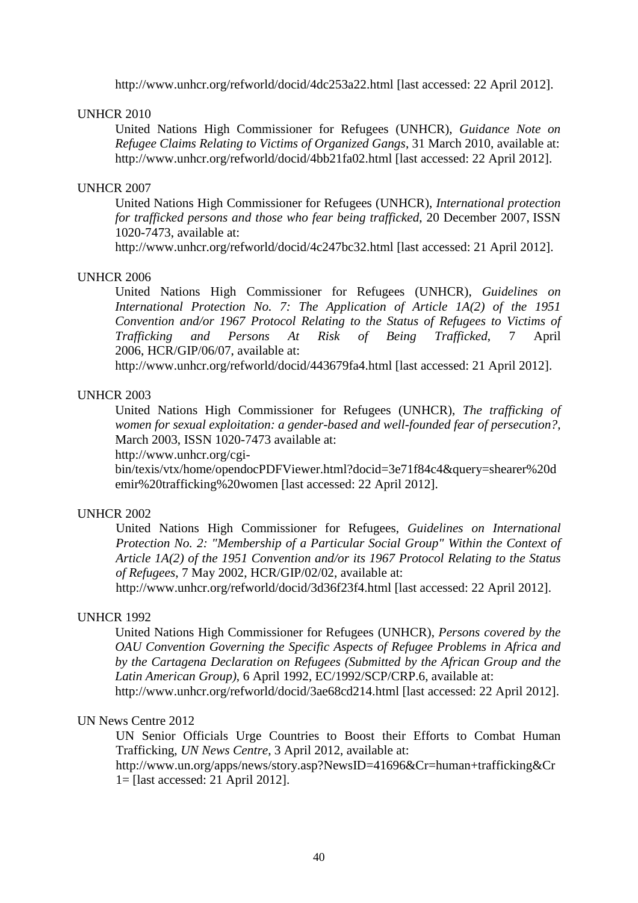http://www.unhcr.org/refworld/docid/4dc253a22.html [last accessed: 22 April 2012].

UNHCR 2010

United Nations High Commissioner for Refugees (UNHCR), *Guidance Note on Refugee Claims Relating to Victims of Organized Gangs*, 31 March 2010, available at: http://www.unhcr.org/refworld/docid/4bb21fa02.html [last accessed: 22 April 2012].

UNHCR 2007

United Nations High Commissioner for Refugees (UNHCR), *International protection for trafficked persons and those who fear being trafficked*, 20 December 2007, ISSN 1020-7473, available at:
http://www.unhcr.org/refworld/docid/4c247bc32.html [last accessed: 21 April 2012].

UNHCR 2006

United Nations High Commissioner for Refugees (UNHCR), *Guidelines on International Protection No. 7: The Application of Article 1A(2) of the 1951 Convention and/or 1967 Protocol Relating to the Status of Refugees to Victims of Trafficking and Persons At Risk of Being Trafficked*, 7 April 2006, HCR/GIP/06/07, available at:
http://www.unhcr.org/refworld/docid/443679fa4.html [last accessed: 21 April 2012].

UNHCR 2003

United Nations High Commissioner for Refugees (UNHCR), *The trafficking of women for sexual exploitation: a gender-based and well-founded fear of persecution?*, March 2003, ISSN 1020-7473 available at:
http://www.unhcr.org/cgi-bin/texis/vtx/home/opendocPDFViewer.html?docid=3e71f84c4&query=shearer%20demir%20trafficking%20women [last accessed: 22 April 2012].

UNHCR 2002

United Nations High Commissioner for Refugees, *Guidelines on International Protection No. 2: "Membership of a Particular Social Group" Within the Context of Article 1A(2) of the 1951 Convention and/or its 1967 Protocol Relating to the Status of Refugees*, 7 May 2002, HCR/GIP/02/02, available at:
http://www.unhcr.org/refworld/docid/3d36f23f4.html [last accessed: 22 April 2012].

UNHCR 1992

United Nations High Commissioner for Refugees (UNHCR), *Persons covered by the OAU Convention Governing the Specific Aspects of Refugee Problems in Africa and by the Cartagena Declaration on Refugees (Submitted by the African Group and the Latin American Group)*, 6 April 1992, EC/1992/SCP/CRP.6, available at:
http://www.unhcr.org/refworld/docid/3ae68cd214.html [last accessed: 22 April 2012].

UN News Centre 2012

UN Senior Officials Urge Countries to Boost their Efforts to Combat Human Trafficking, *UN News Centre*, 3 April 2012, available at:
http://www.un.org/apps/news/story.asp?NewsID=41696&Cr=human+trafficking&Cr1= [last accessed: 21 April 2012].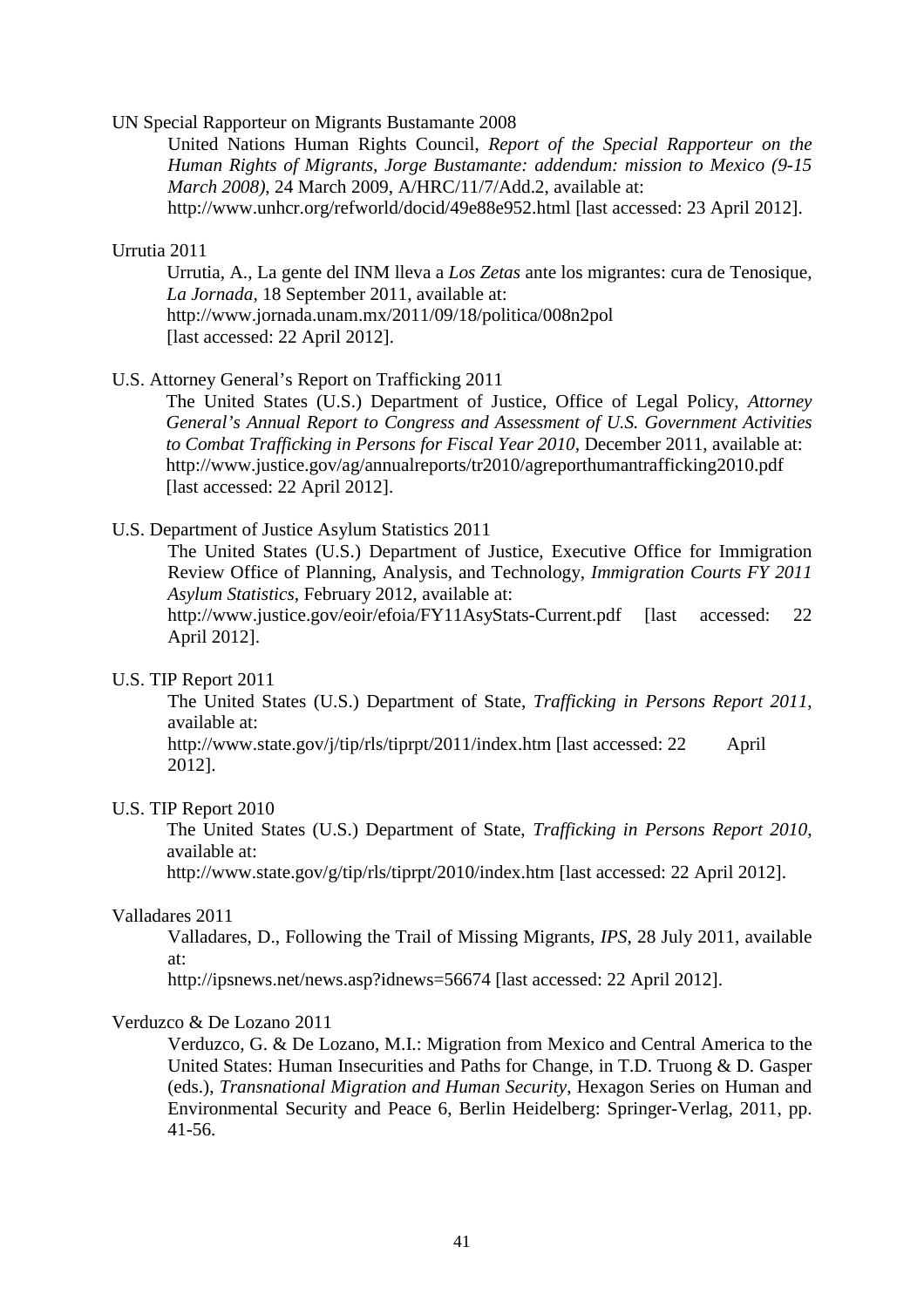UN Special Rapporteur on Migrants Bustamante 2008

> United Nations Human Rights Council, *Report of the Special Rapporteur on the Human Rights of Migrants, Jorge Bustamante: addendum: mission to Mexico (9-15 March 2008)*, 24 March 2009, A/HRC/11/7/Add.2, available at: http://www.unhcr.org/refworld/docid/49e88e952.html [last accessed: 23 April 2012].

Urrutia 2011

> Urrutia, A., La gente del INM lleva a *Los Zetas* ante los migrantes: cura de Tenosique, *La Jornada*, 18 September 2011, available at: http://www.jornada.unam.mx/2011/09/18/politica/008n2pol [last accessed: 22 April 2012].

U.S. Attorney General's Report on Trafficking 2011

> The United States (U.S.) Department of Justice, Office of Legal Policy, *Attorney General's Annual Report to Congress and Assessment of U.S. Government Activities to Combat Trafficking in Persons for Fiscal Year 2010*, December 2011, available at: http://www.justice.gov/ag/annualreports/tr2010/agreporthumantrafficking2010.pdf [last accessed: 22 April 2012].

U.S. Department of Justice Asylum Statistics 2011

> The United States (U.S.) Department of Justice, Executive Office for Immigration Review Office of Planning, Analysis, and Technology, *Immigration Courts FY 2011 Asylum Statistics*, February 2012, available at: http://www.justice.gov/eoir/efoia/FY11AsyStats-Current.pdf [last accessed: 22 April 2012].

U.S. TIP Report 2011

> The United States (U.S.) Department of State, *Trafficking in Persons Report 2011*, available at: http://www.state.gov/j/tip/rls/tiprpt/2011/index.htm [last accessed: 22 April 2012].

U.S. TIP Report 2010

> The United States (U.S.) Department of State, *Trafficking in Persons Report 2010*, available at: http://www.state.gov/g/tip/rls/tiprpt/2010/index.htm [last accessed: 22 April 2012].

Valladares 2011

> Valladares, D., Following the Trail of Missing Migrants, *IPS*, 28 July 2011, available at: http://ipsnews.net/news.asp?idnews=56674 [last accessed: 22 April 2012].

Verduzco & De Lozano 2011

> Verduzco, G. & De Lozano, M.I.: Migration from Mexico and Central America to the United States: Human Insecurities and Paths for Change, in T.D. Truong & D. Gasper (eds.), *Transnational Migration and Human Security*, Hexagon Series on Human and Environmental Security and Peace 6, Berlin Heidelberg: Springer-Verlag, 2011, pp. 41-56.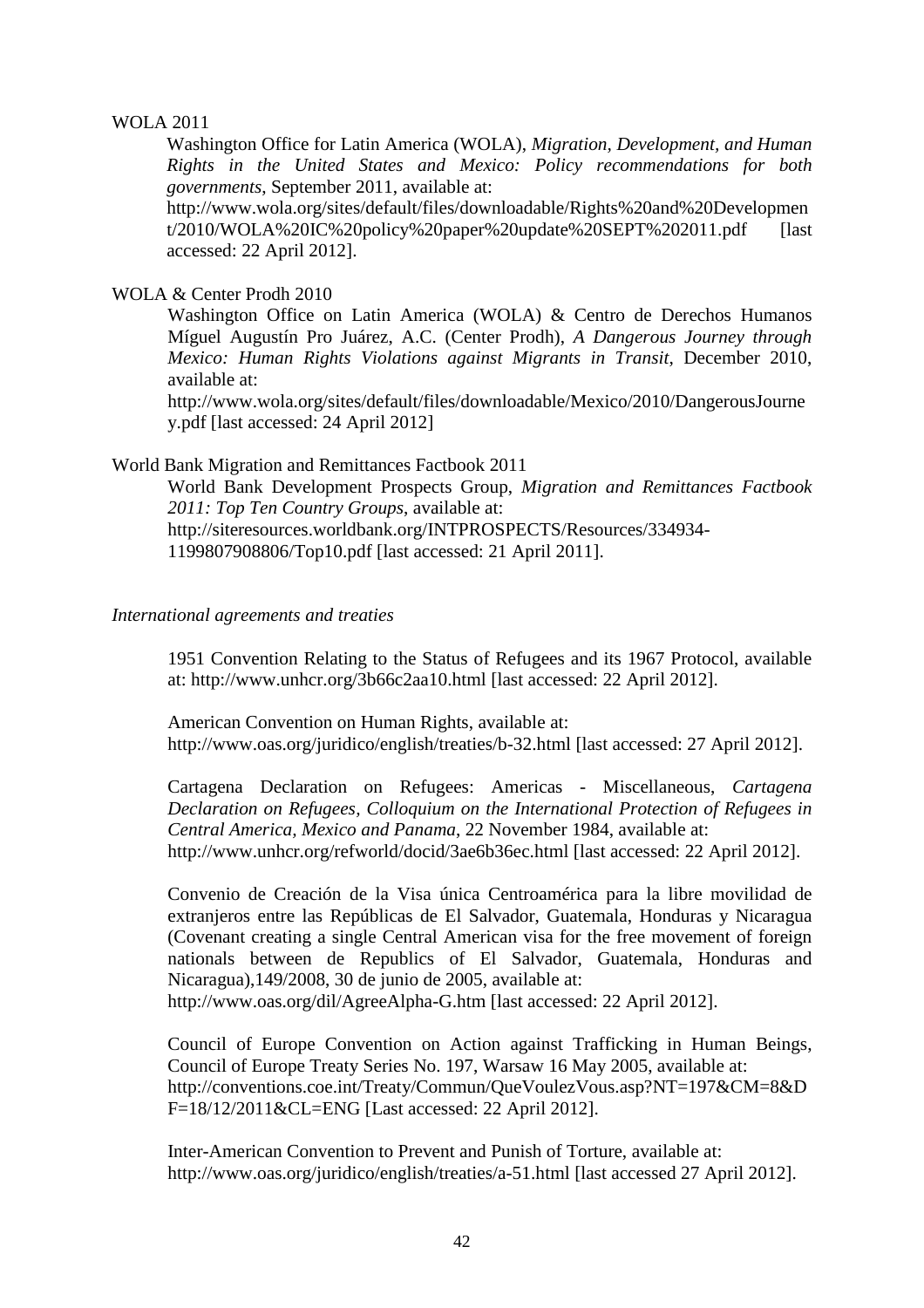WOLA 2011

Washington Office for Latin America (WOLA), *Migration, Development, and Human Rights in the United States and Mexico: Policy recommendations for both governments*, September 2011, available at: http://www.wola.org/sites/default/files/downloadable/Rights%20and%20Development/2010/WOLA%20IC%20policy%20paper%20update%20SEPT%202011.pdf [last accessed: 22 April 2012].

WOLA & Center Prodh 2010

Washington Office on Latin America (WOLA) & Centro de Derechos Humanos Míguel Augustín Pro Juárez, A.C. (Center Prodh), *A Dangerous Journey through Mexico: Human Rights Violations against Migrants in Transit*, December 2010, available at: http://www.wola.org/sites/default/files/downloadable/Mexico/2010/DangerousJourney.pdf [last accessed: 24 April 2012]

World Bank Migration and Remittances Factbook 2011

World Bank Development Prospects Group, *Migration and Remittances Factbook 2011: Top Ten Country Groups*, available at: http://siteresources.worldbank.org/INTPROSPECTS/Resources/334934-1199807908806/Top10.pdf [last accessed: 21 April 2011].

*International agreements and treaties*

1951 Convention Relating to the Status of Refugees and its 1967 Protocol, available at: http://www.unhcr.org/3b66c2aa10.html [last accessed: 22 April 2012].

American Convention on Human Rights, available at: http://www.oas.org/juridico/english/treaties/b-32.html [last accessed: 27 April 2012].

Cartagena Declaration on Refugees: Americas - Miscellaneous, *Cartagena Declaration on Refugees, Colloquium on the International Protection of Refugees in Central America, Mexico and Panama*, 22 November 1984, available at: http://www.unhcr.org/refworld/docid/3ae6b36ec.html [last accessed: 22 April 2012].

Convenio de Creación de la Visa única Centroamérica para la libre movilidad de extranjeros entre las Repúblicas de El Salvador, Guatemala, Honduras y Nicaragua (Covenant creating a single Central American visa for the free movement of foreign nationals between de Republics of El Salvador, Guatemala, Honduras and Nicaragua),149/2008, 30 de junio de 2005, available at: http://www.oas.org/dil/AgreeAlpha-G.htm [last accessed: 22 April 2012].

Council of Europe Convention on Action against Trafficking in Human Beings, Council of Europe Treaty Series No. 197, Warsaw 16 May 2005, available at: http://conventions.coe.int/Treaty/Commun/QueVoulezVous.asp?NT=197&CM=8&DF=18/12/2011&CL=ENG [Last accessed: 22 April 2012].

Inter-American Convention to Prevent and Punish of Torture, available at: http://www.oas.org/juridico/english/treaties/a-51.html [last accessed 27 April 2012].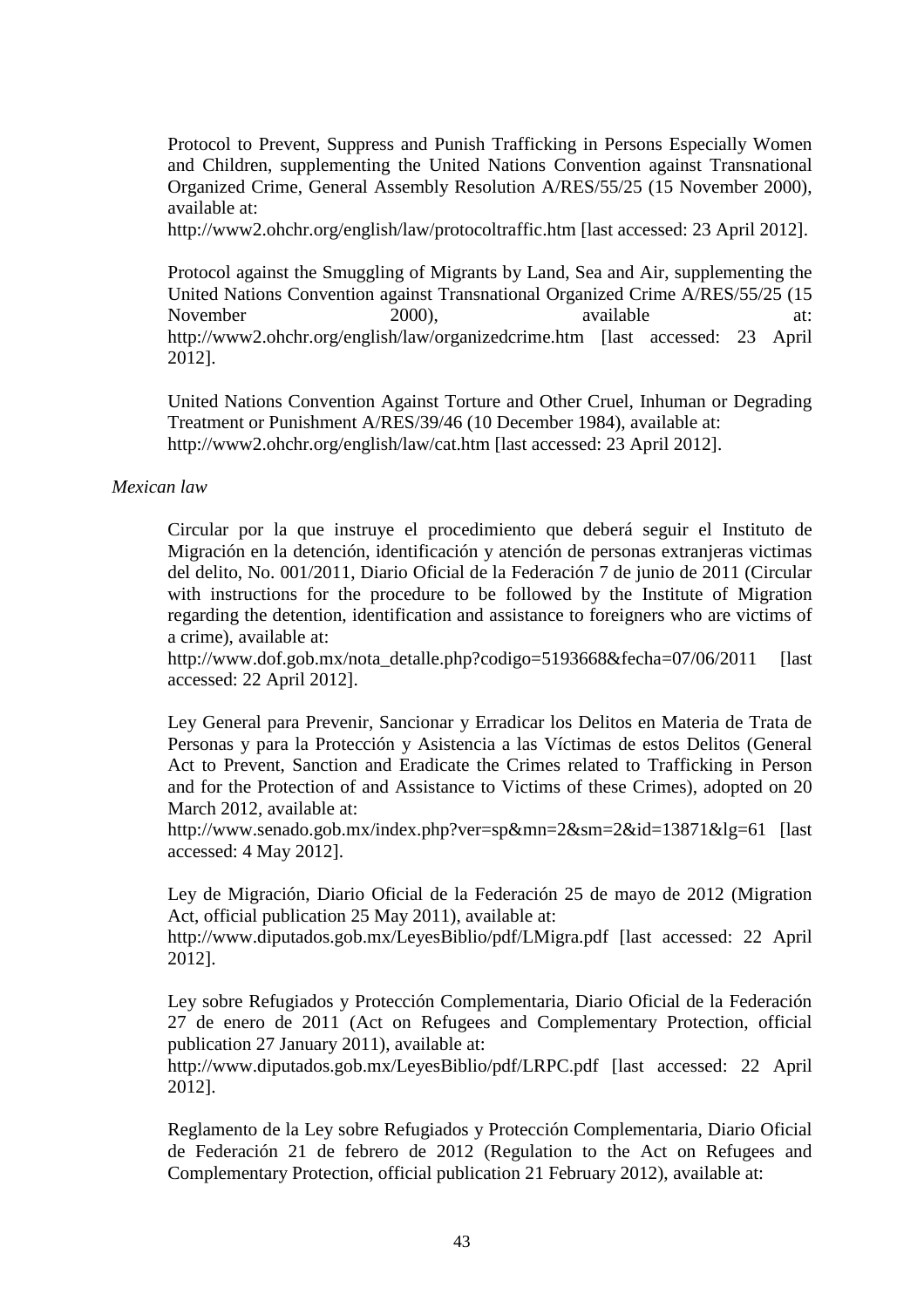Protocol to Prevent, Suppress and Punish Trafficking in Persons Especially Women and Children, supplementing the United Nations Convention against Transnational Organized Crime, General Assembly Resolution A/RES/55/25 (15 November 2000), available at: http://www2.ohchr.org/english/law/protocoltraffic.htm [last accessed: 23 April 2012].

Protocol against the Smuggling of Migrants by Land, Sea and Air, supplementing the United Nations Convention against Transnational Organized Crime A/RES/55/25 (15 November 2000), available at: http://www2.ohchr.org/english/law/organizedcrime.htm [last accessed: 23 April 2012].

United Nations Convention Against Torture and Other Cruel, Inhuman or Degrading Treatment or Punishment A/RES/39/46 (10 December 1984), available at: http://www2.ohchr.org/english/law/cat.htm [last accessed: 23 April 2012].

*Mexican law*

Circular por la que instruye el procedimiento que deberá seguir el Instituto de Migración en la detención, identificación y atención de personas extranjeras victimas del delito, No. 001/2011, Diario Oficial de la Federación 7 de junio de 2011 (Circular with instructions for the procedure to be followed by the Institute of Migration regarding the detention, identification and assistance to foreigners who are victims of a crime), available at: http://www.dof.gob.mx/nota_detalle.php?codigo=5193668&fecha=07/06/2011 [last accessed: 22 April 2012].

Ley General para Prevenir, Sancionar y Erradicar los Delitos en Materia de Trata de Personas y para la Protección y Asistencia a las Víctimas de estos Delitos (General Act to Prevent, Sanction and Eradicate the Crimes related to Trafficking in Person and for the Protection of and Assistance to Victims of these Crimes), adopted on 20 March 2012, available at: http://www.senado.gob.mx/index.php?ver=sp&mn=2&sm=2&id=13871&lg=61 [last accessed: 4 May 2012].

Ley de Migración, Diario Oficial de la Federación 25 de mayo de 2012 (Migration Act, official publication 25 May 2011), available at: http://www.diputados.gob.mx/LeyesBiblio/pdf/LMigra.pdf [last accessed: 22 April 2012].

Ley sobre Refugiados y Protección Complementaria, Diario Oficial de la Federación 27 de enero de 2011 (Act on Refugees and Complementary Protection, official publication 27 January 2011), available at: http://www.diputados.gob.mx/LeyesBiblio/pdf/LRPC.pdf [last accessed: 22 April 2012].

Reglamento de la Ley sobre Refugiados y Protección Complementaria, Diario Oficial de Federación 21 de febrero de 2012 (Regulation to the Act on Refugees and Complementary Protection, official publication 21 February 2012), available at: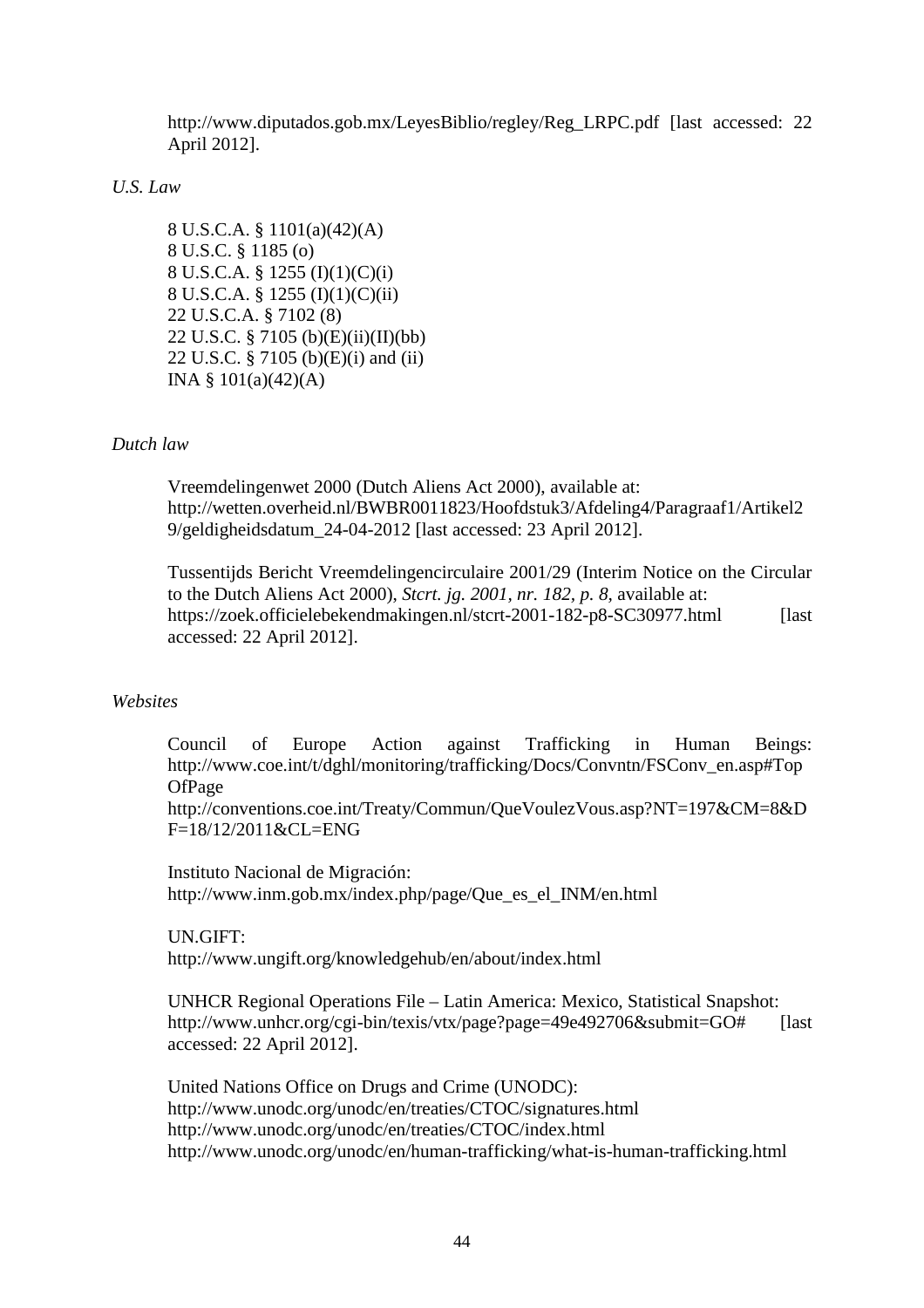http://www.diputados.gob.mx/LeyesBiblio/regley/Reg_LRPC.pdf [last accessed: 22 April 2012].

*U.S. Law*

8 U.S.C.A. § 1101(a)(42)(A)
8 U.S.C. § 1185 (o)
8 U.S.C.A. § 1255 (I)(1)(C)(i)
8 U.S.C.A. § 1255 (I)(1)(C)(ii)
22 U.S.C.A. § 7102 (8)
22 U.S.C. § 7105 (b)(E)(ii)(II)(bb)
22 U.S.C. § 7105 (b)(E)(i) and (ii)
INA § 101(a)(42)(A)

*Dutch law*

Vreemdelingenwet 2000 (Dutch Aliens Act 2000), available at: http://wetten.overheid.nl/BWBR0011823/Hoofdstuk3/Afdeling4/Paragraaf1/Artikel29/geldigheidsdatum_24-04-2012 [last accessed: 23 April 2012].

Tussentijds Bericht Vreemdelingencirculaire 2001/29 (Interim Notice on the Circular to the Dutch Aliens Act 2000), *Stcrt. jg. 2001, nr. 182, p. 8*, available at: https://zoek.officielebekendmakingen.nl/stcrt-2001-182-p8-SC30977.html [last accessed: 22 April 2012].

*Websites*

Council of Europe Action against Trafficking in Human Beings: http://www.coe.int/t/dghl/monitoring/trafficking/Docs/Convntn/FSConv_en.asp#TopOfPage
http://conventions.coe.int/Treaty/Commun/QueVoulezVous.asp?NT=197&CM=8&DF=18/12/2011&CL=ENG

Instituto Nacional de Migración:
http://www.inm.gob.mx/index.php/page/Que_es_el_INM/en.html

UN.GIFT:
http://www.ungift.org/knowledgehub/en/about/index.html

UNHCR Regional Operations File – Latin America: Mexico, Statistical Snapshot: http://www.unhcr.org/cgi-bin/texis/vtx/page?page=49e492706&submit=GO# [last accessed: 22 April 2012].

United Nations Office on Drugs and Crime (UNODC):
http://www.unodc.org/unodc/en/treaties/CTOC/signatures.html
http://www.unodc.org/unodc/en/treaties/CTOC/index.html
http://www.unodc.org/unodc/en/human-trafficking/what-is-human-trafficking.html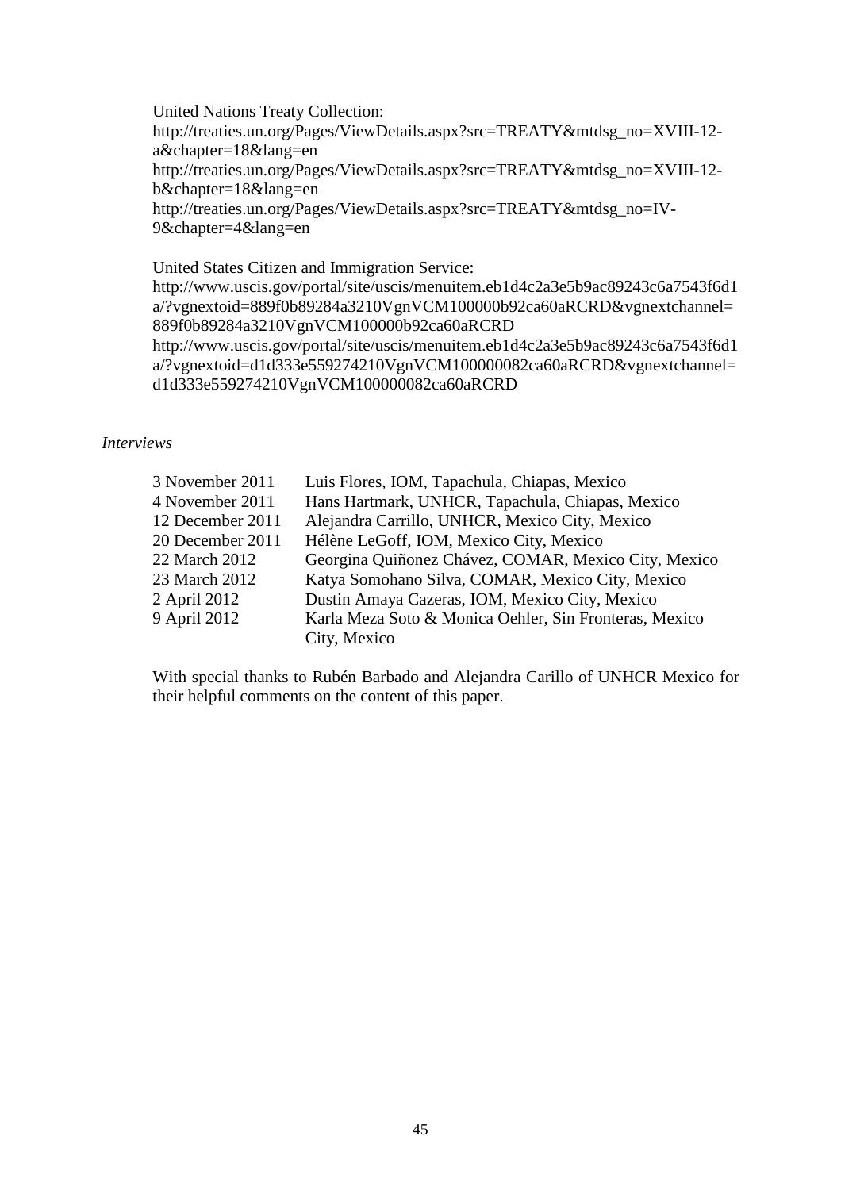United Nations Treaty Collection:
http://treaties.un.org/Pages/ViewDetails.aspx?src=TREATY&mtdsg_no=XVIII-12-a&chapter=18&lang=en
http://treaties.un.org/Pages/ViewDetails.aspx?src=TREATY&mtdsg_no=XVIII-12-b&chapter=18&lang=en
http://treaties.un.org/Pages/ViewDetails.aspx?src=TREATY&mtdsg_no=IV-9&chapter=4&lang=en

United States Citizen and Immigration Service:
http://www.uscis.gov/portal/site/uscis/menuitem.eb1d4c2a3e5b9ac89243c6a7543f6d1a/?vgnextoid=889f0b89284a3210VgnVCM100000b92ca60aRCRD&vgnextchannel=889f0b89284a3210VgnVCM100000b92ca60aRCRD
http://www.uscis.gov/portal/site/uscis/menuitem.eb1d4c2a3e5b9ac89243c6a7543f6d1a/?vgnextoid=d1d333e559274210VgnVCM100000082ca60aRCRD&vgnextchannel=d1d333e559274210VgnVCM100000082ca60aRCRD

*Interviews*

| | |
|---|---|
| 3 November 2011 | Luis Flores, IOM, Tapachula, Chiapas, Mexico |
| 4 November 2011 | Hans Hartmark, UNHCR, Tapachula, Chiapas, Mexico |
| 12 December 2011 | Alejandra Carrillo, UNHCR, Mexico City, Mexico |
| 20 December 2011 | Hélène LeGoff, IOM, Mexico City, Mexico |
| 22 March 2012 | Georgina Quiñonez Chávez, COMAR, Mexico City, Mexico |
| 23 March 2012 | Katya Somohano Silva, COMAR, Mexico City, Mexico |
| 2 April 2012 | Dustin Amaya Cazeras, IOM, Mexico City, Mexico |
| 9 April 2012 | Karla Meza Soto & Monica Oehler, Sin Fronteras, Mexico City, Mexico |

With special thanks to Rubén Barbado and Alejandra Carillo of UNHCR Mexico for their helpful comments on the content of this paper.